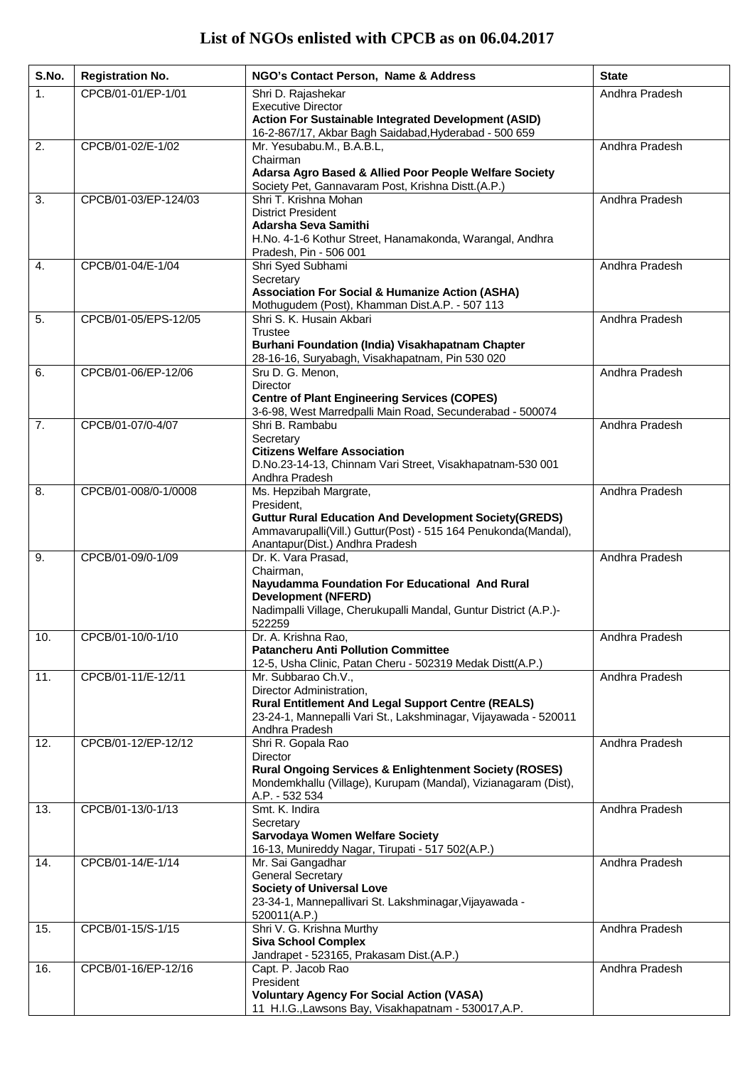# List of NGOs enlisted with CPCB as on 06.04.2017

| S.No. | Registration No. | NGO's Contact Person, Name & Address | State |
|---|---|---|---|
| 1. | CPCB/01-01/EP-1/01 | Shri D. Rajashekar<br>Executive Director<br>**Action For Sustainable Integrated Development (ASID)**<br>16-2-867/17, Akbar Bagh Saidabad,Hyderabad - 500 659 | Andhra Pradesh |
| 2. | CPCB/01-02/E-1/02 | Mr. Yesubabu.M., B.A.B.L,<br>Chairman<br>**Adarsa Agro Based & Allied Poor People Welfare Society**<br>Society Pet, Gannavaram Post, Krishna Distt.(A.P.) | Andhra Pradesh |
| 3. | CPCB/01-03/EP-124/03 | Shri T. Krishna Mohan<br>District President<br>**Adarsha Seva Samithi**<br>H.No. 4-1-6 Kothur Street, Hanamakonda, Warangal, Andhra Pradesh, Pin - 506 001 | Andhra Pradesh |
| 4. | CPCB/01-04/E-1/04 | Shri Syed Subhami<br>Secretary<br>**Association For Social & Humanize Action (ASHA)**<br>Mothugudem (Post), Khamman Dist.A.P. - 507 113 | Andhra Pradesh |
| 5. | CPCB/01-05/EPS-12/05 | Shri S. K. Husain Akbari<br>Trustee<br>**Burhani Foundation (India) Visakhapatnam Chapter**<br>28-16-16, Suryabagh, Visakhapatnam, Pin 530 020 | Andhra Pradesh |
| 6. | CPCB/01-06/EP-12/06 | Sru D. G. Menon,<br>Director<br>**Centre of Plant Engineering Services (COPES)**<br>3-6-98, West Marredpalli Main Road, Secunderabad - 500074 | Andhra Pradesh |
| 7. | CPCB/01-07/0-4/07 | Shri B. Rambabu<br>Secretary<br>**Citizens Welfare Association**<br>D.No.23-14-13, Chinnam Vari Street, Visakhapatnam-530 001 Andhra Pradesh | Andhra Pradesh |
| 8. | CPCB/01-008/0-1/0008 | Ms. Hepzibah Margrate,<br>President,<br>**Guttur Rural Education And Development Society(GREDS)**<br>Ammavarupalli(Vill.) Guttur(Post) - 515 164 Penukonda(Mandal), Anantapur(Dist.) Andhra Pradesh | Andhra Pradesh |
| 9. | CPCB/01-09/0-1/09 | Dr. K. Vara Prasad,<br>Chairman,<br>**Nayudamma Foundation For Educational And Rural Development (NFERD)**<br>Nadimpalli Village, Cherukupalli Mandal, Guntur District (A.P.)-522259 | Andhra Pradesh |
| 10. | CPCB/01-10/0-1/10 | Dr. A. Krishna Rao,<br>**Patancheru Anti Pollution Committee**<br>12-5, Usha Clinic, Patan Cheru - 502319 Medak Distt(A.P.) | Andhra Pradesh |
| 11. | CPCB/01-11/E-12/11 | Mr. Subbarao Ch.V.,<br>Director Administration,<br>**Rural Entitlement And Legal Support Centre (REALS)**<br>23-24-1, Mannepalli Vari St., Lakshminagar, Vijayawada - 520011 Andhra Pradesh | Andhra Pradesh |
| 12. | CPCB/01-12/EP-12/12 | Shri R. Gopala Rao<br>Director<br>**Rural Ongoing Services & Enlightenment Society (ROSES)**<br>Mondemkhallu (Village), Kurupam (Mandal), Vizianagaram (Dist), A.P. - 532 534 | Andhra Pradesh |
| 13. | CPCB/01-13/0-1/13 | Smt. K. Indira<br>Secretary<br>**Sarvodaya Women Welfare Society**<br>16-13, Munireddy Nagar, Tirupati - 517 502(A.P.) | Andhra Pradesh |
| 14. | CPCB/01-14/E-1/14 | Mr. Sai Gangadhar<br>General Secretary<br>**Society of Universal Love**<br>23-34-1, Mannepallivari St. Lakshminagar,Vijayawada - 520011(A.P.) | Andhra Pradesh |
| 15. | CPCB/01-15/S-1/15 | Shri V. G. Krishna Murthy<br>**Siva School Complex**<br>Jandrapet - 523165, Prakasam Dist.(A.P.) | Andhra Pradesh |
| 16. | CPCB/01-16/EP-12/16 | Capt. P. Jacob Rao<br>President<br>**Voluntary Agency For Social Action (VASA)**<br>11 H.I.G.,Lawsons Bay, Visakhapatnam - 530017,A.P. | Andhra Pradesh |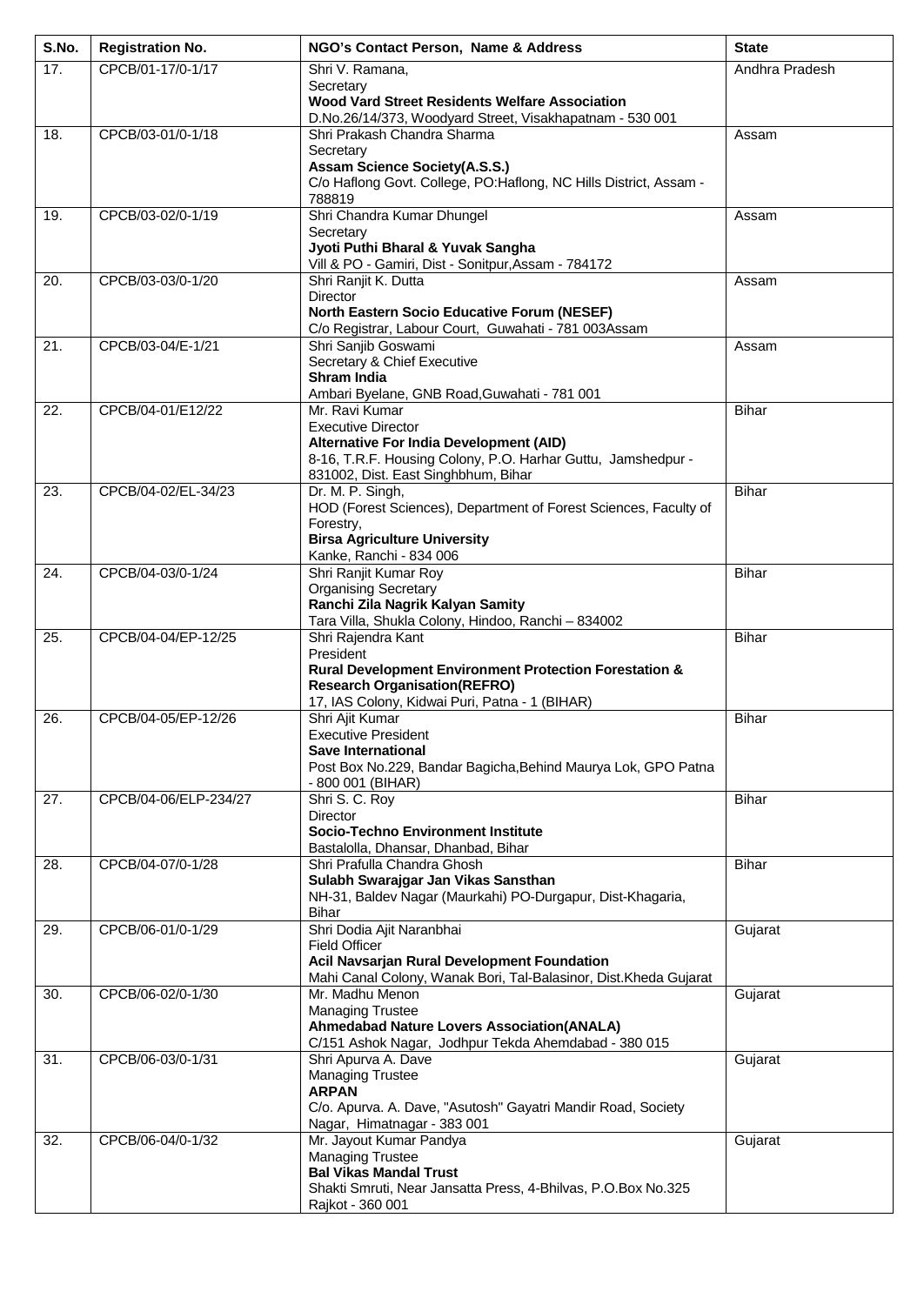| S.No. | Registration No. | NGO's Contact Person, Name & Address | State |
|---|---|---|---|
| 17. | CPCB/01-17/0-1/17 | Shri V. Ramana, Secretary **Wood Vard Street Residents Welfare Association** D.No.26/14/373, Woodyard Street, Visakhapatnam - 530 001 | Andhra Pradesh |
| 18. | CPCB/03-01/0-1/18 | Shri Prakash Chandra Sharma Secretary **Assam Science Society(A.S.S.)** C/o Haflong Govt. College, PO:Haflong, NC Hills District, Assam - 788819 | Assam |
| 19. | CPCB/03-02/0-1/19 | Shri Chandra Kumar Dhungel Secretary **Jyoti Puthi Bharal & Yuvak Sangha** Vill & PO - Gamiri, Dist - Sonitpur,Assam - 784172 | Assam |
| 20. | CPCB/03-03/0-1/20 | Shri Ranjit K. Dutta Director **North Eastern Socio Educative Forum (NESEF)** C/o Registrar, Labour Court, Guwahati - 781 003Assam | Assam |
| 21. | CPCB/03-04/E-1/21 | Shri Sanjib Goswami Secretary & Chief Executive **Shram India** Ambari Byelane, GNB Road,Guwahati - 781 001 | Assam |
| 22. | CPCB/04-01/E12/22 | Mr. Ravi Kumar Executive Director **Alternative For India Development (AID)** 8-16, T.R.F. Housing Colony, P.O. Harhar Guttu, Jamshedpur - 831002, Dist. East Singhbhum, Bihar | Bihar |
| 23. | CPCB/04-02/EL-34/23 | Dr. M. P. Singh, HOD (Forest Sciences), Department of Forest Sciences, Faculty of Forestry, **Birsa Agriculture University** Kanke, Ranchi - 834 006 | Bihar |
| 24. | CPCB/04-03/0-1/24 | Shri Ranjit Kumar Roy Organising Secretary **Ranchi Zila Nagrik Kalyan Samity** Tara Villa, Shukla Colony, Hindoo, Ranchi – 834002 | Bihar |
| 25. | CPCB/04-04/EP-12/25 | Shri Rajendra Kant President **Rural Development Environment Protection Forestation & Research Organisation(REFRO)** 17, IAS Colony, Kidwai Puri, Patna - 1 (BIHAR) | Bihar |
| 26. | CPCB/04-05/EP-12/26 | Shri Ajit Kumar Executive President **Save International** Post Box No.229, Bandar Bagicha,Behind Maurya Lok, GPO Patna - 800 001 (BIHAR) | Bihar |
| 27. | CPCB/04-06/ELP-234/27 | Shri S. C. Roy Director **Socio-Techno Environment Institute** Bastalolla, Dhansar, Dhanbad, Bihar | Bihar |
| 28. | CPCB/04-07/0-1/28 | Shri Prafulla Chandra Ghosh **Sulabh Swarajgar Jan Vikas Sansthan** NH-31, Baldev Nagar (Maurkahi) PO-Durgapur, Dist-Khagaria, Bihar | Bihar |
| 29. | CPCB/06-01/0-1/29 | Shri Dodia Ajit Naranbhai Field Officer **Acil Navsarjan Rural Development Foundation** Mahi Canal Colony, Wanak Bori, Tal-Balasinor, Dist.Kheda Gujarat | Gujarat |
| 30. | CPCB/06-02/0-1/30 | Mr. Madhu Menon Managing Trustee **Ahmedabad Nature Lovers Association(ANALA)** C/151 Ashok Nagar, Jodhpur Tekda Ahemdabad - 380 015 | Gujarat |
| 31. | CPCB/06-03/0-1/31 | Shri Apurva A. Dave Managing Trustee **ARPAN** C/o. Apurva. A. Dave, "Asutosh" Gayatri Mandir Road, Society Nagar, Himatnagar - 383 001 | Gujarat |
| 32. | CPCB/06-04/0-1/32 | Mr. Jayout Kumar Pandya Managing Trustee **Bal Vikas Mandal Trust** Shakti Smruti, Near Jansatta Press, 4-Bhilvas, P.O.Box No.325 Rajkot - 360 001 | Gujarat |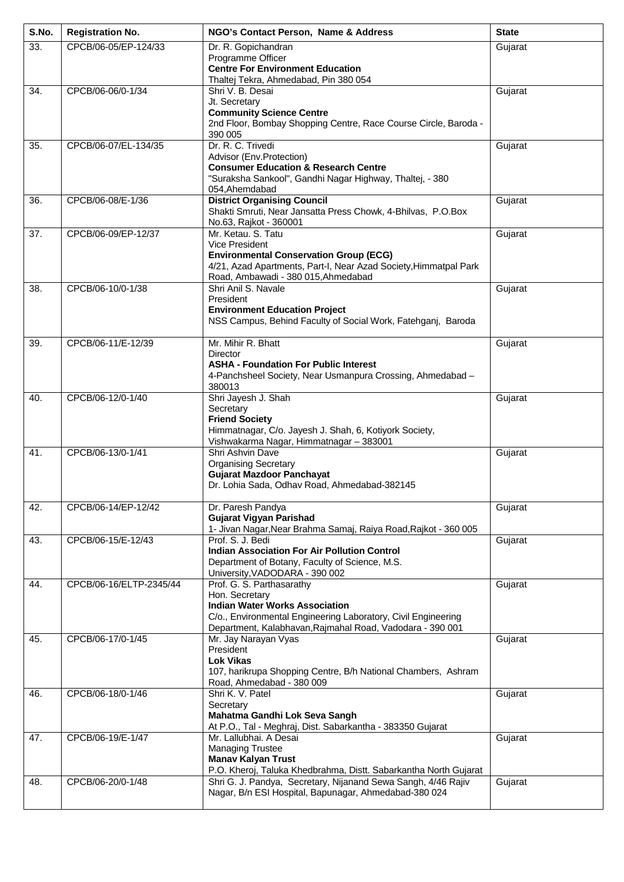| S.No. | Registration No. | NGO's Contact Person, Name & Address | State |
|---|---|---|---|
| 33. | CPCB/06-05/EP-124/33 | Dr. R. Gopichandran<br>Programme Officer<br>**Centre For Environment Education**<br>Thaltej Tekra, Ahmedabad, Pin 380 054 | Gujarat |
| 34. | CPCB/06-06/0-1/34 | Shri V. B. Desai<br>Jt. Secretary<br>**Community Science Centre**<br>2nd Floor, Bombay Shopping Centre, Race Course Circle, Baroda - 390 005 | Gujarat |
| 35. | CPCB/06-07/EL-134/35 | Dr. R. C. Trivedi<br>Advisor (Env.Protection)<br>**Consumer Education & Research Centre**<br>"Suraksha Sankool", Gandhi Nagar Highway, Thaltej, - 380 054,Ahemdabad | Gujarat |
| 36. | CPCB/06-08/E-1/36 | **District Organising Council**<br>Shakti Smruti, Near Jansatta Press Chowk, 4-Bhilvas, P.O.Box No.63, Rajkot - 360001 | Gujarat |
| 37. | CPCB/06-09/EP-12/37 | Mr. Ketau. S. Tatu<br>Vice President<br>**Environmental Conservation Group (ECG)**<br>4/21, Azad Apartments, Part-I, Near Azad Society,Himmatpal Park Road, Ambawadi - 380 015,Ahmedabad | Gujarat |
| 38. | CPCB/06-10/0-1/38 | Shri Anil S. Navale<br>President<br>**Environment Education Project**<br>NSS Campus, Behind Faculty of Social Work, Fatehganj, Baroda | Gujarat |
| 39. | CPCB/06-11/E-12/39 | Mr. Mihir R. Bhatt<br>Director<br>**ASHA - Foundation For Public Interest**<br>4-Panchsheel Society, Near Usmanpura Crossing, Ahmedabad – 380013 | Gujarat |
| 40. | CPCB/06-12/0-1/40 | Shri Jayesh J. Shah<br>Secretary<br>**Friend Society**<br>Himmatnagar, C/o. Jayesh J. Shah, 6, Kotiyork Society, Vishwakarma Nagar, Himmatnagar – 383001 | Gujarat |
| 41. | CPCB/06-13/0-1/41 | Shri Ashvin Dave<br>Organising Secretary<br>**Gujarat Mazdoor Panchayat**<br>Dr. Lohia Sada, Odhav Road, Ahmedabad-382145 | Gujarat |
| 42. | CPCB/06-14/EP-12/42 | Dr. Paresh Pandya<br>**Gujarat Vigyan Parishad**<br>1- Jivan Nagar,Near Brahma Samaj, Raiya Road,Rajkot - 360 005 | Gujarat |
| 43. | CPCB/06-15/E-12/43 | Prof. S. J. Bedi<br>**Indian Association For Air Pollution Control**<br>Department of Botany, Faculty of Science, M.S. University,VADODARA - 390 002 | Gujarat |
| 44. | CPCB/06-16/ELTP-2345/44 | Prof. G. S. Parthasarathy<br>Hon. Secretary<br>**Indian Water Works Association**<br>C/o., Environmental Engineering Laboratory, Civil Engineering Department, Kalabhavan,Rajmahal Road, Vadodara - 390 001 | Gujarat |
| 45. | CPCB/06-17/0-1/45 | Mr. Jay Narayan Vyas<br>President<br>**Lok Vikas**<br>107, harikrupa Shopping Centre, B/h National Chambers, Ashram Road, Ahmedabad - 380 009 | Gujarat |
| 46. | CPCB/06-18/0-1/46 | Shri K. V. Patel<br>Secretary<br>**Mahatma Gandhi Lok Seva Sangh**<br>At P.O., Tal - Meghraj, Dist. Sabarkantha - 383350 Gujarat | Gujarat |
| 47. | CPCB/06-19/E-1/47 | Mr. Lallubhai. A Desai<br>Managing Trustee<br>**Manav Kalyan Trust**<br>P.O. Kheroj, Taluka Khedbrahma, Distt. Sabarkantha North Gujarat | Gujarat |
| 48. | CPCB/06-20/0-1/48 | Shri G. J. Pandya, Secretary, Nijanand Sewa Sangh, 4/46 Rajiv Nagar, B/n ESI Hospital, Bapunagar, Ahmedabad-380 024 | Gujarat |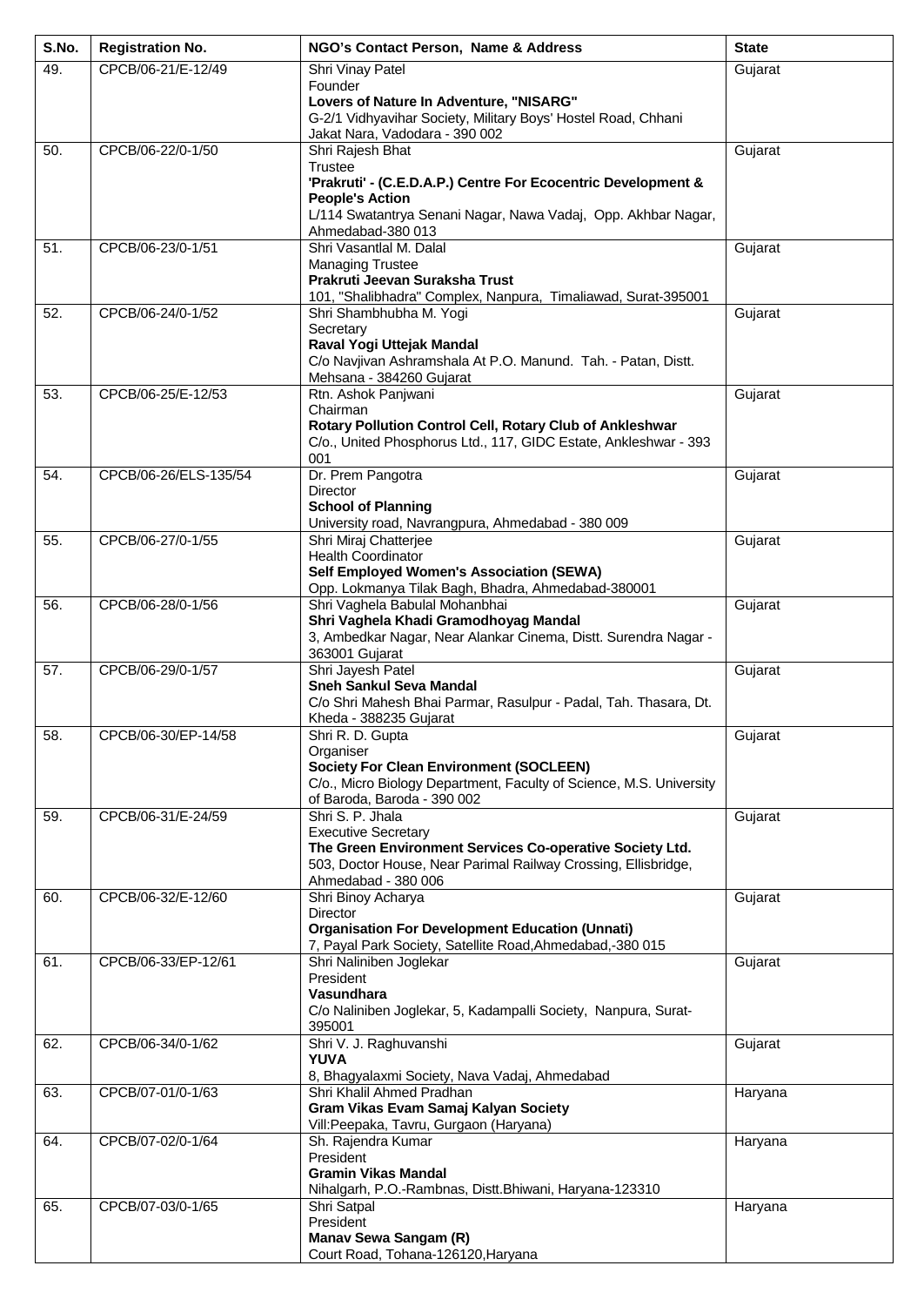| S.No. | Registration No. | NGO's Contact Person, Name & Address | State |
|---|---|---|---|
| 49. | CPCB/06-21/E-12/49 | Shri Vinay Patel<br>Founder<br>**Lovers of Nature In Adventure, "NISARG"**<br>G-2/1 Vidhyavihar Society, Military Boys' Hostel Road, Chhani Jakat Nara, Vadodara - 390 002 | Gujarat |
| 50. | CPCB/06-22/0-1/50 | Shri Rajesh Bhat<br>Trustee<br>**'Prakruti' - (C.E.D.A.P.) Centre For Ecocentric Development & People's Action**<br>L/114 Swatantrya Senani Nagar, Nawa Vadaj, Opp. Akhbar Nagar, Ahmedabad-380 013 | Gujarat |
| 51. | CPCB/06-23/0-1/51 | Shri Vasantlal M. Dalal<br>Managing Trustee<br>**Prakruti Jeevan Suraksha Trust**<br>101, "Shalibhadra" Complex, Nanpura, Timaliawad, Surat-395001 | Gujarat |
| 52. | CPCB/06-24/0-1/52 | Shri Shambhubha M. Yogi<br>Secretary<br>**Raval Yogi Uttejak Mandal**<br>C/o Navjivan Ashramshala At P.O. Manund. Tah. - Patan, Distt. Mehsana - 384260 Gujarat | Gujarat |
| 53. | CPCB/06-25/E-12/53 | Rtn. Ashok Panjwani<br>Chairman<br>**Rotary Pollution Control Cell, Rotary Club of Ankleshwar**<br>C/o., United Phosphorus Ltd., 117, GIDC Estate, Ankleshwar - 393 001 | Gujarat |
| 54. | CPCB/06-26/ELS-135/54 | Dr. Prem Pangotra<br>Director<br>**School of Planning**<br>University road, Navrangpura, Ahmedabad - 380 009 | Gujarat |
| 55. | CPCB/06-27/0-1/55 | Shri Miraj Chatterjee<br>Health Coordinator<br>**Self Employed Women's Association (SEWA)**<br>Opp. Lokmanya Tilak Bagh, Bhadra, Ahmedabad-380001 | Gujarat |
| 56. | CPCB/06-28/0-1/56 | Shri Vaghela Babulal Mohanbhai<br>**Shri Vaghela Khadi Gramodhoyag Mandal**<br>3, Ambedkar Nagar, Near Alankar Cinema, Distt. Surendra Nagar - 363001 Gujarat | Gujarat |
| 57. | CPCB/06-29/0-1/57 | Shri Jayesh Patel<br>**Sneh Sankul Seva Mandal**<br>C/o Shri Mahesh Bhai Parmar, Rasulpur - Padal, Tah. Thasara, Dt. Kheda - 388235 Gujarat | Gujarat |
| 58. | CPCB/06-30/EP-14/58 | Shri R. D. Gupta<br>Organiser<br>**Society For Clean Environment (SOCLEEN)**<br>C/o., Micro Biology Department, Faculty of Science, M.S. University of Baroda, Baroda - 390 002 | Gujarat |
| 59. | CPCB/06-31/E-24/59 | Shri S. P. Jhala<br>Executive Secretary<br>**The Green Environment Services Co-operative Society Ltd.**<br>503, Doctor House, Near Parimal Railway Crossing, Ellisbridge, Ahmedabad - 380 006 | Gujarat |
| 60. | CPCB/06-32/E-12/60 | Shri Binoy Acharya<br>Director<br>**Organisation For Development Education (Unnati)**<br>7, Payal Park Society, Satellite Road,Ahmedabad,-380 015 | Gujarat |
| 61. | CPCB/06-33/EP-12/61 | Shri Naliniben Joglekar<br>President<br>**Vasundhara**<br>C/o Naliniben Joglekar, 5, Kadampalli Society, Nanpura, Surat-395001 | Gujarat |
| 62. | CPCB/06-34/0-1/62 | Shri V. J. Raghuvanshi<br>**YUVA**<br>8, Bhagyalaxmi Society, Nava Vadaj, Ahmedabad | Gujarat |
| 63. | CPCB/07-01/0-1/63 | Shri Khalil Ahmed Pradhan<br>**Gram Vikas Evam Samaj Kalyan Society**<br>Vill:Peepaka, Tavru, Gurgaon (Haryana) | Haryana |
| 64. | CPCB/07-02/0-1/64 | Sh. Rajendra Kumar<br>President<br>**Gramin Vikas Mandal**<br>Nihalgarh, P.O.-Rambnas, Distt.Bhiwani, Haryana-123310 | Haryana |
| 65. | CPCB/07-03/0-1/65 | Shri Satpal<br>President<br>**Manav Sewa Sangam (R)**<br>Court Road, Tohana-126120,Haryana | Haryana |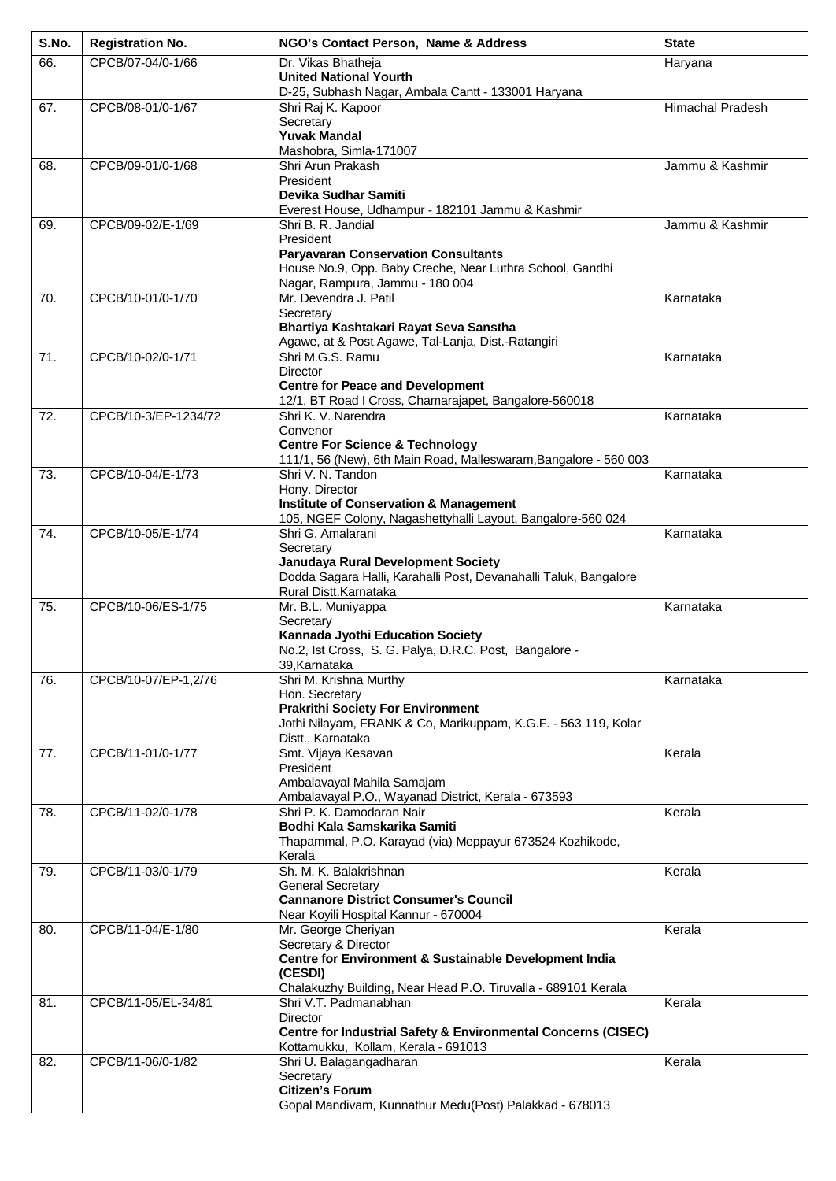| S.No. | Registration No. | NGO's Contact Person, Name & Address | State |
|---|---|---|---|
| 66. | CPCB/07-04/0-1/66 | Dr. Vikas Bhatheja<br>**United National Yourth**<br>D-25, Subhash Nagar, Ambala Cantt - 133001 Haryana | Haryana |
| 67. | CPCB/08-01/0-1/67 | Shri Raj K. Kapoor<br>Secretary<br>**Yuvak Mandal**<br>Mashobra, Simla-171007 | Himachal Pradesh |
| 68. | CPCB/09-01/0-1/68 | Shri Arun Prakash<br>President<br>**Devika Sudhar Samiti**<br>Everest House, Udhampur - 182101 Jammu & Kashmir | Jammu & Kashmir |
| 69. | CPCB/09-02/E-1/69 | Shri B. R. Jandial<br>President<br>**Paryavaran Conservation Consultants**<br>House No.9, Opp. Baby Creche, Near Luthra School, Gandhi Nagar, Rampura, Jammu - 180 004 | Jammu & Kashmir |
| 70. | CPCB/10-01/0-1/70 | Mr. Devendra J. Patil<br>Secretary<br>**Bhartiya Kashtakari Rayat Seva Sanstha**<br>Agawe, at & Post Agawe, Tal-Lanja, Dist.-Ratangiri | Karnataka |
| 71. | CPCB/10-02/0-1/71 | Shri M.G.S. Ramu<br>Director<br>**Centre for Peace and Development**<br>12/1, BT Road I Cross, Chamarajapet, Bangalore-560018 | Karnataka |
| 72. | CPCB/10-3/EP-1234/72 | Shri K. V. Narendra<br>Convenor<br>**Centre For Science & Technology**<br>111/1, 56 (New), 6th Main Road, Malleswaram,Bangalore - 560 003 | Karnataka |
| 73. | CPCB/10-04/E-1/73 | Shri V. N. Tandon<br>Hony. Director<br>**Institute of Conservation & Management**<br>105, NGEF Colony, Nagashettyhalli Layout, Bangalore-560 024 | Karnataka |
| 74. | CPCB/10-05/E-1/74 | Shri G. Amalarani<br>Secretary<br>**Janudaya Rural Development Society**<br>Dodda Sagara Halli, Karahalli Post, Devanahalli Taluk, Bangalore Rural Distt.Karnataka | Karnataka |
| 75. | CPCB/10-06/ES-1/75 | Mr. B.L. Muniyappa<br>Secretary<br>**Kannada Jyothi Education Society**<br>No.2, Ist Cross, S. G. Palya, D.R.C. Post, Bangalore - 39,Karnataka | Karnataka |
| 76. | CPCB/10-07/EP-1,2/76 | Shri M. Krishna Murthy<br>Hon. Secretary<br>**Prakrithi Society For Environment**<br>Jothi Nilayam, FRANK & Co, Marikuppam, K.G.F. - 563 119, Kolar Distt., Karnataka | Karnataka |
| 77. | CPCB/11-01/0-1/77 | Smt. Vijaya Kesavan<br>President<br>Ambalavayal Mahila Samajam<br>Ambalavayal P.O., Wayanad District, Kerala - 673593 | Kerala |
| 78. | CPCB/11-02/0-1/78 | Shri P. K. Damodaran Nair<br>**Bodhi Kala Samskarika Samiti**<br>Thapammal, P.O. Karayad (via) Meppayur 673524 Kozhikode, Kerala | Kerala |
| 79. | CPCB/11-03/0-1/79 | Sh. M. K. Balakrishnan<br>General Secretary<br>**Cannanore District Consumer's Council**<br>Near Koyili Hospital Kannur - 670004 | Kerala |
| 80. | CPCB/11-04/E-1/80 | Mr. George Cheriyan<br>Secretary & Director<br>**Centre for Environment & Sustainable Development India (CESDI)**<br>Chalakuzhy Building, Near Head P.O. Tiruvalla - 689101 Kerala | Kerala |
| 81. | CPCB/11-05/EL-34/81 | Shri V.T. Padmanabhan<br>Director<br>**Centre for Industrial Safety & Environmental Concerns (CISEC)**<br>Kottamukku, Kollam, Kerala - 691013 | Kerala |
| 82. | CPCB/11-06/0-1/82 | Shri U. Balagangadharan<br>Secretary<br>**Citizen's Forum**<br>Gopal Mandivam, Kunnathur Medu(Post) Palakkad - 678013 | Kerala |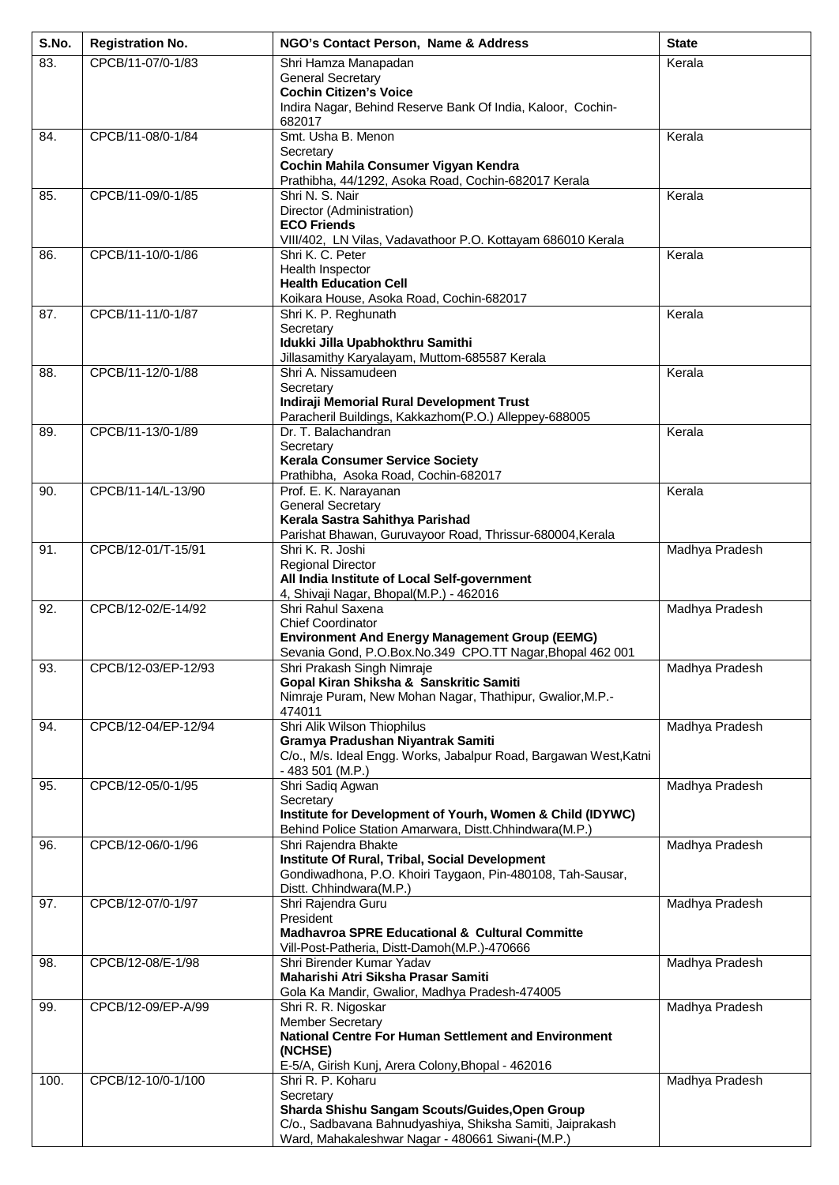| S.No. | Registration No. | NGO's Contact Person, Name & Address | State |
|---|---|---|---|
| 83. | CPCB/11-07/0-1/83 | Shri Hamza Manapadan<br>General Secretary<br>**Cochin Citizen's Voice**<br>Indira Nagar, Behind Reserve Bank Of India, Kaloor, Cochin-682017 | Kerala |
| 84. | CPCB/11-08/0-1/84 | Smt. Usha B. Menon<br>Secretary<br>**Cochin Mahila Consumer Vigyan Kendra**<br>Prathibha, 44/1292, Asoka Road, Cochin-682017 Kerala | Kerala |
| 85. | CPCB/11-09/0-1/85 | Shri N. S. Nair<br>Director (Administration)<br>**ECO Friends**<br>VIII/402, LN Vilas, Vadavathoor P.O. Kottayam 686010 Kerala | Kerala |
| 86. | CPCB/11-10/0-1/86 | Shri K. C. Peter<br>Health Inspector<br>**Health Education Cell**<br>Koikara House, Asoka Road, Cochin-682017 | Kerala |
| 87. | CPCB/11-11/0-1/87 | Shri K. P. Reghunath<br>Secretary<br>**Idukki Jilla Upabhokthru Samithi**<br>Jillasamithy Karyalayam, Muttom-685587 Kerala | Kerala |
| 88. | CPCB/11-12/0-1/88 | Shri A. Nissamudeen<br>Secretary<br>**Indiraji Memorial Rural Development Trust**<br>Paracheril Buildings, Kakkazhom(P.O.) Alleppey-688005 | Kerala |
| 89. | CPCB/11-13/0-1/89 | Dr. T. Balachandran<br>Secretary<br>**Kerala Consumer Service Society**<br>Prathibha, Asoka Road, Cochin-682017 | Kerala |
| 90. | CPCB/11-14/L-13/90 | Prof. E. K. Narayanan<br>General Secretary<br>**Kerala Sastra Sahithya Parishad**<br>Parishat Bhawan, Guruvayoor Road, Thrissur-680004,Kerala | Kerala |
| 91. | CPCB/12-01/T-15/91 | Shri K. R. Joshi<br>Regional Director<br>**All India Institute of Local Self-government**<br>4, Shivaji Nagar, Bhopal(M.P.) - 462016 | Madhya Pradesh |
| 92. | CPCB/12-02/E-14/92 | Shri Rahul Saxena<br>Chief Coordinator<br>**Environment And Energy Management Group (EEMG)**<br>Sevania Gond, P.O.Box.No.349 CPO.TT Nagar,Bhopal 462 001 | Madhya Pradesh |
| 93. | CPCB/12-03/EP-12/93 | Shri Prakash Singh Nimraje<br>**Gopal Kiran Shiksha & Sanskritic Samiti**<br>Nimraje Puram, New Mohan Nagar, Thathipur, Gwalior,M.P.-474011 | Madhya Pradesh |
| 94. | CPCB/12-04/EP-12/94 | Shri Alik Wilson Thiophilus<br>**Gramya Pradushan Niyantrak Samiti**<br>C/o., M/s. Ideal Engg. Works, Jabalpur Road, Bargawan West,Katni - 483 501 (M.P.) | Madhya Pradesh |
| 95. | CPCB/12-05/0-1/95 | Shri Sadiq Agwan<br>Secretary<br>**Institute for Development of Yourh, Women & Child (IDYWC)**<br>Behind Police Station Amarwara, Distt.Chhindwara(M.P.) | Madhya Pradesh |
| 96. | CPCB/12-06/0-1/96 | Shri Rajendra Bhakte<br>**Institute Of Rural, Tribal, Social Development**<br>Gondiwadhona, P.O. Khoiri Taygaon, Pin-480108, Tah-Sausar, Distt. Chhindwara(M.P.) | Madhya Pradesh |
| 97. | CPCB/12-07/0-1/97 | Shri Rajendra Guru<br>President<br>**Madhavroa SPRE Educational & Cultural Committe**<br>Vill-Post-Patheria, Distt-Damoh(M.P.)-470666 | Madhya Pradesh |
| 98. | CPCB/12-08/E-1/98 | Shri Birender Kumar Yadav<br>**Maharishi Atri Siksha Prasar Samiti**<br>Gola Ka Mandir, Gwalior, Madhya Pradesh-474005 | Madhya Pradesh |
| 99. | CPCB/12-09/EP-A/99 | Shri R. R. Nigoskar<br>Member Secretary<br>**National Centre For Human Settlement and Environment (NCHSE)**<br>E-5/A, Girish Kunj, Arera Colony,Bhopal - 462016 | Madhya Pradesh |
| 100. | CPCB/12-10/0-1/100 | Shri R. P. Koharu<br>Secretary<br>**Sharda Shishu Sangam Scouts/Guides,Open Group**<br>C/o., Sadbavana Bahnudyashiya, Shiksha Samiti, Jaiprakash Ward, Mahakaleshwar Nagar - 480661 Siwani-(M.P.) | Madhya Pradesh |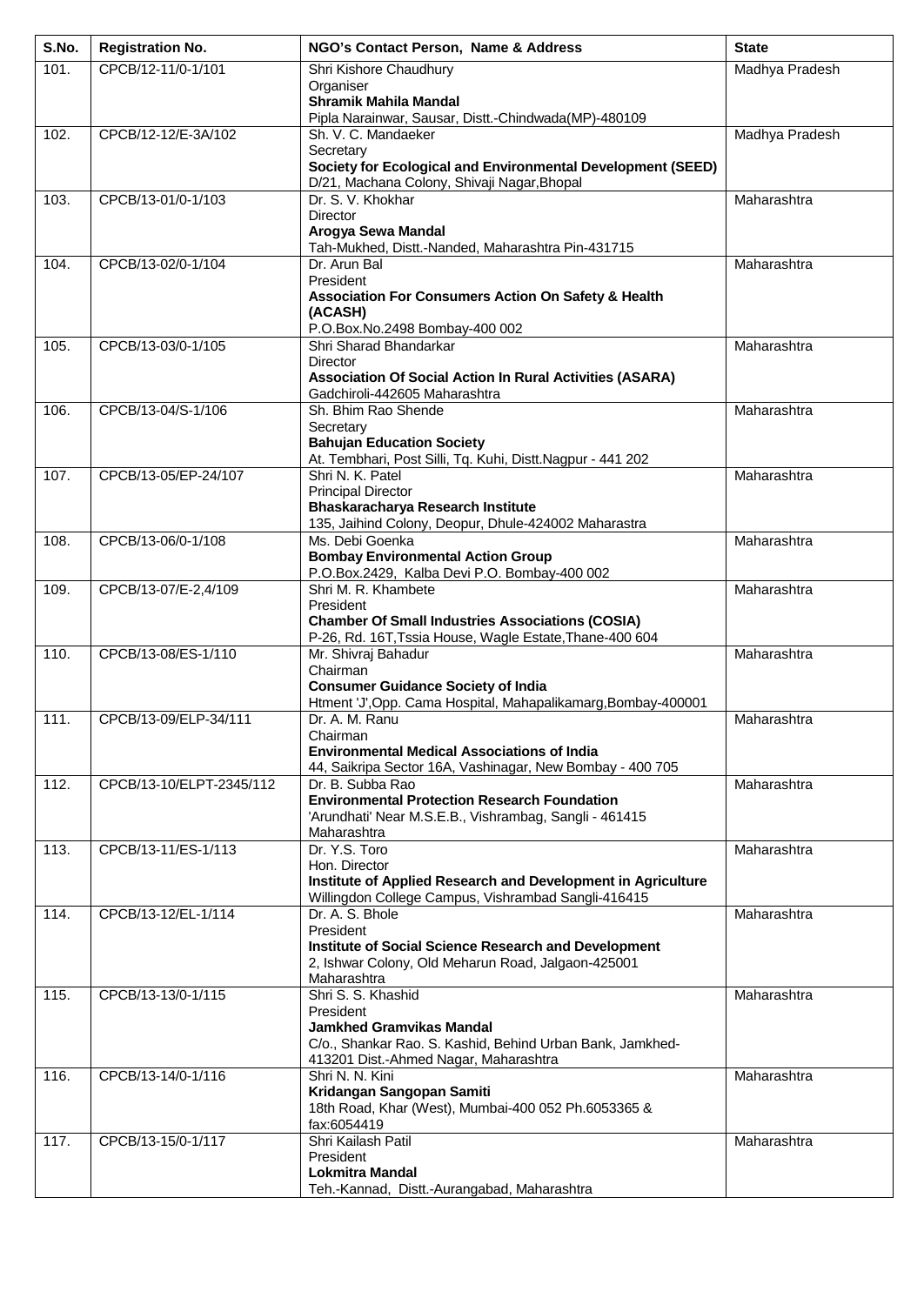| S.No. | Registration No. | NGO's Contact Person, Name & Address | State |
|---|---|---|---|
| 101. | CPCB/12-11/0-1/101 | Shri Kishore Chaudhury<br>Organiser<br>**Shramik Mahila Mandal**<br>Pipla Narainwar, Sausar, Distt.-Chindwada(MP)-480109 | Madhya Pradesh |
| 102. | CPCB/12-12/E-3A/102 | Sh. V. C. Mandaeker<br>Secretary<br>**Society for Ecological and Environmental Development (SEED)**<br>D/21, Machana Colony, Shivaji Nagar,Bhopal | Madhya Pradesh |
| 103. | CPCB/13-01/0-1/103 | Dr. S. V. Khokhar<br>Director<br>**Arogya Sewa Mandal**<br>Tah-Mukhed, Distt.-Nanded, Maharashtra Pin-431715 | Maharashtra |
| 104. | CPCB/13-02/0-1/104 | Dr. Arun Bal<br>President<br>**Association For Consumers Action On Safety & Health (ACASH)**<br>P.O.Box.No.2498 Bombay-400 002 | Maharashtra |
| 105. | CPCB/13-03/0-1/105 | Shri Sharad Bhandarkar<br>Director<br>**Association Of Social Action In Rural Activities (ASARA)**<br>Gadchiroli-442605 Maharashtra | Maharashtra |
| 106. | CPCB/13-04/S-1/106 | Sh. Bhim Rao Shende<br>Secretary<br>**Bahujan Education Society**<br>At. Tembhari, Post Silli, Tq. Kuhi, Distt.Nagpur - 441 202 | Maharashtra |
| 107. | CPCB/13-05/EP-24/107 | Shri N. K. Patel<br>Principal Director<br>**Bhaskaracharya Research Institute**<br>135, Jaihind Colony, Deopur, Dhule-424002 Maharastra | Maharashtra |
| 108. | CPCB/13-06/0-1/108 | Ms. Debi Goenka<br>**Bombay Environmental Action Group**<br>P.O.Box.2429, Kalba Devi P.O. Bombay-400 002 | Maharashtra |
| 109. | CPCB/13-07/E-2,4/109 | Shri M. R. Khambete<br>President<br>**Chamber Of Small Industries Associations (COSIA)**<br>P-26, Rd. 16T,Tssia House, Wagle Estate,Thane-400 604 | Maharashtra |
| 110. | CPCB/13-08/ES-1/110 | Mr. Shivraj Bahadur<br>Chairman<br>**Consumer Guidance Society of India**<br>Htment 'J',Opp. Cama Hospital, Mahapalikamarg,Bombay-400001 | Maharashtra |
| 111. | CPCB/13-09/ELP-34/111 | Dr. A. M. Ranu<br>Chairman<br>**Environmental Medical Associations of India**<br>44, Saikripa Sector 16A, Vashinagar, New Bombay - 400 705 | Maharashtra |
| 112. | CPCB/13-10/ELPT-2345/112 | Dr. B. Subba Rao<br>**Environmental Protection Research Foundation**<br>'Arundhati' Near M.S.E.B., Vishrambag, Sangli - 461415 Maharashtra | Maharashtra |
| 113. | CPCB/13-11/ES-1/113 | Dr. Y.S. Toro<br>Hon. Director<br>**Institute of Applied Research and Development in Agriculture**<br>Willingdon College Campus, Vishrambad Sangli-416415 | Maharashtra |
| 114. | CPCB/13-12/EL-1/114 | Dr. A. S. Bhole<br>President<br>**Institute of Social Science Research and Development**<br>2, Ishwar Colony, Old Meharun Road, Jalgaon-425001 Maharashtra | Maharashtra |
| 115. | CPCB/13-13/0-1/115 | Shri S. S. Khashid<br>President<br>**Jamkhed Gramvikas Mandal**<br>C/o., Shankar Rao. S. Kashid, Behind Urban Bank, Jamkhed-413201 Dist.-Ahmed Nagar, Maharashtra | Maharashtra |
| 116. | CPCB/13-14/0-1/116 | Shri N. N. Kini<br>**Kridangan Sangopan Samiti**<br>18th Road, Khar (West), Mumbai-400 052 Ph.6053365 & fax:6054419 | Maharashtra |
| 117. | CPCB/13-15/0-1/117 | Shri Kailash Patil<br>President<br>**Lokmitra Mandal**<br>Teh.-Kannad, Distt.-Aurangabad, Maharashtra | Maharashtra |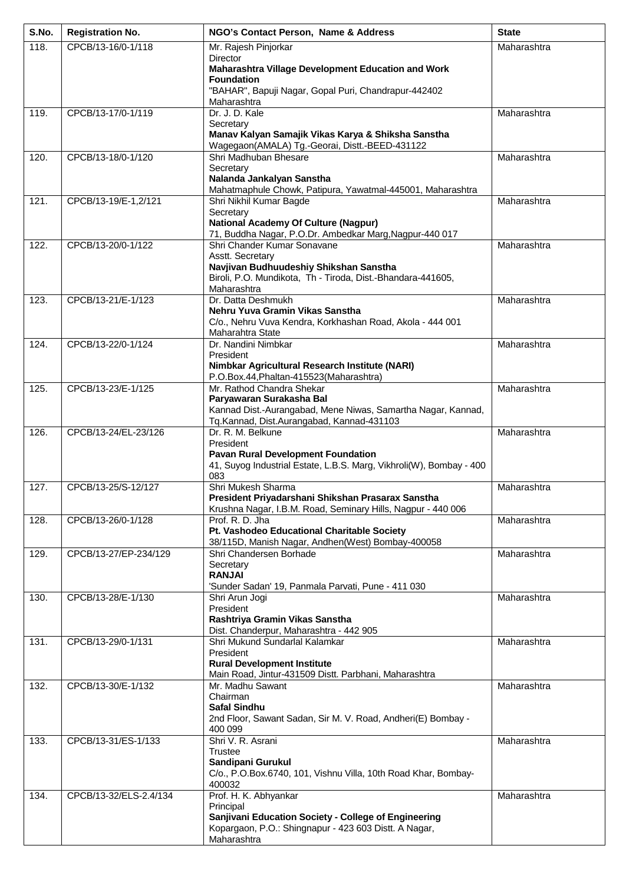| S.No. | Registration No. | NGO's Contact Person, Name & Address | State |
|---|---|---|---|
| 118. | CPCB/13-16/0-1/118 | Mr. Rajesh Pinjorkar<br>Director<br>**Maharashtra Village Development Education and Work Foundation**<br>"BAHAR", Bapuji Nagar, Gopal Puri, Chandrapur-442402 Maharashtra | Maharashtra |
| 119. | CPCB/13-17/0-1/119 | Dr. J. D. Kale<br>Secretary<br>**Manav Kalyan Samajik Vikas Karya & Shiksha Sanstha**<br>Wagegaon(AMALA) Tg.-Georai, Distt.-BEED-431122 | Maharashtra |
| 120. | CPCB/13-18/0-1/120 | Shri Madhuban Bhesare<br>Secretary<br>**Nalanda Jankalyan Sanstha**<br>Mahatmaphule Chowk, Patipura, Yawatmal-445001, Maharashtra | Maharashtra |
| 121. | CPCB/13-19/E-1,2/121 | Shri Nikhil Kumar Bagde<br>Secretary<br>**National Academy Of Culture (Nagpur)**<br>71, Buddha Nagar, P.O.Dr. Ambedkar Marg,Nagpur-440 017 | Maharashtra |
| 122. | CPCB/13-20/0-1/122 | Shri Chander Kumar Sonavane<br>Asstt. Secretary<br>**Navjivan Budhuudeshiy Shikshan Sanstha**<br>Biroli, P.O. Mundikota, Th - Tiroda, Dist.-Bhandara-441605, Maharashtra | Maharashtra |
| 123. | CPCB/13-21/E-1/123 | Dr. Datta Deshmukh<br>**Nehru Yuva Gramin Vikas Sanstha**<br>C/o., Nehru Vuva Kendra, Korkhashan Road, Akola - 444 001 Maharahtra State | Maharashtra |
| 124. | CPCB/13-22/0-1/124 | Dr. Nandini Nimbkar<br>President<br>**Nimbkar Agricultural Research Institute (NARI)**<br>P.O.Box.44,Phaltan-415523(Maharashtra) | Maharashtra |
| 125. | CPCB/13-23/E-1/125 | Mr. Rathod Chandra Shekar<br>**Paryawaran Surakasha Bal**<br>Kannad Dist.-Aurangabad, Mene Niwas, Samartha Nagar, Kannad, Tq.Kannad, Dist.Aurangabad, Kannad-431103 | Maharashtra |
| 126. | CPCB/13-24/EL-23/126 | Dr. R. M. Belkune<br>President<br>**Pavan Rural Development Foundation**<br>41, Suyog Industrial Estate, L.B.S. Marg, Vikhroli(W), Bombay - 400 083 | Maharashtra |
| 127. | CPCB/13-25/S-12/127 | Shri Mukesh Sharma<br>**President Priyadarshani Shikshan Prasarax Sanstha**<br>Krushna Nagar, I.B.M. Road, Seminary Hills, Nagpur - 440 006 | Maharashtra |
| 128. | CPCB/13-26/0-1/128 | Prof. R. D. Jha<br>**Pt. Vashodeo Educational Charitable Society**<br>38/115D, Manish Nagar, Andhen(West) Bombay-400058 | Maharashtra |
| 129. | CPCB/13-27/EP-234/129 | Shri Chandersen Borhade<br>Secretary<br>**RANJAI**<br>'Sunder Sadan' 19, Panmala Parvati, Pune - 411 030 | Maharashtra |
| 130. | CPCB/13-28/E-1/130 | Shri Arun Jogi<br>President<br>**Rashtriya Gramin Vikas Sanstha**<br>Dist. Chanderpur, Maharashtra - 442 905 | Maharashtra |
| 131. | CPCB/13-29/0-1/131 | Shri Mukund Sundarlal Kalamkar<br>President<br>**Rural Development Institute**<br>Main Road, Jintur-431509 Distt. Parbhani, Maharashtra | Maharashtra |
| 132. | CPCB/13-30/E-1/132 | Mr. Madhu Sawant<br>Chairman<br>**Safal Sindhu**<br>2nd Floor, Sawant Sadan, Sir M. V. Road, Andheri(E) Bombay - 400 099 | Maharashtra |
| 133. | CPCB/13-31/ES-1/133 | Shri V. R. Asrani<br>Trustee<br>**Sandipani Gurukul**<br>C/o., P.O.Box.6740, 101, Vishnu Villa, 10th Road Khar, Bombay-400032 | Maharashtra |
| 134. | CPCB/13-32/ELS-2.4/134 | Prof. H. K. Abhyankar<br>Principal<br>**Sanjivani Education Society - College of Engineering**<br>Kopargaon, P.O.: Shingnapur - 423 603 Distt. A Nagar, Maharashtra | Maharashtra |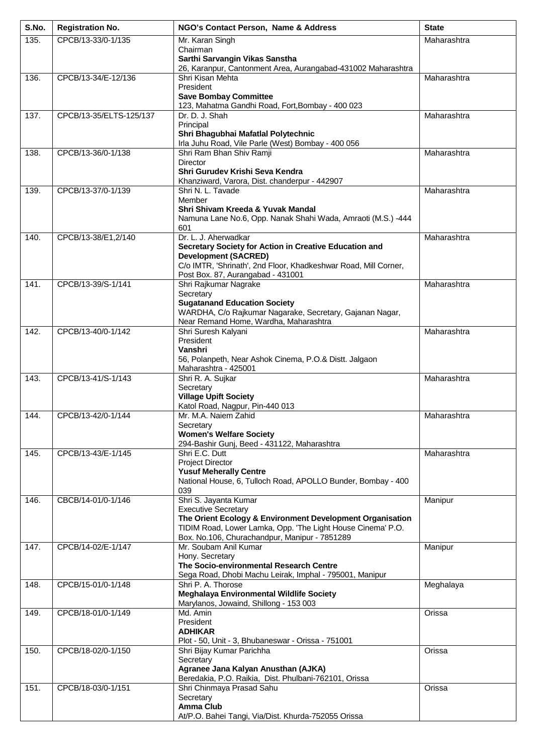| S.No. | Registration No. | NGO's Contact Person, Name & Address | State |
|---|---|---|---|
| 135. | CPCB/13-33/0-1/135 | Mr. Karan Singh<br>Chairman<br>**Sarthi Sarvangin Vikas Sanstha**<br>26, Karanpur, Cantonment Area, Aurangabad-431002 Maharashtra | Maharashtra |
| 136. | CPCB/13-34/E-12/136 | Shri Kisan Mehta<br>President<br>**Save Bombay Committee**<br>123, Mahatma Gandhi Road, Fort,Bombay - 400 023 | Maharashtra |
| 137. | CPCB/13-35/ELTS-125/137 | Dr. D. J. Shah<br>Principal<br>**Shri Bhagubhai Mafatlal Polytechnic**<br>Irla Juhu Road, Vile Parle (West) Bombay - 400 056 | Maharashtra |
| 138. | CPCB/13-36/0-1/138 | Shri Ram Bhan Shiv Ramji<br>Director<br>**Shri Gurudev Krishi Seva Kendra**<br>Khanziward, Varora, Dist. chanderpur - 442907 | Maharashtra |
| 139. | CPCB/13-37/0-1/139 | Shri N. L. Tavade<br>Member<br>**Shri Shivam Kreeda & Yuvak Mandal**<br>Namuna Lane No.6, Opp. Nanak Shahi Wada, Amraoti (M.S.) -444 601 | Maharashtra |
| 140. | CPCB/13-38/E1,2/140 | Dr. L. J. Aherwadkar<br>**Secretary Society for Action in Creative Education and Development (SACRED)**<br>C/o IMTR, 'Shrinath', 2nd Floor, Khadkeshwar Road, Mill Corner, Post Box. 87, Aurangabad - 431001 | Maharashtra |
| 141. | CPCB/13-39/S-1/141 | Shri Rajkumar Nagrake<br>Secretary<br>**Sugatanand Education Society**<br>WARDHA, C/o Rajkumar Nagarake, Secretary, Gajanan Nagar, Near Remand Home, Wardha, Maharashtra | Maharashtra |
| 142. | CPCB/13-40/0-1/142 | Shri Suresh Kalyani<br>President<br>**Vanshri**<br>56, Polanpeth, Near Ashok Cinema, P.O.& Distt. Jalgaon Maharashtra - 425001 | Maharashtra |
| 143. | CPCB/13-41/S-1/143 | Shri R. A. Sujkar<br>Secretary<br>**Village Upift Society**<br>Katol Road, Nagpur, Pin-440 013 | Maharashtra |
| 144. | CPCB/13-42/0-1/144 | Mr. M.A. Naiem Zahid<br>Secretary<br>**Women's Welfare Society**<br>294-Bashir Gunj, Beed - 431122, Maharashtra | Maharashtra |
| 145. | CPCB/13-43/E-1/145 | Shri E.C. Dutt<br>Project Director<br>**Yusuf Meherally Centre**<br>National House, 6, Tulloch Road, APOLLO Bunder, Bombay - 400 039 | Maharashtra |
| 146. | CBCB/14-01/0-1/146 | Shri S. Jayanta Kumar<br>Executive Secretary<br>**The Orient Ecology & Environment Development Organisation**<br>TIDIM Road, Lower Lamka, Opp. 'The Light House Cinema' P.O. Box. No.106, Churachandpur, Manipur - 7851289 | Manipur |
| 147. | CPCB/14-02/E-1/147 | Mr. Soubam Anil Kumar<br>Hony. Secretary<br>**The Socio-environmental Research Centre**<br>Sega Road, Dhobi Machu Leirak, Imphal - 795001, Manipur | Manipur |
| 148. | CPCB/15-01/0-1/148 | Shri P. A. Thorose<br>**Meghalaya Environmental Wildlife Society**<br>Marylanos, Jowaind, Shillong - 153 003 | Meghalaya |
| 149. | CPCB/18-01/0-1/149 | Md. Amin<br>President<br>**ADHIKAR**<br>Plot - 50, Unit - 3, Bhubaneswar - Orissa - 751001 | Orissa |
| 150. | CPCB/18-02/0-1/150 | Shri Bijay Kumar Parichha<br>Secretary<br>**Agranee Jana Kalyan Anusthan (AJKA)**<br>Beredakia, P.O. Raikia, Dist. Phulbani-762101, Orissa | Orissa |
| 151. | CPCB/18-03/0-1/151 | Shri Chinmaya Prasad Sahu<br>Secretary<br>**Amma Club**<br>At/P.O. Bahei Tangi, Via/Dist. Khurda-752055 Orissa | Orissa |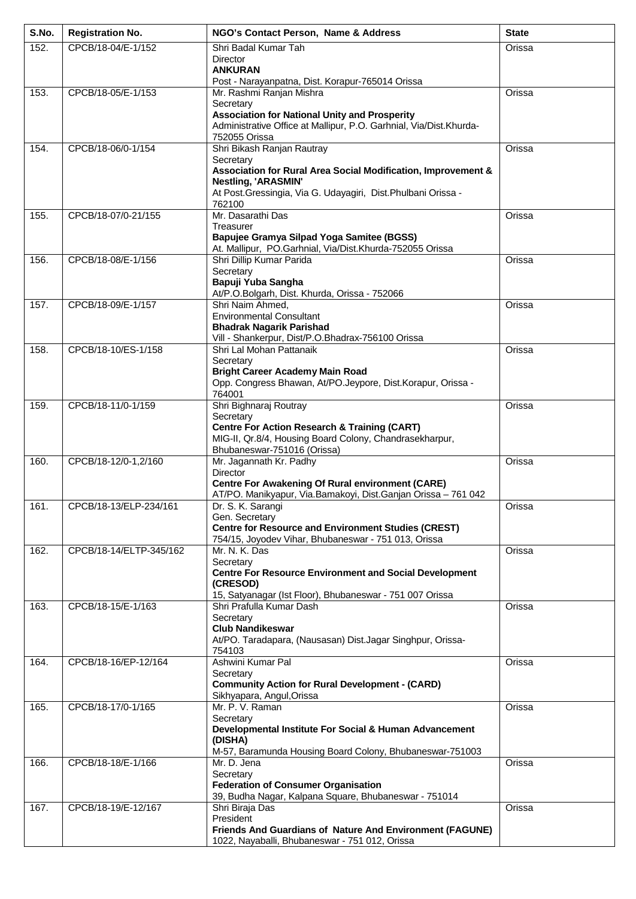| S.No. | Registration No. | NGO's Contact Person, Name & Address | State |
|---|---|---|---|
| 152. | CPCB/18-04/E-1/152 | Shri Badal Kumar Tah<br>Director<br>**ANKURAN**<br>Post - Narayanpatna, Dist. Korapur-765014 Orissa | Orissa |
| 153. | CPCB/18-05/E-1/153 | Mr. Rashmi Ranjan Mishra<br>Secretary<br>**Association for National Unity and Prosperity**<br>Administrative Office at Mallipur, P.O. Garhnial, Via/Dist.Khurda-752055 Orissa | Orissa |
| 154. | CPCB/18-06/0-1/154 | Shri Bikash Ranjan Rautray<br>Secretary<br>**Association for Rural Area Social Modification, Improvement & Nestling, 'ARASMIN'**<br>At Post.Gressingia, Via G. Udayagiri, Dist.Phulbani Orissa - 762100 | Orissa |
| 155. | CPCB/18-07/0-21/155 | Mr. Dasarathi Das<br>Treasurer<br>**Bapujee Gramya Silpad Yoga Samitee (BGSS)**<br>At. Mallipur, PO.Garhnial, Via/Dist.Khurda-752055 Orissa | Orissa |
| 156. | CPCB/18-08/E-1/156 | Shri Dillip Kumar Parida<br>Secretary<br>**Bapuji Yuba Sangha**<br>At/P.O.Bolgarh, Dist. Khurda, Orissa - 752066 | Orissa |
| 157. | CPCB/18-09/E-1/157 | Shri Naim Ahmed,<br>Environmental Consultant<br>**Bhadrak Nagarik Parishad**<br>Vill - Shankerpur, Dist/P.O.Bhadrax-756100 Orissa | Orissa |
| 158. | CPCB/18-10/ES-1/158 | Shri Lal Mohan Pattanaik<br>Secretary<br>**Bright Career Academy Main Road**<br>Opp. Congress Bhawan, At/PO.Jeypore, Dist.Korapur, Orissa - 764001 | Orissa |
| 159. | CPCB/18-11/0-1/159 | Shri Bighnaraj Routray<br>Secretary<br>**Centre For Action Research & Training (CART)**<br>MIG-II, Qr.8/4, Housing Board Colony, Chandrasekharpur, Bhubaneswar-751016 (Orissa) | Orissa |
| 160. | CPCB/18-12/0-1,2/160 | Mr. Jagannath Kr. Padhy<br>Director<br>**Centre For Awakening Of Rural environment (CARE)**<br>AT/PO. Manikyapur, Via.Bamakoyi, Dist.Ganjan Orissa – 761 042 | Orissa |
| 161. | CPCB/18-13/ELP-234/161 | Dr. S. K. Sarangi<br>Gen. Secretary<br>**Centre for Resource and Environment Studies (CREST)**<br>754/15, Joyodev Vihar, Bhubaneswar - 751 013, Orissa | Orissa |
| 162. | CPCB/18-14/ELTP-345/162 | Mr. N. K. Das<br>Secretary<br>**Centre For Resource Environment and Social Development (CRESOD)**<br>15, Satyanagar (Ist Floor), Bhubaneswar - 751 007 Orissa | Orissa |
| 163. | CPCB/18-15/E-1/163 | Shri Prafulla Kumar Dash<br>Secretary<br>**Club Nandikeswar**<br>At/PO. Taradapara, (Nausasan) Dist.Jagar Singhpur, Orissa-754103 | Orissa |
| 164. | CPCB/18-16/EP-12/164 | Ashwini Kumar Pal<br>Secretary<br>**Community Action for Rural Development - (CARD)**<br>Sikhyapara, Angul,Orissa | Orissa |
| 165. | CPCB/18-17/0-1/165 | Mr. P. V. Raman<br>Secretary<br>**Developmental Institute For Social & Human Advancement (DISHA)**<br>M-57, Baramunda Housing Board Colony, Bhubaneswar-751003 | Orissa |
| 166. | CPCB/18-18/E-1/166 | Mr. D. Jena<br>Secretary<br>**Federation of Consumer Organisation**<br>39, Budha Nagar, Kalpana Square, Bhubaneswar - 751014 | Orissa |
| 167. | CPCB/18-19/E-12/167 | Shri Biraja Das<br>President<br>**Friends And Guardians of Nature And Environment (FAGUNE)**<br>1022, Nayaballi, Bhubaneswar - 751 012, Orissa | Orissa |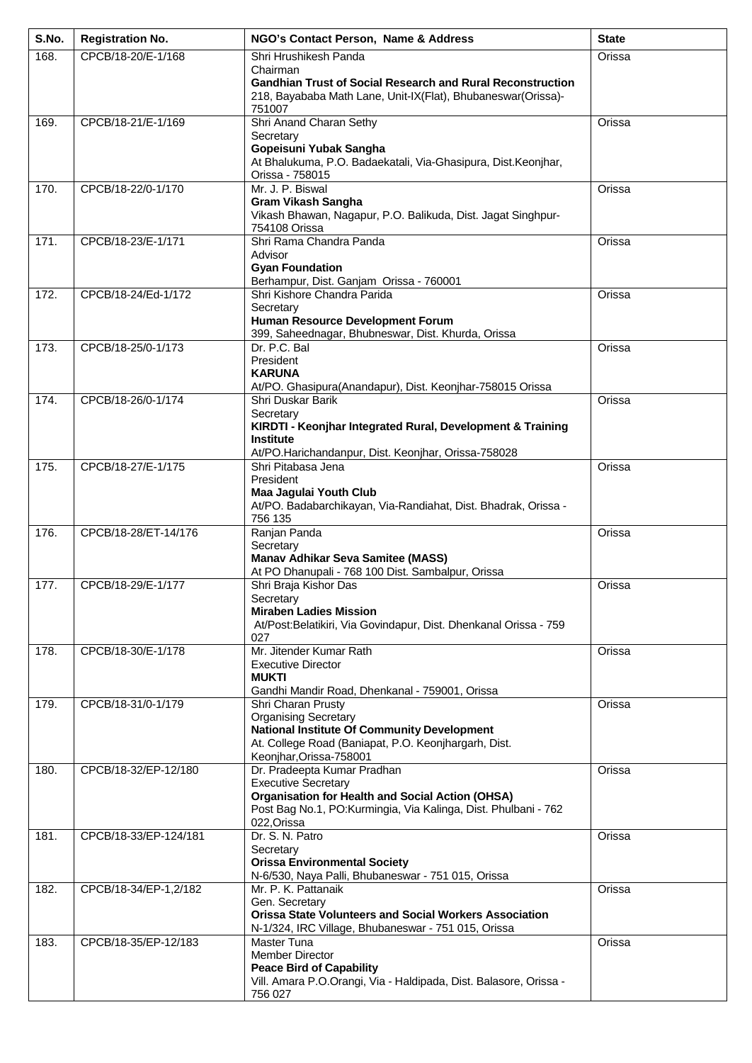| S.No. | Registration No. | NGO's Contact Person, Name & Address | State |
|---|---|---|---|
| 168. | CPCB/18-20/E-1/168 | Shri Hrushikesh Panda<br>Chairman<br>**Gandhian Trust of Social Research and Rural Reconstruction**<br>218, Bayababa Math Lane, Unit-IX(Flat), Bhubaneswar(Orissa)-751007 | Orissa |
| 169. | CPCB/18-21/E-1/169 | Shri Anand Charan Sethy<br>Secretary<br>**Gopeisuni Yubak Sangha**<br>At Bhalukuma, P.O. Badaekatali, Via-Ghasipura, Dist.Keonjhar, Orissa - 758015 | Orissa |
| 170. | CPCB/18-22/0-1/170 | Mr. J. P. Biswal<br>**Gram Vikash Sangha**<br>Vikash Bhawan, Nagapur, P.O. Balikuda, Dist. Jagat Singhpur-754108 Orissa | Orissa |
| 171. | CPCB/18-23/E-1/171 | Shri Rama Chandra Panda<br>Advisor<br>**Gyan Foundation**<br>Berhampur, Dist. Ganjam Orissa - 760001 | Orissa |
| 172. | CPCB/18-24/Ed-1/172 | Shri Kishore Chandra Parida<br>Secretary<br>**Human Resource Development Forum**<br>399, Saheednagar, Bhubneswar, Dist. Khurda, Orissa | Orissa |
| 173. | CPCB/18-25/0-1/173 | Dr. P.C. Bal<br>President<br>**KARUNA**<br>At/PO. Ghasipura(Anandapur), Dist. Keonjhar-758015 Orissa | Orissa |
| 174. | CPCB/18-26/0-1/174 | Shri Duskar Barik<br>Secretary<br>**KIRDTI - Keonjhar Integrated Rural, Development & Training Institute**<br>At/PO.Harichandanpur, Dist. Keonjhar, Orissa-758028 | Orissa |
| 175. | CPCB/18-27/E-1/175 | Shri Pitabasa Jena<br>President<br>**Maa Jagulai Youth Club**<br>At/PO. Badabarchikayan, Via-Randiahat, Dist. Bhadrak, Orissa - 756 135 | Orissa |
| 176. | CPCB/18-28/ET-14/176 | Ranjan Panda<br>Secretary<br>**Manav Adhikar Seva Samitee (MASS)**<br>At PO Dhanupali - 768 100 Dist. Sambalpur, Orissa | Orissa |
| 177. | CPCB/18-29/E-1/177 | Shri Braja Kishor Das<br>Secretary<br>**Miraben Ladies Mission**<br>At/Post:Belatikiri, Via Govindapur, Dist. Dhenkanal Orissa - 759 027 | Orissa |
| 178. | CPCB/18-30/E-1/178 | Mr. Jitender Kumar Rath<br>Executive Director<br>**MUKTI**<br>Gandhi Mandir Road, Dhenkanal - 759001, Orissa | Orissa |
| 179. | CPCB/18-31/0-1/179 | Shri Charan Prusty<br>Organising Secretary<br>**National Institute Of Community Development**<br>At. College Road (Baniapat, P.O. Keonjhargarh, Dist. Keonjhar,Orissa-758001 | Orissa |
| 180. | CPCB/18-32/EP-12/180 | Dr. Pradeepta Kumar Pradhan<br>Executive Secretary<br>**Organisation for Health and Social Action (OHSA)**<br>Post Bag No.1, PO:Kurmingia, Via Kalinga, Dist. Phulbani - 762 022,Orissa | Orissa |
| 181. | CPCB/18-33/EP-124/181 | Dr. S. N. Patro<br>Secretary<br>**Orissa Environmental Society**<br>N-6/530, Naya Palli, Bhubaneswar - 751 015, Orissa | Orissa |
| 182. | CPCB/18-34/EP-1,2/182 | Mr. P. K. Pattanaik<br>Gen. Secretary<br>**Orissa State Volunteers and Social Workers Association**<br>N-1/324, IRC Village, Bhubaneswar - 751 015, Orissa | Orissa |
| 183. | CPCB/18-35/EP-12/183 | Master Tuna<br>Member Director<br>**Peace Bird of Capability**<br>Vill. Amara P.O.Orangi, Via - Haldipada, Dist. Balasore, Orissa - 756 027 | Orissa |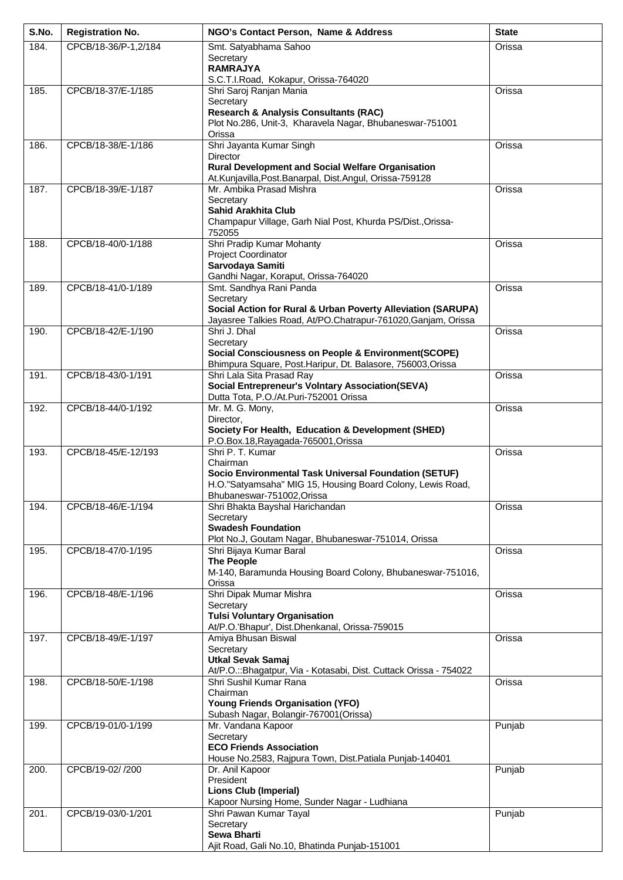| S.No. | Registration No. | NGO's Contact Person, Name & Address | State |
|---|---|---|---|
| 184. | CPCB/18-36/P-1,2/184 | Smt. Satyabhama Sahoo<br>Secretary<br>**RAMRAJYA**<br>S.C.T.I.Road, Kokapur, Orissa-764020 | Orissa |
| 185. | CPCB/18-37/E-1/185 | Shri Saroj Ranjan Mania<br>Secretary<br>**Research & Analysis Consultants (RAC)**<br>Plot No.286, Unit-3, Kharavela Nagar, Bhubaneswar-751001 Orissa | Orissa |
| 186. | CPCB/18-38/E-1/186 | Shri Jayanta Kumar Singh<br>Director<br>**Rural Development and Social Welfare Organisation**<br>At.Kunjavilla,Post.Banarpal, Dist.Angul, Orissa-759128 | Orissa |
| 187. | CPCB/18-39/E-1/187 | Mr. Ambika Prasad Mishra<br>Secretary<br>**Sahid Arakhita Club**<br>Champapur Village, Garh Nial Post, Khurda PS/Dist.,Orissa-752055 | Orissa |
| 188. | CPCB/18-40/0-1/188 | Shri Pradip Kumar Mohanty<br>Project Coordinator<br>**Sarvodaya Samiti**<br>Gandhi Nagar, Koraput, Orissa-764020 | Orissa |
| 189. | CPCB/18-41/0-1/189 | Smt. Sandhya Rani Panda<br>Secretary<br>**Social Action for Rural & Urban Poverty Alleviation (SARUPA)**<br>Jayasree Talkies Road, At/PO.Chatrapur-761020,Ganjam, Orissa | Orissa |
| 190. | CPCB/18-42/E-1/190 | Shri J. Dhal<br>Secretary<br>**Social Consciousness on People & Environment(SCOPE)**<br>Bhimpura Square, Post.Haripur, Dt. Balasore, 756003,Orissa | Orissa |
| 191. | CPCB/18-43/0-1/191 | Shri Lala Sita Prasad Ray<br>**Social Entrepreneur's Volntary Association(SEVA)**<br>Dutta Tota, P.O./At.Puri-752001 Orissa | Orissa |
| 192. | CPCB/18-44/0-1/192 | Mr. M. G. Mony,<br>Director,<br>**Society For Health, Education & Development (SHED)**<br>P.O.Box.18,Rayagada-765001,Orissa | Orissa |
| 193. | CPCB/18-45/E-12/193 | Shri P. T. Kumar<br>Chairman<br>**Socio Environmental Task Universal Foundation (SETUF)**<br>H.O."Satyamsaha" MIG 15, Housing Board Colony, Lewis Road, Bhubaneswar-751002,Orissa | Orissa |
| 194. | CPCB/18-46/E-1/194 | Shri Bhakta Bayshal Harichandan<br>Secretary<br>**Swadesh Foundation**<br>Plot No.J, Goutam Nagar, Bhubaneswar-751014, Orissa | Orissa |
| 195. | CPCB/18-47/0-1/195 | Shri Bijaya Kumar Baral<br>**The People**<br>M-140, Baramunda Housing Board Colony, Bhubaneswar-751016, Orissa | Orissa |
| 196. | CPCB/18-48/E-1/196 | Shri Dipak Mumar Mishra<br>Secretary<br>**Tulsi Voluntary Organisation**<br>At/P.O.'Bhapur', Dist.Dhenkanal, Orissa-759015 | Orissa |
| 197. | CPCB/18-49/E-1/197 | Amiya Bhusan Biswal<br>Secretary<br>**Utkal Sevak Samaj**<br>At/P.O.::Bhagatpur, Via - Kotasabi, Dist. Cuttack Orissa - 754022 | Orissa |
| 198. | CPCB/18-50/E-1/198 | Shri Sushil Kumar Rana<br>Chairman<br>**Young Friends Organisation (YFO)**<br>Subash Nagar, Bolangir-767001(Orissa) | Orissa |
| 199. | CPCB/19-01/0-1/199 | Mr. Vandana Kapoor<br>Secretary<br>**ECO Friends Association**<br>House No.2583, Rajpura Town, Dist.Patiala Punjab-140401 | Punjab |
| 200. | CPCB/19-02/ /200 | Dr. Anil Kapoor<br>President<br>**Lions Club (Imperial)**<br>Kapoor Nursing Home, Sunder Nagar - Ludhiana | Punjab |
| 201. | CPCB/19-03/0-1/201 | Shri Pawan Kumar Tayal<br>Secretary<br>**Sewa Bharti**<br>Ajit Road, Gali No.10, Bhatinda Punjab-151001 | Punjab |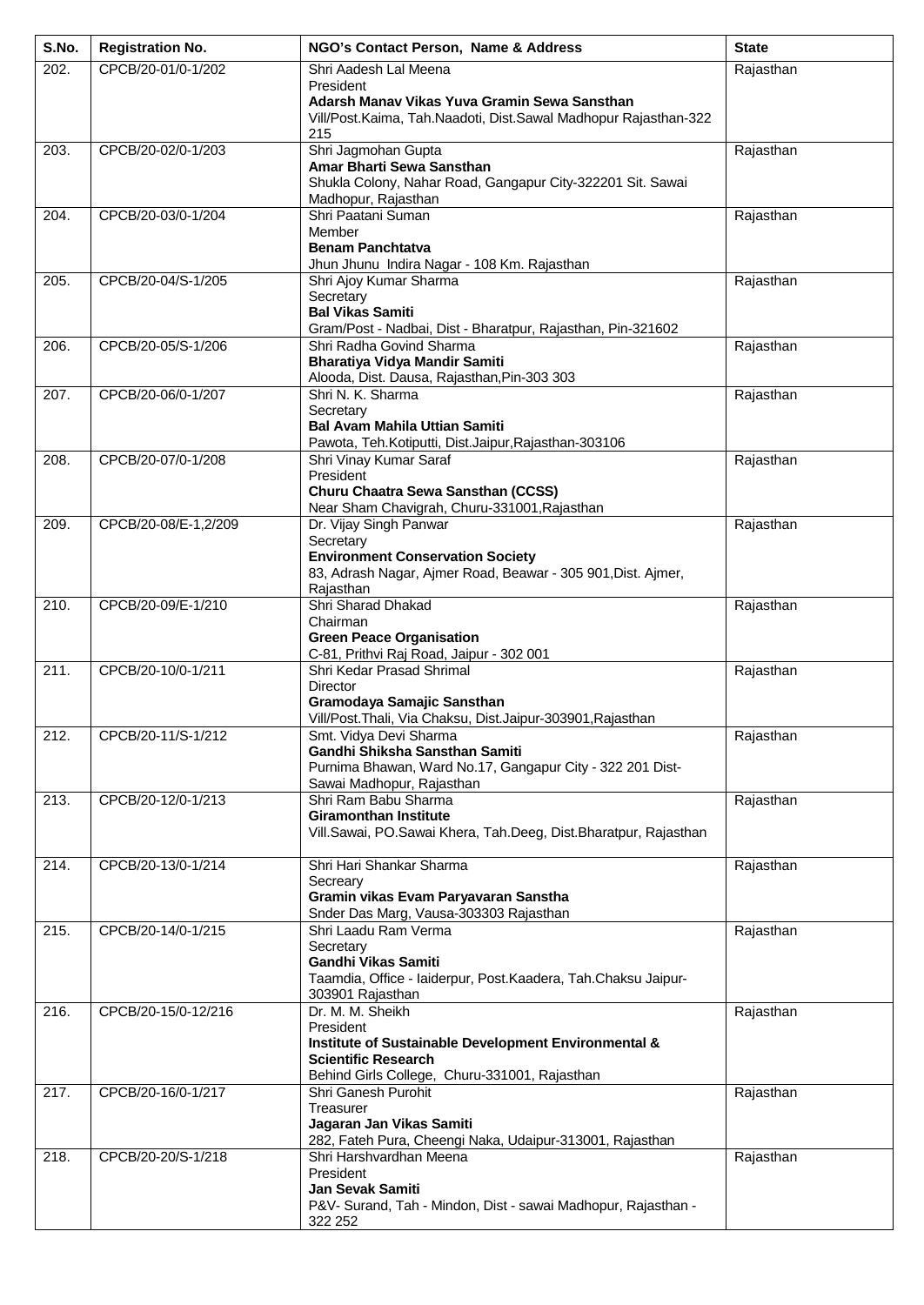| S.No. | Registration No. | NGO's Contact Person, Name & Address | State |
|---|---|---|---|
| 202. | CPCB/20-01/0-1/202 | Shri Aadesh Lal Meena<br>President<br>**Adarsh Manav Vikas Yuva Gramin Sewa Sansthan**<br>Vill/Post.Kaima, Tah.Naadoti, Dist.Sawal Madhopur Rajasthan-322 215 | Rajasthan |
| 203. | CPCB/20-02/0-1/203 | Shri Jagmohan Gupta<br>**Amar Bharti Sewa Sansthan**<br>Shukla Colony, Nahar Road, Gangapur City-322201 Sit. Sawai Madhopur, Rajasthan | Rajasthan |
| 204. | CPCB/20-03/0-1/204 | Shri Paatani Suman<br>Member<br>**Benam Panchtatva**<br>Jhun Jhunu Indira Nagar - 108 Km. Rajasthan | Rajasthan |
| 205. | CPCB/20-04/S-1/205 | Shri Ajoy Kumar Sharma<br>Secretary<br>**Bal Vikas Samiti**<br>Gram/Post - Nadbai, Dist - Bharatpur, Rajasthan, Pin-321602 | Rajasthan |
| 206. | CPCB/20-05/S-1/206 | Shri Radha Govind Sharma<br>**Bharatiya Vidya Mandir Samiti**<br>Alooda, Dist. Dausa, Rajasthan,Pin-303 303 | Rajasthan |
| 207. | CPCB/20-06/0-1/207 | Shri N. K. Sharma<br>Secretary<br>**Bal Avam Mahila Uttian Samiti**<br>Pawota, Teh.Kotiputti, Dist.Jaipur,Rajasthan-303106 | Rajasthan |
| 208. | CPCB/20-07/0-1/208 | Shri Vinay Kumar Saraf<br>President<br>**Churu Chaatra Sewa Sansthan (CCSS)**<br>Near Sham Chavigrah, Churu-331001,Rajasthan | Rajasthan |
| 209. | CPCB/20-08/E-1,2/209 | Dr. Vijay Singh Panwar<br>Secretary<br>**Environment Conservation Society**<br>83, Adrash Nagar, Ajmer Road, Beawar - 305 901,Dist. Ajmer, Rajasthan | Rajasthan |
| 210. | CPCB/20-09/E-1/210 | Shri Sharad Dhakad<br>Chairman<br>**Green Peace Organisation**<br>C-81, Prithvi Raj Road, Jaipur - 302 001 | Rajasthan |
| 211. | CPCB/20-10/0-1/211 | Shri Kedar Prasad Shrimal<br>Director<br>**Gramodaya Samajic Sansthan**<br>Vill/Post.Thali, Via Chaksu, Dist.Jaipur-303901,Rajasthan | Rajasthan |
| 212. | CPCB/20-11/S-1/212 | Smt. Vidya Devi Sharma<br>**Gandhi Shiksha Sansthan Samiti**<br>Purnima Bhawan, Ward No.17, Gangapur City - 322 201 Dist-Sawai Madhopur, Rajasthan | Rajasthan |
| 213. | CPCB/20-12/0-1/213 | Shri Ram Babu Sharma<br>**Giramonthan Institute**<br>Vill.Sawai, PO.Sawai Khera, Tah.Deeg, Dist.Bharatpur, Rajasthan | Rajasthan |
| 214. | CPCB/20-13/0-1/214 | Shri Hari Shankar Sharma<br>Secreary<br>**Gramin vikas Evam Paryavaran Sanstha**<br>Snder Das Marg, Vausa-303303 Rajasthan | Rajasthan |
| 215. | CPCB/20-14/0-1/215 | Shri Laadu Ram Verma<br>Secretary<br>**Gandhi Vikas Samiti**<br>Taamdia, Office - Iaiderpur, Post.Kaadera, Tah.Chaksu Jaipur-303901 Rajasthan | Rajasthan |
| 216. | CPCB/20-15/0-12/216 | Dr. M. M. Sheikh<br>President<br>**Institute of Sustainable Development Environmental & Scientific Research**<br>Behind Girls College, Churu-331001, Rajasthan | Rajasthan |
| 217. | CPCB/20-16/0-1/217 | Shri Ganesh Purohit<br>Treasurer<br>**Jagaran Jan Vikas Samiti**<br>282, Fateh Pura, Cheengi Naka, Udaipur-313001, Rajasthan | Rajasthan |
| 218. | CPCB/20-20/S-1/218 | Shri Harshvardhan Meena<br>President<br>**Jan Sevak Samiti**<br>P&V- Surand, Tah - Mindon, Dist - sawai Madhopur, Rajasthan - 322 252 | Rajasthan |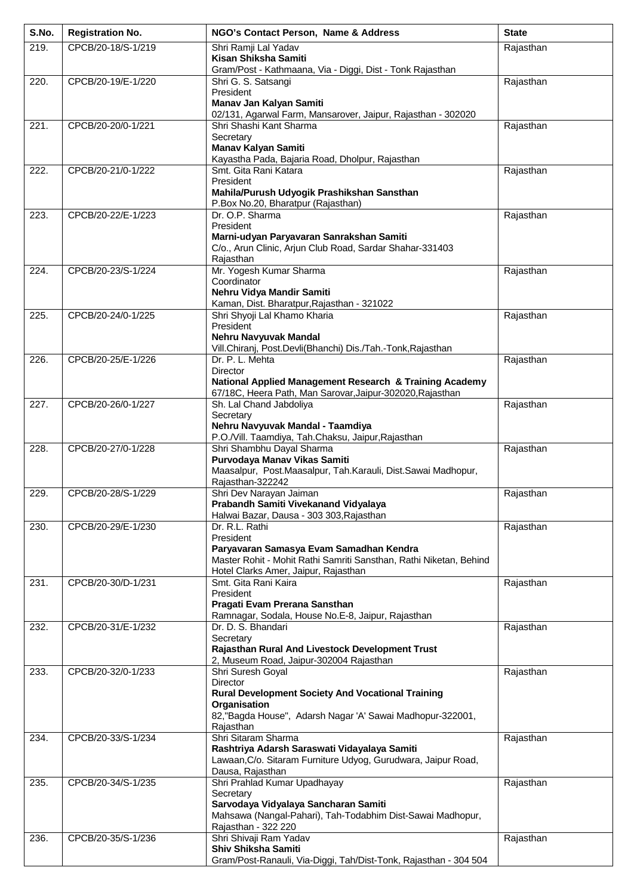| S.No. | Registration No. | NGO's Contact Person, Name & Address | State |
|---|---|---|---|
| 219. | CPCB/20-18/S-1/219 | Shri Ramji Lal Yadav<br>**Kisan Shiksha Samiti**<br>Gram/Post - Kathmaana, Via - Diggi, Dist - Tonk Rajasthan | Rajasthan |
| 220. | CPCB/20-19/E-1/220 | Shri G. S. Satsangi<br>President<br>**Manav Jan Kalyan Samiti**<br>02/131, Agarwal Farm, Mansarover, Jaipur, Rajasthan - 302020 | Rajasthan |
| 221. | CPCB/20-20/0-1/221 | Shri Shashi Kant Sharma<br>Secretary<br>**Manav Kalyan Samiti**<br>Kayastha Pada, Bajaria Road, Dholpur, Rajasthan | Rajasthan |
| 222. | CPCB/20-21/0-1/222 | Smt. Gita Rani Katara<br>President<br>**Mahila/Purush Udyogik Prashikshan Sansthan**<br>P.Box No.20, Bharatpur (Rajasthan) | Rajasthan |
| 223. | CPCB/20-22/E-1/223 | Dr. O.P. Sharma<br>President<br>**Marni-udyan Paryavaran Sanrakshan Samiti**<br>C/o., Arun Clinic, Arjun Club Road, Sardar Shahar-331403 Rajasthan | Rajasthan |
| 224. | CPCB/20-23/S-1/224 | Mr. Yogesh Kumar Sharma<br>Coordinator<br>**Nehru Vidya Mandir Samiti**<br>Kaman, Dist. Bharatpur,Rajasthan - 321022 | Rajasthan |
| 225. | CPCB/20-24/0-1/225 | Shri Shyoji Lal Khamo Kharia<br>President<br>**Nehru Navyuvak Mandal**<br>Vill.Chiranj, Post.Devli(Bhanchi) Dis./Tah.-Tonk,Rajasthan | Rajasthan |
| 226. | CPCB/20-25/E-1/226 | Dr. P. L. Mehta<br>Director<br>**National Applied Management Research & Training Academy**<br>67/18C, Heera Path, Man Sarovar,Jaipur-302020,Rajasthan | Rajasthan |
| 227. | CPCB/20-26/0-1/227 | Sh. Lal Chand Jabdoliya<br>Secretary<br>**Nehru Navyuvak Mandal - Taamdiya**<br>P.O./Vill. Taamdiya, Tah.Chaksu, Jaipur,Rajasthan | Rajasthan |
| 228. | CPCB/20-27/0-1/228 | Shri Shambhu Dayal Sharma<br>**Purvodaya Manav Vikas Samiti**<br>Maasalpur, Post.Maasalpur, Tah.Karauli, Dist.Sawai Madhopur, Rajasthan-322242 | Rajasthan |
| 229. | CPCB/20-28/S-1/229 | Shri Dev Narayan Jaiman<br>**Prabandh Samiti Vivekanand Vidyalaya**<br>Halwai Bazar, Dausa - 303 303,Rajasthan | Rajasthan |
| 230. | CPCB/20-29/E-1/230 | Dr. R.L. Rathi<br>President<br>**Paryavaran Samasya Evam Samadhan Kendra**<br>Master Rohit - Mohit Rathi Samriti Sansthan, Rathi Niketan, Behind Hotel Clarks Amer, Jaipur, Rajasthan | Rajasthan |
| 231. | CPCB/20-30/D-1/231 | Smt. Gita Rani Kaira<br>President<br>**Pragati Evam Prerana Sansthan**<br>Ramnagar, Sodala, House No.E-8, Jaipur, Rajasthan | Rajasthan |
| 232. | CPCB/20-31/E-1/232 | Dr. D. S. Bhandari<br>Secretary<br>**Rajasthan Rural And Livestock Development Trust**<br>2, Museum Road, Jaipur-302004 Rajasthan | Rajasthan |
| 233. | CPCB/20-32/0-1/233 | Shri Suresh Goyal<br>Director<br>**Rural Development Society And Vocational Training Organisation**<br>82,"Bagda House", Adarsh Nagar 'A' Sawai Madhopur-322001, Rajasthan | Rajasthan |
| 234. | CPCB/20-33/S-1/234 | Shri Sitaram Sharma<br>**Rashtriya Adarsh Saraswati Vidayalaya Samiti**<br>Lawaan,C/o. Sitaram Furniture Udyog, Gurudwara, Jaipur Road, Dausa, Rajasthan | Rajasthan |
| 235. | CPCB/20-34/S-1/235 | Shri Prahlad Kumar Upadhayay<br>Secretary<br>**Sarvodaya Vidyalaya Sancharan Samiti**<br>Mahsawa (Nangal-Pahari), Tah-Todabhim Dist-Sawai Madhopur, Rajasthan - 322 220 | Rajasthan |
| 236. | CPCB/20-35/S-1/236 | Shri Shivaji Ram Yadav<br>**Shiv Shiksha Samiti**<br>Gram/Post-Ranauli, Via-Diggi, Tah/Dist-Tonk, Rajasthan - 304 504 | Rajasthan |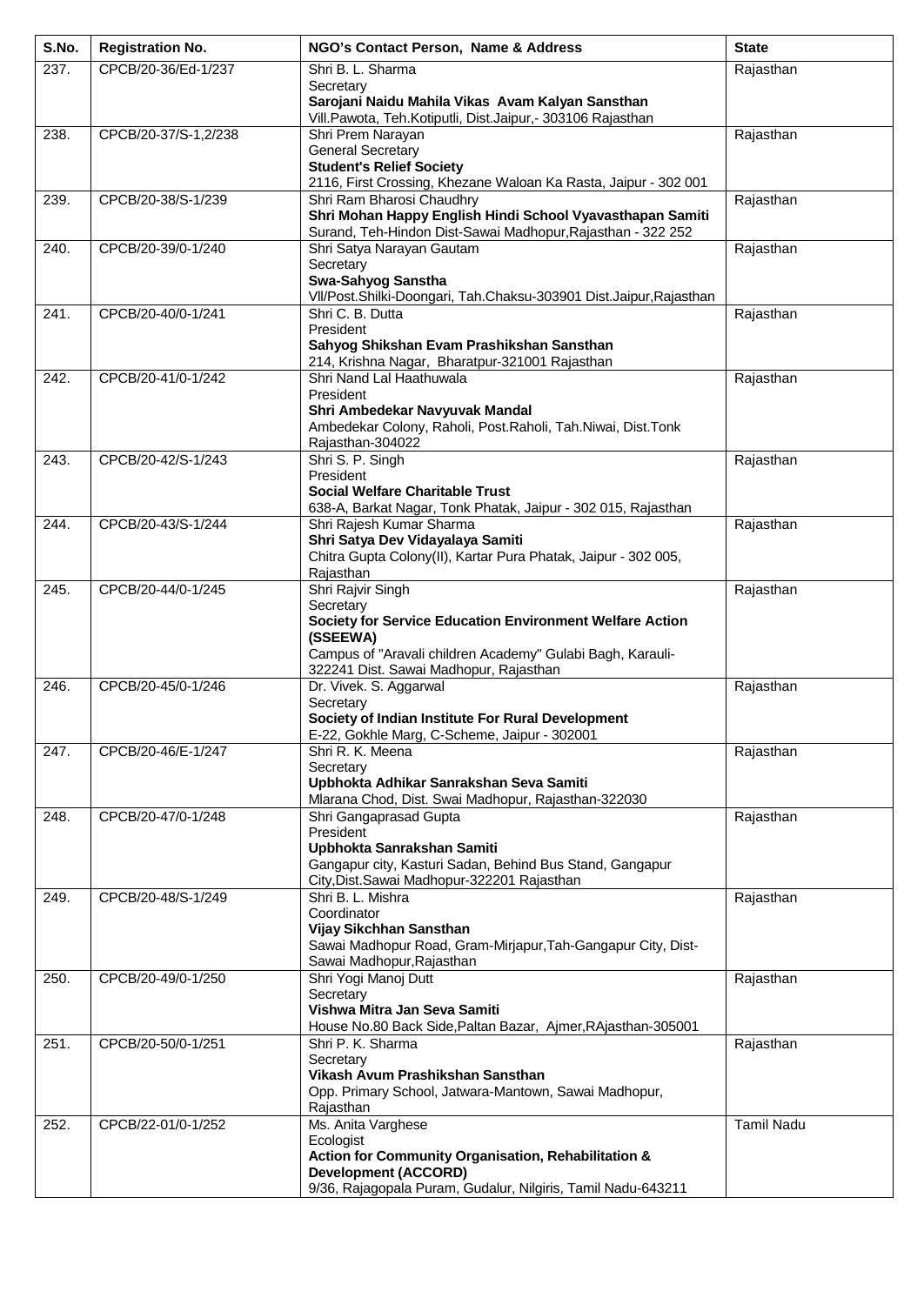| S.No. | Registration No. | NGO's Contact Person, Name & Address | State |
|---|---|---|---|
| 237. | CPCB/20-36/Ed-1/237 | Shri B. L. Sharma<br>Secretary<br>**Sarojani Naidu Mahila Vikas Avam Kalyan Sansthan**<br>Vill.Pawota, Teh.Kotiputli, Dist.Jaipur,- 303106 Rajasthan | Rajasthan |
| 238. | CPCB/20-37/S-1,2/238 | Shri Prem Narayan<br>General Secretary<br>**Student's Relief Society**<br>2116, First Crossing, Khezane Waloan Ka Rasta, Jaipur - 302 001 | Rajasthan |
| 239. | CPCB/20-38/S-1/239 | Shri Ram Bharosi Chaudhry<br>**Shri Mohan Happy English Hindi School Vyavasthapan Samiti**<br>Surand, Teh-Hindon Dist-Sawai Madhopur,Rajasthan - 322 252 | Rajasthan |
| 240. | CPCB/20-39/0-1/240 | Shri Satya Narayan Gautam<br>Secretary<br>**Swa-Sahyog Sanstha**<br>Vll/Post.Shilki-Doongari, Tah.Chaksu-303901 Dist.Jaipur,Rajasthan | Rajasthan |
| 241. | CPCB/20-40/0-1/241 | Shri C. B. Dutta<br>President<br>**Sahyog Shikshan Evam Prashikshan Sansthan**<br>214, Krishna Nagar, Bharatpur-321001 Rajasthan | Rajasthan |
| 242. | CPCB/20-41/0-1/242 | Shri Nand Lal Haathuwala<br>President<br>**Shri Ambedekar Navyuvak Mandal**<br>Ambedekar Colony, Raholi, Post.Raholi, Tah.Niwai, Dist.Tonk Rajasthan-304022 | Rajasthan |
| 243. | CPCB/20-42/S-1/243 | Shri S. P. Singh<br>President<br>**Social Welfare Charitable Trust**<br>638-A, Barkat Nagar, Tonk Phatak, Jaipur - 302 015, Rajasthan | Rajasthan |
| 244. | CPCB/20-43/S-1/244 | Shri Rajesh Kumar Sharma<br>**Shri Satya Dev Vidayalaya Samiti**<br>Chitra Gupta Colony(II), Kartar Pura Phatak, Jaipur - 302 005, Rajasthan | Rajasthan |
| 245. | CPCB/20-44/0-1/245 | Shri Rajvir Singh<br>Secretary<br>**Society for Service Education Environment Welfare Action (SSEEWA)**<br>Campus of "Aravali children Academy" Gulabi Bagh, Karauli-322241 Dist. Sawai Madhopur, Rajasthan | Rajasthan |
| 246. | CPCB/20-45/0-1/246 | Dr. Vivek. S. Aggarwal<br>Secretary<br>**Society of Indian Institute For Rural Development**<br>E-22, Gokhle Marg, C-Scheme, Jaipur - 302001 | Rajasthan |
| 247. | CPCB/20-46/E-1/247 | Shri R. K. Meena<br>Secretary<br>**Upbhokta Adhikar Sanrakshan Seva Samiti**<br>Mlarana Chod, Dist. Swai Madhopur, Rajasthan-322030 | Rajasthan |
| 248. | CPCB/20-47/0-1/248 | Shri Gangaprasad Gupta<br>President<br>**Upbhokta Sanrakshan Samiti**<br>Gangapur city, Kasturi Sadan, Behind Bus Stand, Gangapur City,Dist.Sawai Madhopur-322201 Rajasthan | Rajasthan |
| 249. | CPCB/20-48/S-1/249 | Shri B. L. Mishra<br>Coordinator<br>**Vijay Sikchhan Sansthan**<br>Sawai Madhopur Road, Gram-Mirjapur,Tah-Gangapur City, Dist-Sawai Madhopur,Rajasthan | Rajasthan |
| 250. | CPCB/20-49/0-1/250 | Shri Yogi Manoj Dutt<br>Secretary<br>**Vishwa Mitra Jan Seva Samiti**<br>House No.80 Back Side,Paltan Bazar, Ajmer,RAjasthan-305001 | Rajasthan |
| 251. | CPCB/20-50/0-1/251 | Shri P. K. Sharma<br>Secretary<br>**Vikash Avum Prashikshan Sansthan**<br>Opp. Primary School, Jatwara-Mantown, Sawai Madhopur, Rajasthan | Rajasthan |
| 252. | CPCB/22-01/0-1/252 | Ms. Anita Varghese<br>Ecologist<br>**Action for Community Organisation, Rehabilitation & Development (ACCORD)**<br>9/36, Rajagopala Puram, Gudalur, Nilgiris, Tamil Nadu-643211 | Tamil Nadu |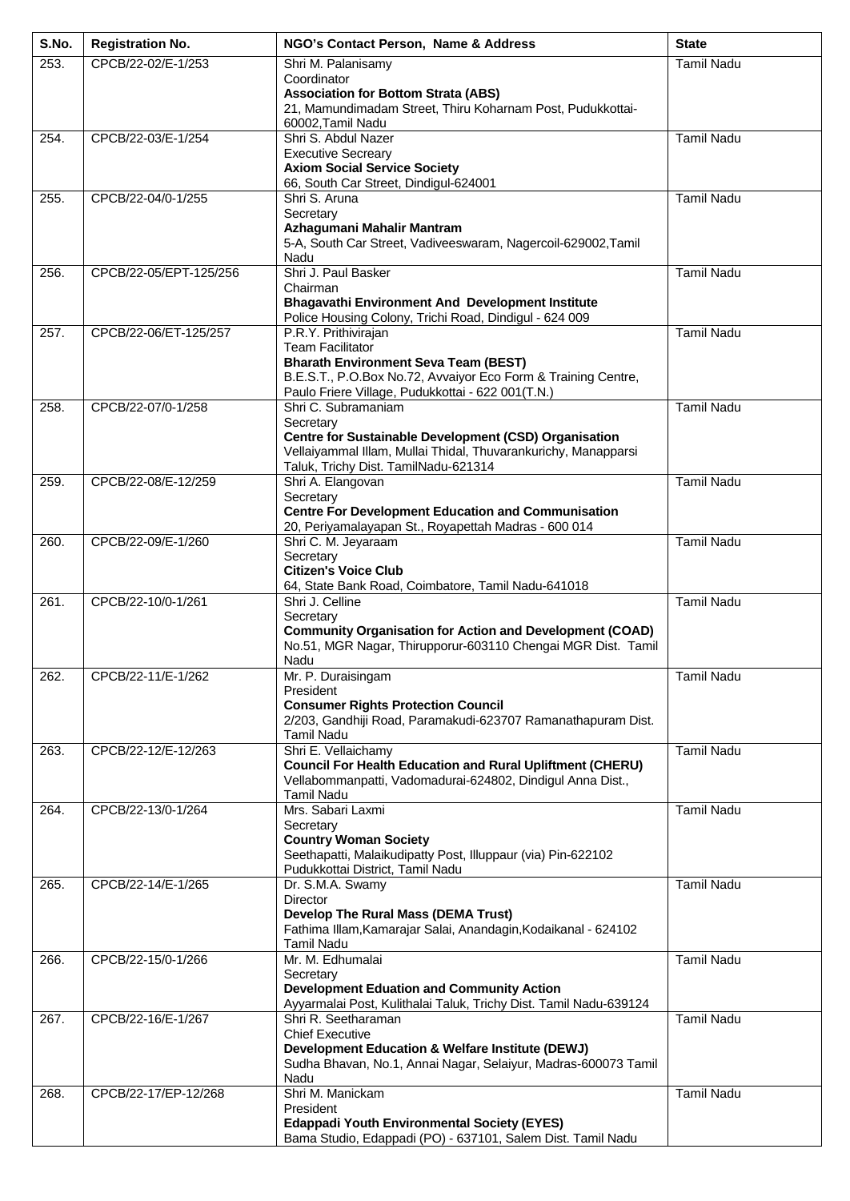| S.No. | Registration No. | NGO's Contact Person, Name & Address | State |
|---|---|---|---|
| 253. | CPCB/22-02/E-1/253 | Shri M. Palanisamy<br>Coordinator<br>**Association for Bottom Strata (ABS)**<br>21, Mamundimadam Street, Thiru Koharnam Post, Pudukkottai-60002,Tamil Nadu | Tamil Nadu |
| 254. | CPCB/22-03/E-1/254 | Shri S. Abdul Nazer<br>Executive Secreary<br>**Axiom Social Service Society**<br>66, South Car Street, Dindigul-624001 | Tamil Nadu |
| 255. | CPCB/22-04/0-1/255 | Shri S. Aruna<br>Secretary<br>**Azhagumani Mahalir Mantram**<br>5-A, South Car Street, Vadiveeswaram, Nagercoil-629002,Tamil Nadu | Tamil Nadu |
| 256. | CPCB/22-05/EPT-125/256 | Shri J. Paul Basker<br>Chairman<br>**Bhagavathi Environment And Development Institute**<br>Police Housing Colony, Trichi Road, Dindigul - 624 009 | Tamil Nadu |
| 257. | CPCB/22-06/ET-125/257 | P.R.Y. Prithivirajan<br>Team Facilitator<br>**Bharath Environment Seva Team (BEST)**<br>B.E.S.T., P.O.Box No.72, Avvaiyor Eco Form & Training Centre, Paulo Friere Village, Pudukkottai - 622 001(T.N.) | Tamil Nadu |
| 258. | CPCB/22-07/0-1/258 | Shri C. Subramaniam<br>Secretary<br>**Centre for Sustainable Development (CSD) Organisation**<br>Vellaiyammal Illam, Mullai Thidal, Thuvarankurichy, Manapparsi Taluk, Trichy Dist. TamilNadu-621314 | Tamil Nadu |
| 259. | CPCB/22-08/E-12/259 | Shri A. Elangovan<br>Secretary<br>**Centre For Development Education and Communisation**<br>20, Periyamalayapan St., Royapettah Madras - 600 014 | Tamil Nadu |
| 260. | CPCB/22-09/E-1/260 | Shri C. M. Jeyaraam<br>Secretary<br>**Citizen's Voice Club**<br>64, State Bank Road, Coimbatore, Tamil Nadu-641018 | Tamil Nadu |
| 261. | CPCB/22-10/0-1/261 | Shri J. Celline<br>Secretary<br>**Community Organisation for Action and Development (COAD)**<br>No.51, MGR Nagar, Thirupporur-603110 Chengai MGR Dist. Tamil Nadu | Tamil Nadu |
| 262. | CPCB/22-11/E-1/262 | Mr. P. Duraisingam<br>President<br>**Consumer Rights Protection Council**<br>2/203, Gandhiji Road, Paramakudi-623707 Ramanathapuram Dist. Tamil Nadu | Tamil Nadu |
| 263. | CPCB/22-12/E-12/263 | Shri E. Vellaichamy<br>**Council For Health Education and Rural Upliftment (CHERU)**<br>Vellabommanpatti, Vadomadurai-624802, Dindigul Anna Dist., Tamil Nadu | Tamil Nadu |
| 264. | CPCB/22-13/0-1/264 | Mrs. Sabari Laxmi<br>Secretary<br>**Country Woman Society**<br>Seethapatti, Malaikudipatty Post, Illuppaur (via) Pin-622102 Pudukkottai District, Tamil Nadu | Tamil Nadu |
| 265. | CPCB/22-14/E-1/265 | Dr. S.M.A. Swamy<br>Director<br>**Develop The Rural Mass (DEMA Trust)**<br>Fathima Illam,Kamarajar Salai, Anandagin,Kodaikanal - 624102 Tamil Nadu | Tamil Nadu |
| 266. | CPCB/22-15/0-1/266 | Mr. M. Edhumalai<br>Secretary<br>**Development Eduation and Community Action**<br>Ayyarmalai Post, Kulithalai Taluk, Trichy Dist. Tamil Nadu-639124 | Tamil Nadu |
| 267. | CPCB/22-16/E-1/267 | Shri R. Seetharaman<br>Chief Executive<br>**Development Education & Welfare Institute (DEWJ)**<br>Sudha Bhavan, No.1, Annai Nagar, Selaiyur, Madras-600073 Tamil Nadu | Tamil Nadu |
| 268. | CPCB/22-17/EP-12/268 | Shri M. Manickam<br>President<br>**Edappadi Youth Environmental Society (EYES)**<br>Bama Studio, Edappadi (PO) - 637101, Salem Dist. Tamil Nadu | Tamil Nadu |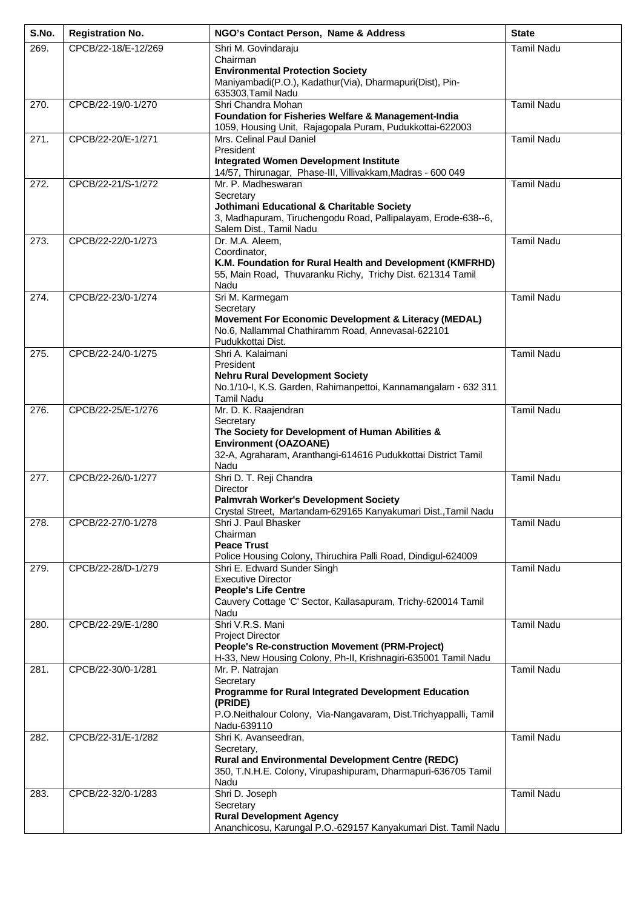| S.No. | Registration No. | NGO's Contact Person, Name & Address | State |
|---|---|---|---|
| 269. | CPCB/22-18/E-12/269 | Shri M. Govindaraju<br>Chairman<br>**Environmental Protection Society**<br>Maniyambadi(P.O.), Kadathur(Via), Dharmapuri(Dist), Pin-635303,Tamil Nadu | Tamil Nadu |
| 270. | CPCB/22-19/0-1/270 | Shri Chandra Mohan<br>**Foundation for Fisheries Welfare & Management-India**<br>1059, Housing Unit, Rajagopala Puram, Pudukkottai-622003 | Tamil Nadu |
| 271. | CPCB/22-20/E-1/271 | Mrs. Celinal Paul Daniel<br>President<br>**Integrated Women Development Institute**<br>14/57, Thirunagar, Phase-III, Villivakkam,Madras - 600 049 | Tamil Nadu |
| 272. | CPCB/22-21/S-1/272 | Mr. P. Madheswaran<br>Secretary<br>**Jothimani Educational & Charitable Society**<br>3, Madhapuram, Tiruchengodu Road, Pallipalayam, Erode-638--6, Salem Dist., Tamil Nadu | Tamil Nadu |
| 273. | CPCB/22-22/0-1/273 | Dr. M.A. Aleem,<br>Coordinator,<br>**K.M. Foundation for Rural Health and Development (KMFRHD)**<br>55, Main Road, Thuvaranku Richy, Trichy Dist. 621314 Tamil Nadu | Tamil Nadu |
| 274. | CPCB/22-23/0-1/274 | Sri M. Karmegam<br>Secretary<br>**Movement For Economic Development & Literacy (MEDAL)**<br>No.6, Nallammal Chathiramm Road, Annevasal-622101 Pudukkottai Dist. | Tamil Nadu |
| 275. | CPCB/22-24/0-1/275 | Shri A. Kalaimani<br>President<br>**Nehru Rural Development Society**<br>No.1/10-I, K.S. Garden, Rahimanpettoi, Kannamangalam - 632 311 Tamil Nadu | Tamil Nadu |
| 276. | CPCB/22-25/E-1/276 | Mr. D. K. Raajendran<br>Secretary<br>**The Society for Development of Human Abilities & Environment (OAZOANE)**<br>32-A, Agraharam, Aranthangi-614616 Pudukkottai District Tamil Nadu | Tamil Nadu |
| 277. | CPCB/22-26/0-1/277 | Shri D. T. Reji Chandra<br>Director<br>**Palmvrah Worker's Development Society**<br>Crystal Street, Martandam-629165 Kanyakumari Dist.,Tamil Nadu | Tamil Nadu |
| 278. | CPCB/22-27/0-1/278 | Shri J. Paul Bhasker<br>Chairman<br>**Peace Trust**<br>Police Housing Colony, Thiruchira Palli Road, Dindigul-624009 | Tamil Nadu |
| 279. | CPCB/22-28/D-1/279 | Shri E. Edward Sunder Singh<br>Executive Director<br>**People's Life Centre**<br>Cauvery Cottage 'C' Sector, Kailasapuram, Trichy-620014 Tamil Nadu | Tamil Nadu |
| 280. | CPCB/22-29/E-1/280 | Shri V.R.S. Mani<br>Project Director<br>**People's Re-construction Movement (PRM-Project)**<br>H-33, New Housing Colony, Ph-II, Krishnagiri-635001 Tamil Nadu | Tamil Nadu |
| 281. | CPCB/22-30/0-1/281 | Mr. P. Natrajan<br>Secretary<br>**Programme for Rural Integrated Development Education (PRIDE)**<br>P.O.Neithalour Colony, Via-Nangavaram, Dist.Trichyappalli, Tamil Nadu-639110 | Tamil Nadu |
| 282. | CPCB/22-31/E-1/282 | Shri K. Avanseedran,<br>Secretary,<br>**Rural and Environmental Development Centre (REDC)**<br>350, T.N.H.E. Colony, Virupashipuram, Dharmapuri-636705 Tamil Nadu | Tamil Nadu |
| 283. | CPCB/22-32/0-1/283 | Shri D. Joseph<br>Secretary<br>**Rural Development Agency**<br>Ananchicosu, Karungal P.O.-629157 Kanyakumari Dist. Tamil Nadu | Tamil Nadu |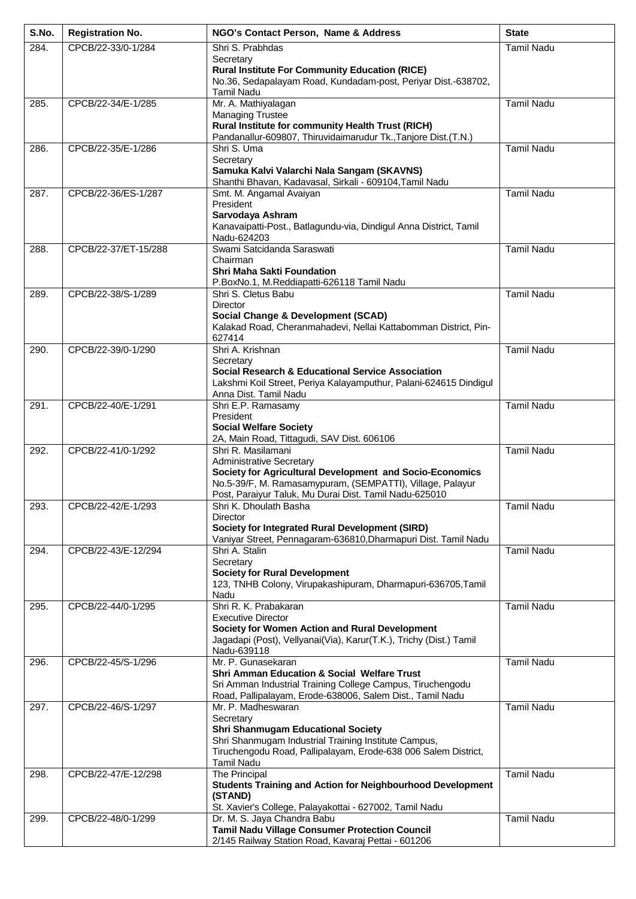| S.No. | Registration No. | NGO's Contact Person, Name & Address | State |
|---|---|---|---|
| 284. | CPCB/22-33/0-1/284 | Shri S. Prabhdas<br>Secretary<br>**Rural Institute For Community Education (RICE)**<br>No.36, Sedapalayam Road, Kundadam-post, Periyar Dist.-638702, Tamil Nadu | Tamil Nadu |
| 285. | CPCB/22-34/E-1/285 | Mr. A. Mathiyalagan<br>Managing Trustee<br>**Rural Institute for community Health Trust (RICH)**<br>Pandanallur-609807, Thiruvidaimarudur Tk.,Tanjore Dist.(T.N.) | Tamil Nadu |
| 286. | CPCB/22-35/E-1/286 | Shri S. Uma<br>Secretary<br>**Samuka Kalvi Valarchi Nala Sangam (SKAVNS)**<br>Shanthi Bhavan, Kadavasal, Sirkali - 609104,Tamil Nadu | Tamil Nadu |
| 287. | CPCB/22-36/ES-1/287 | Smt. M. Angamal Avaiyan<br>President<br>**Sarvodaya Ashram**<br>Kanavaipatti-Post., Batlagundu-via, Dindigul Anna District, Tamil Nadu-624203 | Tamil Nadu |
| 288. | CPCB/22-37/ET-15/288 | Swami Satcidanda Saraswati<br>Chairman<br>**Shri Maha Sakti Foundation**<br>P.BoxNo.1, M.Reddiapatti-626118 Tamil Nadu | Tamil Nadu |
| 289. | CPCB/22-38/S-1/289 | Shri S. Cletus Babu<br>Director<br>**Social Change & Development (SCAD)**<br>Kalakad Road, Cheranmahadevi, Nellai Kattabomman District, Pin-627414 | Tamil Nadu |
| 290. | CPCB/22-39/0-1/290 | Shri A. Krishnan<br>Secretary<br>**Social Research & Educational Service Association**<br>Lakshmi Koil Street, Periya Kalayamputhur, Palani-624615 Dindigul Anna Dist. Tamil Nadu | Tamil Nadu |
| 291. | CPCB/22-40/E-1/291 | Shri E.P. Ramasamy<br>President<br>**Social Welfare Society**<br>2A, Main Road, Tittagudi, SAV Dist. 606106 | Tamil Nadu |
| 292. | CPCB/22-41/0-1/292 | Shri R. Masilamani<br>Administrative Secretary<br>**Society for Agricultural Development and Socio-Economics**<br>No.5-39/F, M. Ramasamypuram, (SEMPATTI), Village, Palayur Post, Paraiyur Taluk, Mu Durai Dist. Tamil Nadu-625010 | Tamil Nadu |
| 293. | CPCB/22-42/E-1/293 | Shri K. Dhoulath Basha<br>Director<br>**Society for Integrated Rural Development (SIRD)**<br>Vaniyar Street, Pennagaram-636810,Dharmapuri Dist. Tamil Nadu | Tamil Nadu |
| 294. | CPCB/22-43/E-12/294 | Shri A. Stalin<br>Secretary<br>**Society for Rural Development**<br>123, TNHB Colony, Virupakashipuram, Dharmapuri-636705,Tamil Nadu | Tamil Nadu |
| 295. | CPCB/22-44/0-1/295 | Shri R. K. Prabakaran<br>Executive Director<br>**Society for Women Action and Rural Development**<br>Jagadapi (Post), Vellyanai(Via), Karur(T.K.), Trichy (Dist.) Tamil Nadu-639118 | Tamil Nadu |
| 296. | CPCB/22-45/S-1/296 | Mr. P. Gunasekaran<br>**Shri Amman Education & Social Welfare Trust**<br>Sri Amman Industrial Training College Campus, Tiruchengodu Road, Pallipalayam, Erode-638006, Salem Dist., Tamil Nadu | Tamil Nadu |
| 297. | CPCB/22-46/S-1/297 | Mr. P. Madheswaran<br>Secretary<br>**Shri Shanmugam Educational Society**<br>Shri Shanmugam Industrial Training Institute Campus, Tiruchengodu Road, Pallipalayam, Erode-638 006 Salem District, Tamil Nadu | Tamil Nadu |
| 298. | CPCB/22-47/E-12/298 | The Principal<br>**Students Training and Action for Neighbourhood Development (STAND)**<br>St. Xavier's College, Palayakottai - 627002, Tamil Nadu | Tamil Nadu |
| 299. | CPCB/22-48/0-1/299 | Dr. M. S. Jaya Chandra Babu<br>**Tamil Nadu Village Consumer Protection Council**<br>2/145 Railway Station Road, Kavaraj Pettai - 601206 | Tamil Nadu |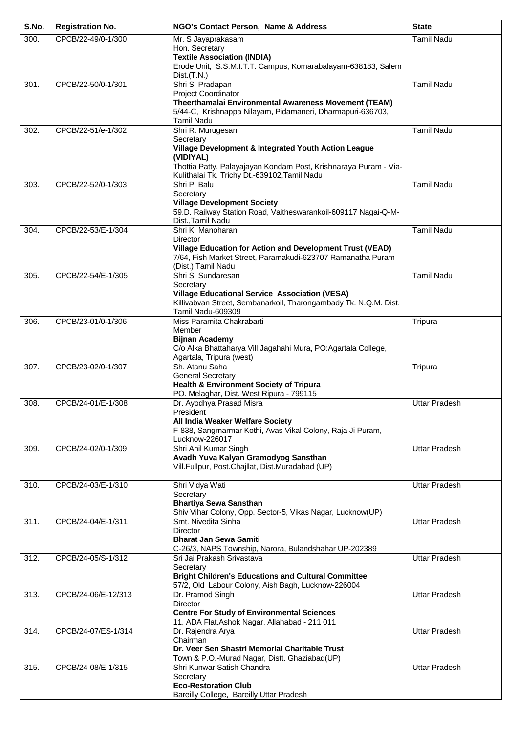| S.No. | Registration No. | NGO's Contact Person, Name & Address | State |
|---|---|---|---|
| 300. | CPCB/22-49/0-1/300 | Mr. S Jayaprakasam<br>Hon. Secretary<br>**Textile Association (INDIA)**<br>Erode Unit, S.S.M.I.T.T. Campus, Komarabalayam-638183, Salem Dist.(T.N.) | Tamil Nadu |
| 301. | CPCB/22-50/0-1/301 | Shri S. Pradapan<br>Project Coordinator<br>**Theerthamalai Environmental Awareness Movement (TEAM)**<br>5/44-C, Krishnappa Nilayam, Pidamaneri, Dharmapuri-636703, Tamil Nadu | Tamil Nadu |
| 302. | CPCB/22-51/e-1/302 | Shri R. Murugesan<br>Secretary<br>**Village Development & Integrated Youth Action League (VIDIYAL)**<br>Thottia Patty, Palayajayan Kondam Post, Krishnaraya Puram - Via-Kulithalai Tk. Trichy Dt.-639102,Tamil Nadu | Tamil Nadu |
| 303. | CPCB/22-52/0-1/303 | Shri P. Balu<br>Secretary<br>**Village Development Society**<br>59.D. Railway Station Road, Vaitheswarankoil-609117 Nagai-Q-M-Dist.,Tamil Nadu | Tamil Nadu |
| 304. | CPCB/22-53/E-1/304 | Shri K. Manoharan<br>Director<br>**Village Education for Action and Development Trust (VEAD)**<br>7/64, Fish Market Street, Paramakudi-623707 Ramanatha Puram (Dist.) Tamil Nadu | Tamil Nadu |
| 305. | CPCB/22-54/E-1/305 | Shri S. Sundaresan<br>Secretary<br>**Village Educational Service Association (VESA)**<br>Killivabvan Street, Sembanarkoil, Tharongambady Tk. N.Q.M. Dist. Tamil Nadu-609309 | Tamil Nadu |
| 306. | CPCB/23-01/0-1/306 | Miss Paramita Chakrabarti<br>Member<br>**Bijnan Academy**<br>C/o Alka Bhattaharya Vill:Jagahahi Mura, PO:Agartala College, Agartala, Tripura (west) | Tripura |
| 307. | CPCB/23-02/0-1/307 | Sh. Atanu Saha<br>General Secretary<br>**Health & Environment Society of Tripura**<br>PO. Melaghar, Dist. West Ripura - 799115 | Tripura |
| 308. | CPCB/24-01/E-1/308 | Dr. Ayodhya Prasad Misra<br>President<br>**All India Weaker Welfare Society**<br>F-838, Sangmarmar Kothi, Avas Vikal Colony, Raja Ji Puram, Lucknow-226017 | Uttar Pradesh |
| 309. | CPCB/24-02/0-1/309 | Shri Anil Kumar Singh<br>**Avadh Yuva Kalyan Gramodyog Sansthan**<br>Vill.Fullpur, Post.Chajllat, Dist.Muradabad (UP) | Uttar Pradesh |
| 310. | CPCB/24-03/E-1/310 | Shri Vidya Wati<br>Secretary<br>**Bhartiya Sewa Sansthan**<br>Shiv Vihar Colony, Opp. Sector-5, Vikas Nagar, Lucknow(UP) | Uttar Pradesh |
| 311. | CPCB/24-04/E-1/311 | Smt. Nivedita Sinha<br>Director<br>**Bharat Jan Sewa Samiti**<br>C-26/3, NAPS Township, Narora, Bulandshahar UP-202389 | Uttar Pradesh |
| 312. | CPCB/24-05/S-1/312 | Sri Jai Prakash Srivastava<br>Secretary<br>**Bright Children's Educations and Cultural Committee**<br>57/2, Old Labour Colony, Aish Bagh, Lucknow-226004 | Uttar Pradesh |
| 313. | CPCB/24-06/E-12/313 | Dr. Pramod Singh<br>Director<br>**Centre For Study of Environmental Sciences**<br>11, ADA Flat,Ashok Nagar, Allahabad - 211 011 | Uttar Pradesh |
| 314. | CPCB/24-07/ES-1/314 | Dr. Rajendra Arya<br>Chairman<br>**Dr. Veer Sen Shastri Memorial Charitable Trust**<br>Town & P.O.-Murad Nagar, Distt. Ghaziabad(UP) | Uttar Pradesh |
| 315. | CPCB/24-08/E-1/315 | Shri Kunwar Satish Chandra<br>Secretary<br>**Eco-Restoration Club**<br>Bareilly College, Bareilly Uttar Pradesh | Uttar Pradesh |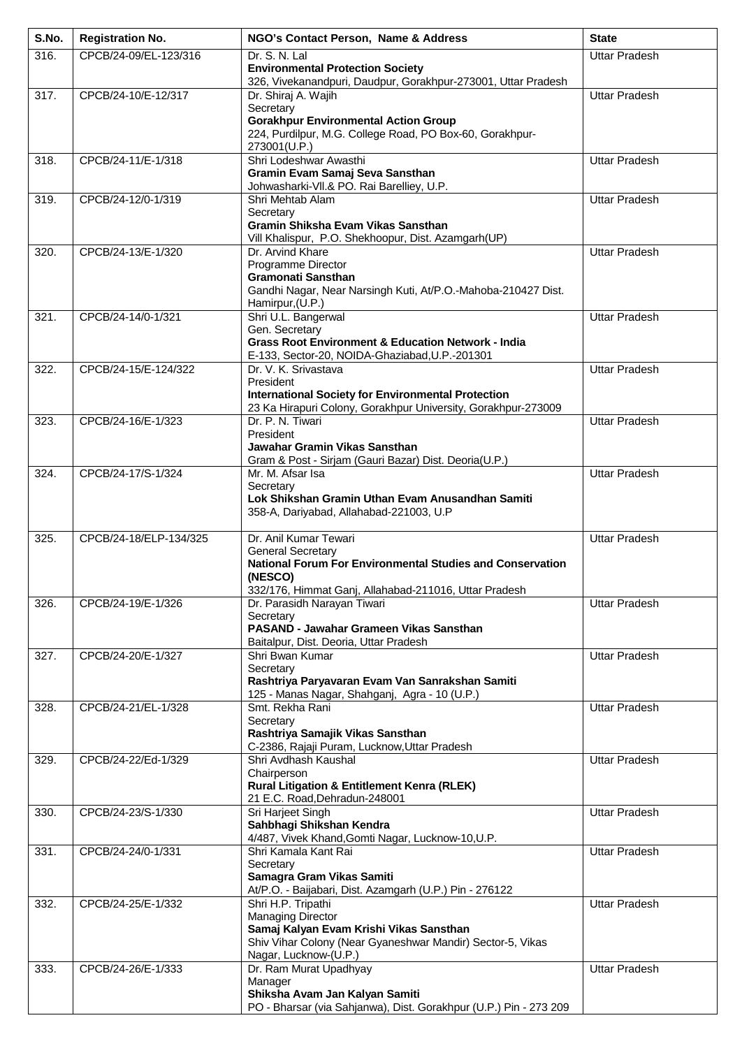| S.No. | Registration No. | NGO's Contact Person, Name & Address | State |
|---|---|---|---|
| 316. | CPCB/24-09/EL-123/316 | Dr. S. N. Lal<br>**Environmental Protection Society**<br>326, Vivekanandpuri, Daudpur, Gorakhpur-273001, Uttar Pradesh | Uttar Pradesh |
| 317. | CPCB/24-10/E-12/317 | Dr. Shiraj A. Wajih<br>Secretary<br>**Gorakhpur Environmental Action Group**<br>224, Purdilpur, M.G. College Road, PO Box-60, Gorakhpur-273001(U.P.) | Uttar Pradesh |
| 318. | CPCB/24-11/E-1/318 | Shri Lodeshwar Awasthi<br>**Gramin Evam Samaj Seva Sansthan**<br>Johwasharki-Vll.& PO. Rai Barelliey, U.P. | Uttar Pradesh |
| 319. | CPCB/24-12/0-1/319 | Shri Mehtab Alam<br>Secretary<br>**Gramin Shiksha Evam Vikas Sansthan**<br>Vill Khalispur, P.O. Shekhoopur, Dist. Azamgarh(UP) | Uttar Pradesh |
| 320. | CPCB/24-13/E-1/320 | Dr. Arvind Khare<br>Programme Director<br>**Gramonati Sansthan**<br>Gandhi Nagar, Near Narsingh Kuti, At/P.O.-Mahoba-210427 Dist. Hamirpur,(U.P.) | Uttar Pradesh |
| 321. | CPCB/24-14/0-1/321 | Shri U.L. Bangerwal<br>Gen. Secretary<br>**Grass Root Environment & Education Network - India**<br>E-133, Sector-20, NOIDA-Ghaziabad,U.P.-201301 | Uttar Pradesh |
| 322. | CPCB/24-15/E-124/322 | Dr. V. K. Srivastava<br>President<br>**International Society for Environmental Protection**<br>23 Ka Hirapuri Colony, Gorakhpur University, Gorakhpur-273009 | Uttar Pradesh |
| 323. | CPCB/24-16/E-1/323 | Dr. P. N. Tiwari<br>President<br>**Jawahar Gramin Vikas Sansthan**<br>Gram & Post - Sirjam (Gauri Bazar) Dist. Deoria(U.P.) | Uttar Pradesh |
| 324. | CPCB/24-17/S-1/324 | Mr. M. Afsar Isa<br>Secretary<br>**Lok Shikshan Gramin Uthan Evam Anusandhan Samiti**<br>358-A, Dariyabad, Allahabad-221003, U.P | Uttar Pradesh |
| 325. | CPCB/24-18/ELP-134/325 | Dr. Anil Kumar Tewari<br>General Secretary<br>**National Forum For Environmental Studies and Conservation (NESCO)**<br>332/176, Himmat Ganj, Allahabad-211016, Uttar Pradesh | Uttar Pradesh |
| 326. | CPCB/24-19/E-1/326 | Dr. Parasidh Narayan Tiwari<br>Secretary<br>**PASAND - Jawahar Grameen Vikas Sansthan**<br>Baitalpur, Dist. Deoria, Uttar Pradesh | Uttar Pradesh |
| 327. | CPCB/24-20/E-1/327 | Shri Bwan Kumar<br>Secretary<br>**Rashtriya Paryavaran Evam Van Sanrakshan Samiti**<br>125 - Manas Nagar, Shahganj, Agra - 10 (U.P.) | Uttar Pradesh |
| 328. | CPCB/24-21/EL-1/328 | Smt. Rekha Rani<br>Secretary<br>**Rashtriya Samajik Vikas Sansthan**<br>C-2386, Rajaji Puram, Lucknow,Uttar Pradesh | Uttar Pradesh |
| 329. | CPCB/24-22/Ed-1/329 | Shri Avdhash Kaushal<br>Chairperson<br>**Rural Litigation & Entitlement Kenra (RLEK)**<br>21 E.C. Road,Dehradun-248001 | Uttar Pradesh |
| 330. | CPCB/24-23/S-1/330 | Sri Harjeet Singh<br>**Sahbhagi Shikshan Kendra**<br>4/487, Vivek Khand,Gomti Nagar, Lucknow-10,U.P. | Uttar Pradesh |
| 331. | CPCB/24-24/0-1/331 | Shri Kamala Kant Rai<br>Secretary<br>**Samagra Gram Vikas Samiti**<br>At/P.O. - Baijabari, Dist. Azamgarh (U.P.) Pin - 276122 | Uttar Pradesh |
| 332. | CPCB/24-25/E-1/332 | Shri H.P. Tripathi<br>Managing Director<br>**Samaj Kalyan Evam Krishi Vikas Sansthan**<br>Shiv Vihar Colony (Near Gyaneshwar Mandir) Sector-5, Vikas Nagar, Lucknow-(U.P.) | Uttar Pradesh |
| 333. | CPCB/24-26/E-1/333 | Dr. Ram Murat Upadhyay<br>Manager<br>**Shiksha Avam Jan Kalyan Samiti**<br>PO - Bharsar (via Sahjanwa), Dist. Gorakhpur (U.P.) Pin - 273 209 | Uttar Pradesh |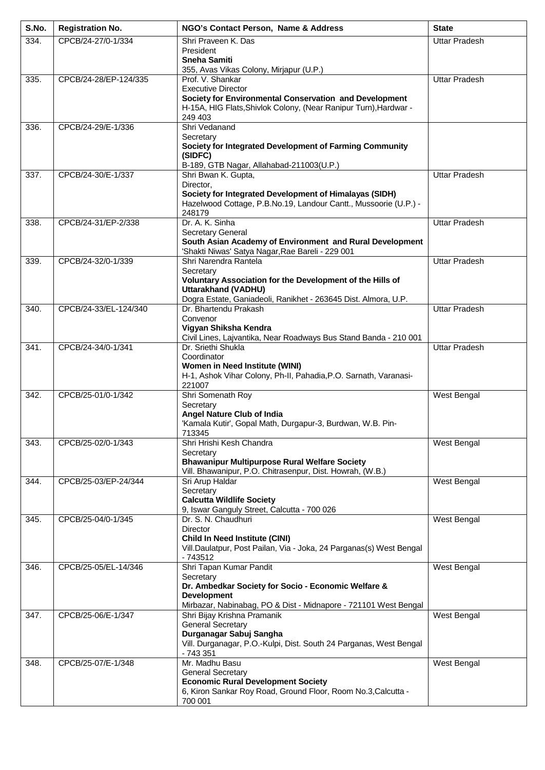| S.No. | Registration No. | NGO's Contact Person, Name & Address | State |
|---|---|---|---|
| 334. | CPCB/24-27/0-1/334 | Shri Praveen K. Das<br>President<br>**Sneha Samiti**<br>355, Avas Vikas Colony, Mirjapur (U.P.) | Uttar Pradesh |
| 335. | CPCB/24-28/EP-124/335 | Prof. V. Shankar<br>Executive Director<br>**Society for Environmental Conservation and Development**<br>H-15A, HIG Flats,Shivlok Colony, (Near Ranipur Turn),Hardwar - 249 403 | Uttar Pradesh |
| 336. | CPCB/24-29/E-1/336 | Shri Vedanand<br>Secretary<br>**Society for Integrated Development of Farming Community (SIDFC)**<br>B-189, GTB Nagar, Allahabad-211003(U.P.) | |
| 337. | CPCB/24-30/E-1/337 | Shri Bwan K. Gupta,<br>Director,<br>**Society for Integrated Development of Himalayas (SIDH)**<br>Hazelwood Cottage, P.B.No.19, Landour Cantt., Mussoorie (U.P.) - 248179 | Uttar Pradesh |
| 338. | CPCB/24-31/EP-2/338 | Dr. A. K. Sinha<br>Secretary General<br>**South Asian Academy of Environment and Rural Development**<br>'Shakti Niwas' Satya Nagar,Rae Bareli - 229 001 | Uttar Pradesh |
| 339. | CPCB/24-32/0-1/339 | Shri Narendra Rantela<br>Secretary<br>**Voluntary Association for the Development of the Hills of Uttarakhand (VADHU)**<br>Dogra Estate, Ganiadeoli, Ranikhet - 263645 Dist. Almora, U.P. | Uttar Pradesh |
| 340. | CPCB/24-33/EL-124/340 | Dr. Bhartendu Prakash<br>Convenor<br>**Vigyan Shiksha Kendra**<br>Civil Lines, Lajvantika, Near Roadways Bus Stand Banda - 210 001 | Uttar Pradesh |
| 341. | CPCB/24-34/0-1/341 | Dr. Sriethi Shukla<br>Coordinator<br>**Women in Need Institute (WINI)**<br>H-1, Ashok Vihar Colony, Ph-II, Pahadia,P.O. Sarnath, Varanasi-221007 | Uttar Pradesh |
| 342. | CPCB/25-01/0-1/342 | Shri Somenath Roy<br>Secretary<br>**Angel Nature Club of India**<br>'Kamala Kutir', Gopal Math, Durgapur-3, Burdwan, W.B. Pin-713345 | West Bengal |
| 343. | CPCB/25-02/0-1/343 | Shri Hrishi Kesh Chandra<br>Secretary<br>**Bhawanipur Multipurpose Rural Welfare Society**<br>Vill. Bhawanipur, P.O. Chitrasenpur, Dist. Howrah, (W.B.) | West Bengal |
| 344. | CPCB/25-03/EP-24/344 | Sri Arup Haldar<br>Secretary<br>**Calcutta Wildlife Society**<br>9, Iswar Ganguly Street, Calcutta - 700 026 | West Bengal |
| 345. | CPCB/25-04/0-1/345 | Dr. S. N. Chaudhuri<br>Director<br>**Child In Need Institute (CINI)**<br>Vill.Daulatpur, Post Pailan, Via - Joka, 24 Parganas(s) West Bengal - 743512 | West Bengal |
| 346. | CPCB/25-05/EL-14/346 | Shri Tapan Kumar Pandit<br>Secretary<br>**Dr. Ambedkar Society for Socio - Economic Welfare & Development**<br>Mirbazar, Nabinabag, PO & Dist - Midnapore - 721101 West Bengal | West Bengal |
| 347. | CPCB/25-06/E-1/347 | Shri Bijay Krishna Pramanik<br>General Secretary<br>**Durganagar Sabuj Sangha**<br>Vill. Durganagar, P.O.-Kulpi, Dist. South 24 Parganas, West Bengal - 743 351 | West Bengal |
| 348. | CPCB/25-07/E-1/348 | Mr. Madhu Basu<br>General Secretary<br>**Economic Rural Development Society**<br>6, Kiron Sankar Roy Road, Ground Floor, Room No.3,Calcutta - 700 001 | West Bengal |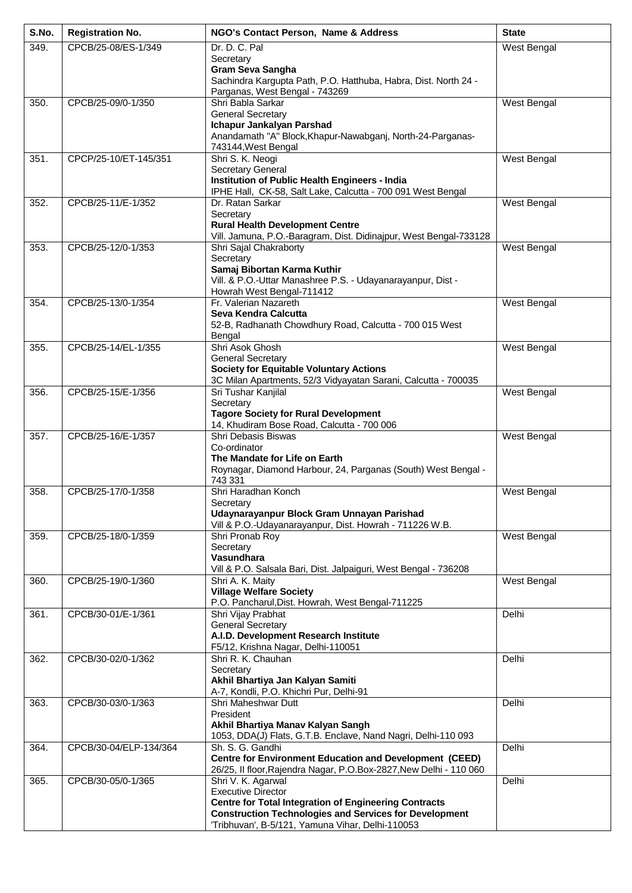| S.No. | Registration No. | NGO's Contact Person, Name & Address | State |
|---|---|---|---|
| 349. | CPCB/25-08/ES-1/349 | Dr. D. C. Pal<br>Secretary<br>**Gram Seva Sangha**<br>Sachindra Kargupta Path, P.O. Hatthuba, Habra, Dist. North 24 - Parganas, West Bengal - 743269 | West Bengal |
| 350. | CPCB/25-09/0-1/350 | Shri Babla Sarkar<br>General Secretary<br>**Ichapur Jankalyan Parshad**<br>Anandamath "A" Block,Khapur-Nawabganj, North-24-Parganas-743144,West Bengal | West Bengal |
| 351. | CPCP/25-10/ET-145/351 | Shri S. K. Neogi<br>Secretary General<br>**Institution of Public Health Engineers - India**<br>IPHE Hall, CK-58, Salt Lake, Calcutta - 700 091 West Bengal | West Bengal |
| 352. | CPCB/25-11/E-1/352 | Dr. Ratan Sarkar<br>Secretary<br>**Rural Health Development Centre**<br>Vill. Jamuna, P.O.-Baragram, Dist. Didinajpur, West Bengal-733128 | West Bengal |
| 353. | CPCB/25-12/0-1/353 | Shri Sajal Chakraborty<br>Secretary<br>**Samaj Bibortan Karma Kuthir**<br>Vill. & P.O.-Uttar Manashree P.S. - Udayanarayanpur, Dist - Howrah West Bengal-711412 | West Bengal |
| 354. | CPCB/25-13/0-1/354 | Fr. Valerian Nazareth<br>**Seva Kendra Calcutta**<br>52-B, Radhanath Chowdhury Road, Calcutta - 700 015 West Bengal | West Bengal |
| 355. | CPCB/25-14/EL-1/355 | Shri Asok Ghosh<br>General Secretary<br>**Society for Equitable Voluntary Actions**<br>3C Milan Apartments, 52/3 Vidyayatan Sarani, Calcutta - 700035 | West Bengal |
| 356. | CPCB/25-15/E-1/356 | Sri Tushar Kanjilal<br>Secretary<br>**Tagore Society for Rural Development**<br>14, Khudiram Bose Road, Calcutta - 700 006 | West Bengal |
| 357. | CPCB/25-16/E-1/357 | Shri Debasis Biswas<br>Co-ordinator<br>**The Mandate for Life on Earth**<br>Roynagar, Diamond Harbour, 24, Parganas (South) West Bengal - 743 331 | West Bengal |
| 358. | CPCB/25-17/0-1/358 | Shri Haradhan Konch<br>Secretary<br>**Udaynarayanpur Block Gram Unnayan Parishad**<br>Vill & P.O.-Udayanarayanpur, Dist. Howrah - 711226 W.B. | West Bengal |
| 359. | CPCB/25-18/0-1/359 | Shri Pronab Roy<br>Secretary<br>**Vasundhara**<br>Vill & P.O. Salsala Bari, Dist. Jalpaiguri, West Bengal - 736208 | West Bengal |
| 360. | CPCB/25-19/0-1/360 | Shri A. K. Maity<br>**Village Welfare Society**<br>P.O. Pancharul,Dist. Howrah, West Bengal-711225 | West Bengal |
| 361. | CPCB/30-01/E-1/361 | Shri Vijay Prabhat<br>General Secretary<br>**A.I.D. Development Research Institute**<br>F5/12, Krishna Nagar, Delhi-110051 | Delhi |
| 362. | CPCB/30-02/0-1/362 | Shri R. K. Chauhan<br>Secretary<br>**Akhil Bhartiya Jan Kalyan Samiti**<br>A-7, Kondli, P.O. Khichri Pur, Delhi-91 | Delhi |
| 363. | CPCB/30-03/0-1/363 | Shri Maheshwar Dutt<br>President<br>**Akhil Bhartiya Manav Kalyan Sangh**<br>1053, DDA(J) Flats, G.T.B. Enclave, Nand Nagri, Delhi-110 093 | Delhi |
| 364. | CPCB/30-04/ELP-134/364 | Sh. S. G. Gandhi<br>**Centre for Environment Education and Development (CEED)**<br>26/25, II floor,Rajendra Nagar, P.O.Box-2827,New Delhi - 110 060 | Delhi |
| 365. | CPCB/30-05/0-1/365 | Shri V. K. Agarwal<br>Executive Director<br>**Centre for Total Integration of Engineering Contracts Construction Technologies and Services for Development**<br>'Tribhuvan', B-5/121, Yamuna Vihar, Delhi-110053 | Delhi |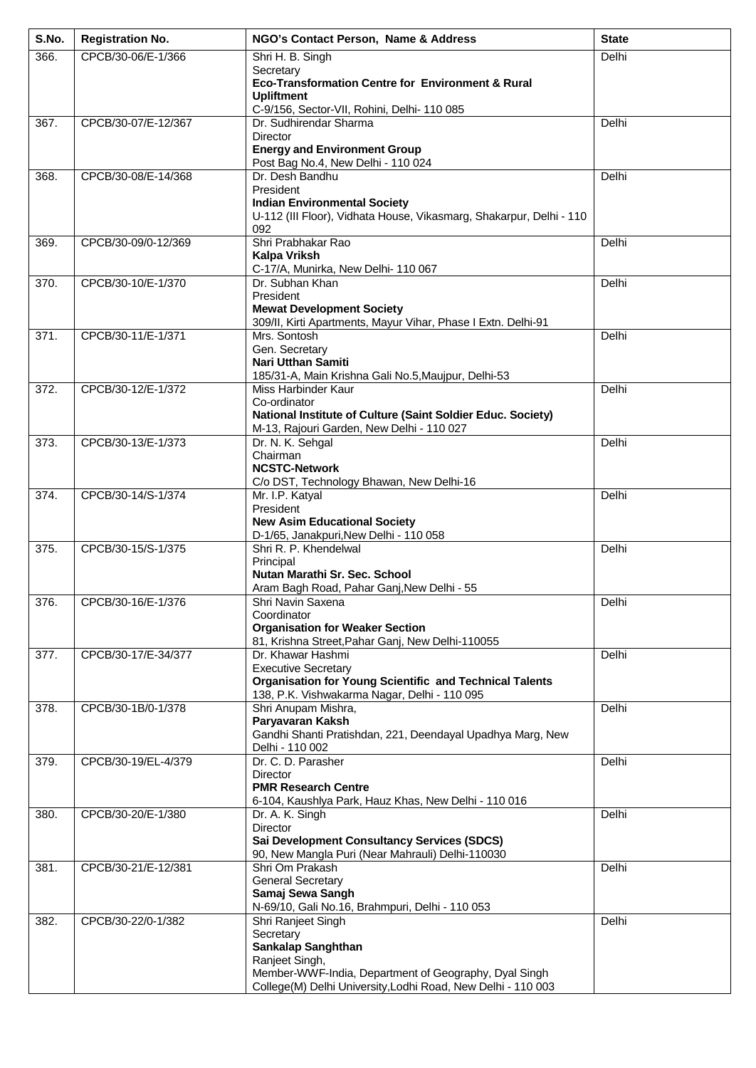| S.No. | Registration No. | NGO's Contact Person, Name & Address | State |
|---|---|---|---|
| 366. | CPCB/30-06/E-1/366 | Shri H. B. Singh<br>Secretary<br>**Eco-Transformation Centre for Environment & Rural Upliftment**<br>C-9/156, Sector-VII, Rohini, Delhi- 110 085 | Delhi |
| 367. | CPCB/30-07/E-12/367 | Dr. Sudhirendar Sharma<br>Director<br>**Energy and Environment Group**<br>Post Bag No.4, New Delhi - 110 024 | Delhi |
| 368. | CPCB/30-08/E-14/368 | Dr. Desh Bandhu<br>President<br>**Indian Environmental Society**<br>U-112 (III Floor), Vidhata House, Vikasmarg, Shakarpur, Delhi - 110 092 | Delhi |
| 369. | CPCB/30-09/0-12/369 | Shri Prabhakar Rao<br>**Kalpa Vriksh**<br>C-17/A, Munirka, New Delhi- 110 067 | Delhi |
| 370. | CPCB/30-10/E-1/370 | Dr. Subhan Khan<br>President<br>**Mewat Development Society**<br>309/II, Kirti Apartments, Mayur Vihar, Phase I Extn. Delhi-91 | Delhi |
| 371. | CPCB/30-11/E-1/371 | Mrs. Sontosh<br>Gen. Secretary<br>**Nari Utthan Samiti**<br>185/31-A, Main Krishna Gali No.5,Maujpur, Delhi-53 | Delhi |
| 372. | CPCB/30-12/E-1/372 | Miss Harbinder Kaur<br>Co-ordinator<br>**National Institute of Culture (Saint Soldier Educ. Society)**<br>M-13, Rajouri Garden, New Delhi - 110 027 | Delhi |
| 373. | CPCB/30-13/E-1/373 | Dr. N. K. Sehgal<br>Chairman<br>**NCSTC-Network**<br>C/o DST, Technology Bhawan, New Delhi-16 | Delhi |
| 374. | CPCB/30-14/S-1/374 | Mr. I.P. Katyal<br>President<br>**New Asim Educational Society**<br>D-1/65, Janakpuri,New Delhi - 110 058 | Delhi |
| 375. | CPCB/30-15/S-1/375 | Shri R. P. Khendelwal<br>Principal<br>**Nutan Marathi Sr. Sec. School**<br>Aram Bagh Road, Pahar Ganj,New Delhi - 55 | Delhi |
| 376. | CPCB/30-16/E-1/376 | Shri Navin Saxena<br>Coordinator<br>**Organisation for Weaker Section**<br>81, Krishna Street,Pahar Ganj, New Delhi-110055 | Delhi |
| 377. | CPCB/30-17/E-34/377 | Dr. Khawar Hashmi<br>Executive Secretary<br>**Organisation for Young Scientific and Technical Talents**<br>138, P.K. Vishwakarma Nagar, Delhi - 110 095 | Delhi |
| 378. | CPCB/30-1B/0-1/378 | Shri Anupam Mishra,<br>**Paryavaran Kaksh**<br>Gandhi Shanti Pratishdan, 221, Deendayal Upadhya Marg, New Delhi - 110 002 | Delhi |
| 379. | CPCB/30-19/EL-4/379 | Dr. C. D. Parasher<br>Director<br>**PMR Research Centre**<br>6-104, Kaushlya Park, Hauz Khas, New Delhi - 110 016 | Delhi |
| 380. | CPCB/30-20/E-1/380 | Dr. A. K. Singh<br>Director<br>**Sai Development Consultancy Services (SDCS)**<br>90, New Mangla Puri (Near Mahrauli) Delhi-110030 | Delhi |
| 381. | CPCB/30-21/E-12/381 | Shri Om Prakash<br>General Secretary<br>**Samaj Sewa Sangh**<br>N-69/10, Gali No.16, Brahmpuri, Delhi - 110 053 | Delhi |
| 382. | CPCB/30-22/0-1/382 | Shri Ranjeet Singh<br>Secretary<br>**Sankalap Sanghthan**<br>Ranjeet Singh,<br>Member-WWF-India, Department of Geography, Dyal Singh College(M) Delhi University,Lodhi Road, New Delhi - 110 003 | Delhi |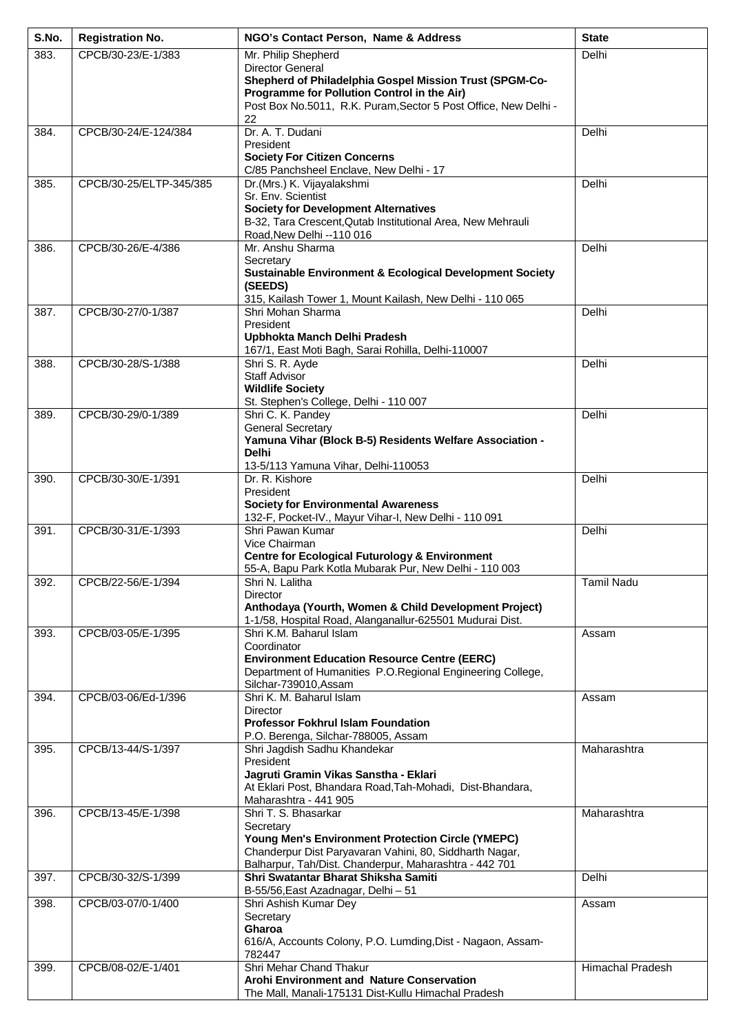| S.No. | Registration No. | NGO's Contact Person, Name & Address | State |
|---|---|---|---|
| 383. | CPCB/30-23/E-1/383 | Mr. Philip Shepherd<br>Director General<br>**Shepherd of Philadelphia Gospel Mission Trust (SPGM-Co-Programme for Pollution Control in the Air)**<br>Post Box No.5011, R.K. Puram,Sector 5 Post Office, New Delhi - 22 | Delhi |
| 384. | CPCB/30-24/E-124/384 | Dr. A. T. Dudani<br>President<br>**Society For Citizen Concerns**<br>C/85 Panchsheel Enclave, New Delhi - 17 | Delhi |
| 385. | CPCB/30-25/ELTP-345/385 | Dr.(Mrs.) K. Vijayalakshmi<br>Sr. Env. Scientist<br>**Society for Development Alternatives**<br>B-32, Tara Crescent,Qutab Institutional Area, New Mehrauli Road,New Delhi --110 016 | Delhi |
| 386. | CPCB/30-26/E-4/386 | Mr. Anshu Sharma<br>Secretary<br>**Sustainable Environment & Ecological Development Society (SEEDS)**<br>315, Kailash Tower 1, Mount Kailash, New Delhi - 110 065 | Delhi |
| 387. | CPCB/30-27/0-1/387 | Shri Mohan Sharma<br>President<br>**Upbhokta Manch Delhi Pradesh**<br>167/1, East Moti Bagh, Sarai Rohilla, Delhi-110007 | Delhi |
| 388. | CPCB/30-28/S-1/388 | Shri S. R. Ayde<br>Staff Advisor<br>**Wildlife Society**<br>St. Stephen's College, Delhi - 110 007 | Delhi |
| 389. | CPCB/30-29/0-1/389 | Shri C. K. Pandey<br>General Secretary<br>**Yamuna Vihar (Block B-5) Residents Welfare Association - Delhi**<br>13-5/113 Yamuna Vihar, Delhi-110053 | Delhi |
| 390. | CPCB/30-30/E-1/391 | Dr. R. Kishore<br>President<br>**Society for Environmental Awareness**<br>132-F, Pocket-IV., Mayur Vihar-I, New Delhi - 110 091 | Delhi |
| 391. | CPCB/30-31/E-1/393 | Shri Pawan Kumar<br>Vice Chairman<br>**Centre for Ecological Futurology & Environment**<br>55-A, Bapu Park Kotla Mubarak Pur, New Delhi - 110 003 | Delhi |
| 392. | CPCB/22-56/E-1/394 | Shri N. Lalitha<br>Director<br>**Anthodaya (Yourth, Women & Child Development Project)**<br>1-1/58, Hospital Road, Alanganallur-625501 Mudurai Dist. | Tamil Nadu |
| 393. | CPCB/03-05/E-1/395 | Shri K.M. Baharul Islam<br>Coordinator<br>**Environment Education Resource Centre (EERC)**<br>Department of Humanities P.O.Regional Engineering College, Silchar-739010,Assam | Assam |
| 394. | CPCB/03-06/Ed-1/396 | Shri K. M. Baharul Islam<br>Director<br>**Professor Fokhrul Islam Foundation**<br>P.O. Berenga, Silchar-788005, Assam | Assam |
| 395. | CPCB/13-44/S-1/397 | Shri Jagdish Sadhu Khandekar<br>President<br>**Jagruti Gramin Vikas Sanstha - Eklari**<br>At Eklari Post, Bhandara Road,Tah-Mohadi, Dist-Bhandara, Maharashtra - 441 905 | Maharashtra |
| 396. | CPCB/13-45/E-1/398 | Shri T. S. Bhasarkar<br>Secretary<br>**Young Men's Environment Protection Circle (YMEPC)**<br>Chanderpur Dist Paryavaran Vahini, 80, Siddharth Nagar, Balharpur, Tah/Dist. Chanderpur, Maharashtra - 442 701 | Maharashtra |
| 397. | CPCB/30-32/S-1/399 | **Shri Swatantar Bharat Shiksha Samiti**<br>B-55/56,East Azadnagar, Delhi – 51 | Delhi |
| 398. | CPCB/03-07/0-1/400 | Shri Ashish Kumar Dey<br>Secretary<br>**Gharoa**<br>616/A, Accounts Colony, P.O. Lumding,Dist - Nagaon, Assam-782447 | Assam |
| 399. | CPCB/08-02/E-1/401 | Shri Mehar Chand Thakur<br>**Arohi Environment and Nature Conservation**<br>The Mall, Manali-175131 Dist-Kullu Himachal Pradesh | Himachal Pradesh |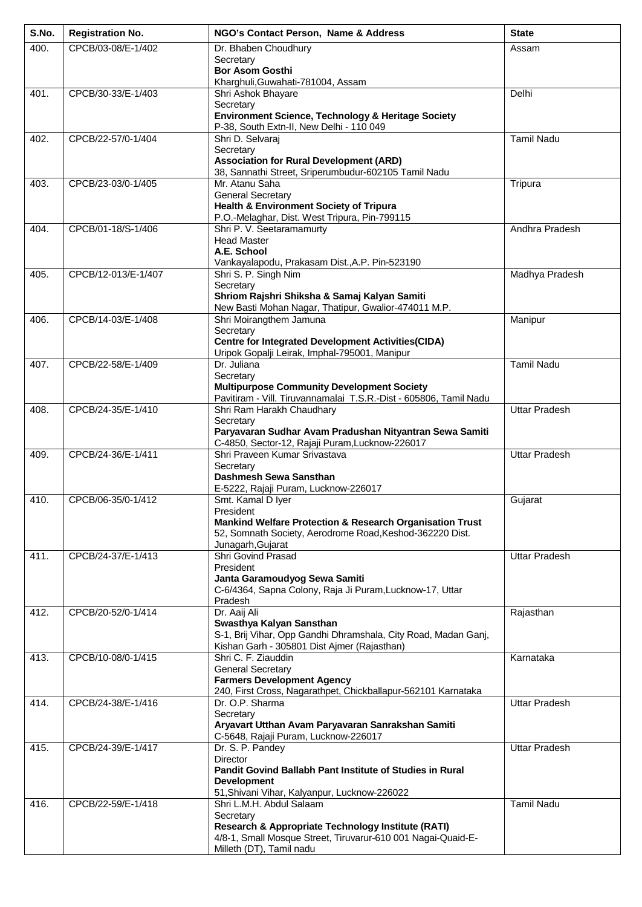| S.No. | Registration No. | NGO's Contact Person, Name & Address | State |
|---|---|---|---|
| 400. | CPCB/03-08/E-1/402 | Dr. Bhaben Choudhury<br>Secretary<br>**Bor Asom Gosthi**<br>Kharghuli,Guwahati-781004, Assam | Assam |
| 401. | CPCB/30-33/E-1/403 | Shri Ashok Bhayare<br>Secretary<br>**Environment Science, Technology & Heritage Society**<br>P-38, South Extn-II, New Delhi - 110 049 | Delhi |
| 402. | CPCB/22-57/0-1/404 | Shri D. Selvaraj<br>Secretary<br>**Association for Rural Development (ARD)**<br>38, Sannathi Street, Sriperumbudur-602105 Tamil Nadu | Tamil Nadu |
| 403. | CPCB/23-03/0-1/405 | Mr. Atanu Saha<br>General Secretary<br>**Health & Environment Society of Tripura**<br>P.O.-Melaghar, Dist. West Tripura, Pin-799115 | Tripura |
| 404. | CPCB/01-18/S-1/406 | Shri P. V. Seetaramamurty<br>Head Master<br>**A.E. School**<br>Vankayalapodu, Prakasam Dist.,A.P. Pin-523190 | Andhra Pradesh |
| 405. | CPCB/12-013/E-1/407 | Shri S. P. Singh Nim<br>Secretary<br>**Shriom Rajshri Shiksha & Samaj Kalyan Samiti**<br>New Basti Mohan Nagar, Thatipur, Gwalior-474011 M.P. | Madhya Pradesh |
| 406. | CPCB/14-03/E-1/408 | Shri Moirangthem Jamuna<br>Secretary<br>**Centre for Integrated Development Activities(CIDA)**<br>Uripok Gopalji Leirak, Imphal-795001, Manipur | Manipur |
| 407. | CPCB/22-58/E-1/409 | Dr. Juliana<br>Secretary<br>**Multipurpose Community Development Society**<br>Pavitiram - Vill. Tiruvannamalai T.S.R.-Dist - 605806, Tamil Nadu | Tamil Nadu |
| 408. | CPCB/24-35/E-1/410 | Shri Ram Harakh Chaudhary<br>Secretary<br>**Paryavaran Sudhar Avam Pradushan Nityantran Sewa Samiti**<br>C-4850, Sector-12, Rajaji Puram,Lucknow-226017 | Uttar Pradesh |
| 409. | CPCB/24-36/E-1/411 | Shri Praveen Kumar Srivastava<br>Secretary<br>**Dashmesh Sewa Sansthan**<br>E-5222, Rajaji Puram, Lucknow-226017 | Uttar Pradesh |
| 410. | CPCB/06-35/0-1/412 | Smt. Kamal D Iyer<br>President<br>**Mankind Welfare Protection & Research Organisation Trust**<br>52, Somnath Society, Aerodrome Road,Keshod-362220 Dist. Junagarh,Gujarat | Gujarat |
| 411. | CPCB/24-37/E-1/413 | Shri Govind Prasad<br>President<br>**Janta Garamoudyog Sewa Samiti**<br>C-6/4364, Sapna Colony, Raja Ji Puram,Lucknow-17, Uttar Pradesh | Uttar Pradesh |
| 412. | CPCB/20-52/0-1/414 | Dr. Aaij Ali<br>**Swasthya Kalyan Sansthan**<br>S-1, Brij Vihar, Opp Gandhi Dhramshala, City Road, Madan Ganj, Kishan Garh - 305801 Dist Ajmer (Rajasthan) | Rajasthan |
| 413. | CPCB/10-08/0-1/415 | Shri C. F. Ziauddin<br>General Secretary<br>**Farmers Development Agency**<br>240, First Cross, Nagarathpet, Chickballapur-562101 Karnataka | Karnataka |
| 414. | CPCB/24-38/E-1/416 | Dr. O.P. Sharma<br>Secretary<br>**Aryavart Utthan Avam Paryavaran Sanrakshan Samiti**<br>C-5648, Rajaji Puram, Lucknow-226017 | Uttar Pradesh |
| 415. | CPCB/24-39/E-1/417 | Dr. S. P. Pandey<br>Director<br>**Pandit Govind Ballabh Pant Institute of Studies in Rural Development**<br>51,Shivani Vihar, Kalyanpur, Lucknow-226022 | Uttar Pradesh |
| 416. | CPCB/22-59/E-1/418 | Shri L.M.H. Abdul Salaam<br>Secretary<br>**Research & Appropriate Technology Institute (RATI)**<br>4/8-1, Small Mosque Street, Tiruvarur-610 001 Nagai-Quaid-E-Milleth (DT), Tamil nadu | Tamil Nadu |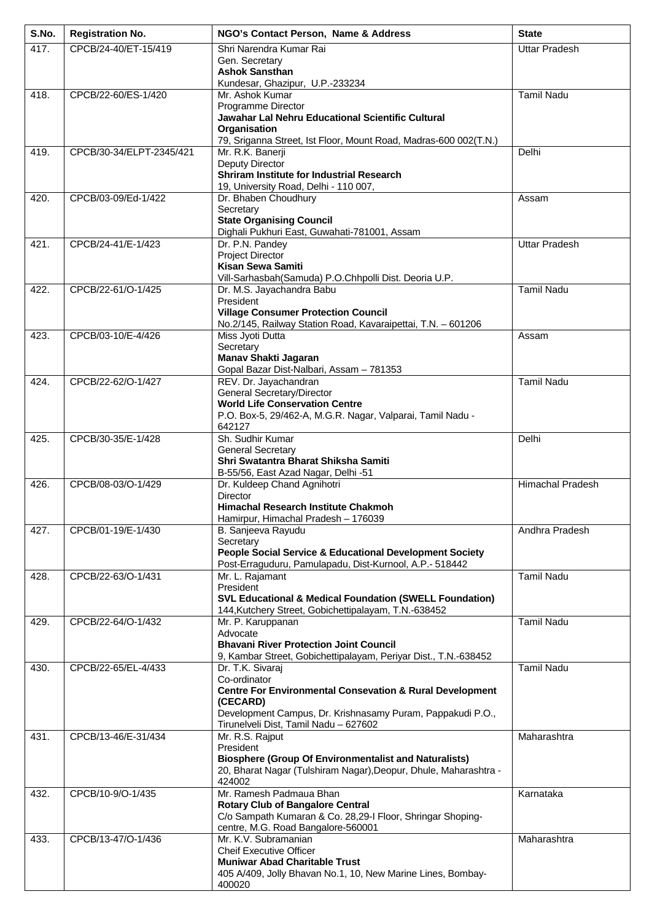| S.No. | Registration No. | NGO's Contact Person, Name & Address | State |
|---|---|---|---|
| 417. | CPCB/24-40/ET-15/419 | Shri Narendra Kumar Rai<br>Gen. Secretary<br>**Ashok Sansthan**<br>Kundesar, Ghazipur, U.P.-233234 | Uttar Pradesh |
| 418. | CPCB/22-60/ES-1/420 | Mr. Ashok Kumar<br>Programme Director<br>**Jawahar Lal Nehru Educational Scientific Cultural Organisation**<br>79, Sriganna Street, Ist Floor, Mount Road, Madras-600 002(T.N.) | Tamil Nadu |
| 419. | CPCB/30-34/ELPT-2345/421 | Mr. R.K. Banerji<br>Deputy Director<br>**Shriram Institute for Industrial Research**<br>19, University Road, Delhi - 110 007, | Delhi |
| 420. | CPCB/03-09/Ed-1/422 | Dr. Bhaben Choudhury<br>Secretary<br>**State Organising Council**<br>Dighali Pukhuri East, Guwahati-781001, Assam | Assam |
| 421. | CPCB/24-41/E-1/423 | Dr. P.N. Pandey<br>Project Director<br>**Kisan Sewa Samiti**<br>Vill-Sarhasbah(Samuda) P.O.Chhpolli Dist. Deoria U.P. | Uttar Pradesh |
| 422. | CPCB/22-61/O-1/425 | Dr. M.S. Jayachandra Babu<br>President<br>**Village Consumer Protection Council**<br>No.2/145, Railway Station Road, Kavaraipettai, T.N. – 601206 | Tamil Nadu |
| 423. | CPCB/03-10/E-4/426 | Miss Jyoti Dutta<br>Secretary<br>**Manav Shakti Jagaran**<br>Gopal Bazar Dist-Nalbari, Assam – 781353 | Assam |
| 424. | CPCB/22-62/O-1/427 | REV. Dr. Jayachandran<br>General Secretary/Director<br>**World Life Conservation Centre**<br>P.O. Box-5, 29/462-A, M.G.R. Nagar, Valparai, Tamil Nadu - 642127 | Tamil Nadu |
| 425. | CPCB/30-35/E-1/428 | Sh. Sudhir Kumar<br>General Secretary<br>**Shri Swatantra Bharat Shiksha Samiti**<br>B-55/56, East Azad Nagar, Delhi -51 | Delhi |
| 426. | CPCB/08-03/O-1/429 | Dr. Kuldeep Chand Agnihotri<br>Director<br>**Himachal Research Institute Chakmoh**<br>Hamirpur, Himachal Pradesh – 176039 | Himachal Pradesh |
| 427. | CPCB/01-19/E-1/430 | B. Sanjeeva Rayudu<br>Secretary<br>**People Social Service & Educational Development Society**<br>Post-Erraguduru, Pamulapadu, Dist-Kurnool, A.P.- 518442 | Andhra Pradesh |
| 428. | CPCB/22-63/O-1/431 | Mr. L. Rajamant<br>President<br>**SVL Educational & Medical Foundation (SWELL Foundation)**<br>144,Kutchery Street, Gobichettipalayam, T.N.-638452 | Tamil Nadu |
| 429. | CPCB/22-64/O-1/432 | Mr. P. Karuppanan<br>Advocate<br>**Bhavani River Protection Joint Council**<br>9, Kambar Street, Gobichettipalayam, Periyar Dist., T.N.-638452 | Tamil Nadu |
| 430. | CPCB/22-65/EL-4/433 | Dr. T.K. Sivaraj<br>Co-ordinator<br>**Centre For Environmental Consevation & Rural Development (CECARD)**<br>Development Campus, Dr. Krishnasamy Puram, Pappakudi P.O., Tirunelveli Dist, Tamil Nadu – 627602 | Tamil Nadu |
| 431. | CPCB/13-46/E-31/434 | Mr. R.S. Rajput<br>President<br>**Biosphere (Group Of Environmentalist and Naturalists)**<br>20, Bharat Nagar (Tulshiram Nagar),Deopur, Dhule, Maharashtra - 424002 | Maharashtra |
| 432. | CPCB/10-9/O-1/435 | Mr. Ramesh Padmaua Bhan<br>**Rotary Club of Bangalore Central**<br>C/o Sampath Kumaran & Co. 28,29-I Floor, Shringar Shoping-centre, M.G. Road Bangalore-560001 | Karnataka |
| 433. | CPCB/13-47/O-1/436 | Mr. K.V. Subramanian<br>Cheif Executive Officer<br>**Muniwar Abad Charitable Trust**<br>405 A/409, Jolly Bhavan No.1, 10, New Marine Lines, Bombay-400020 | Maharashtra |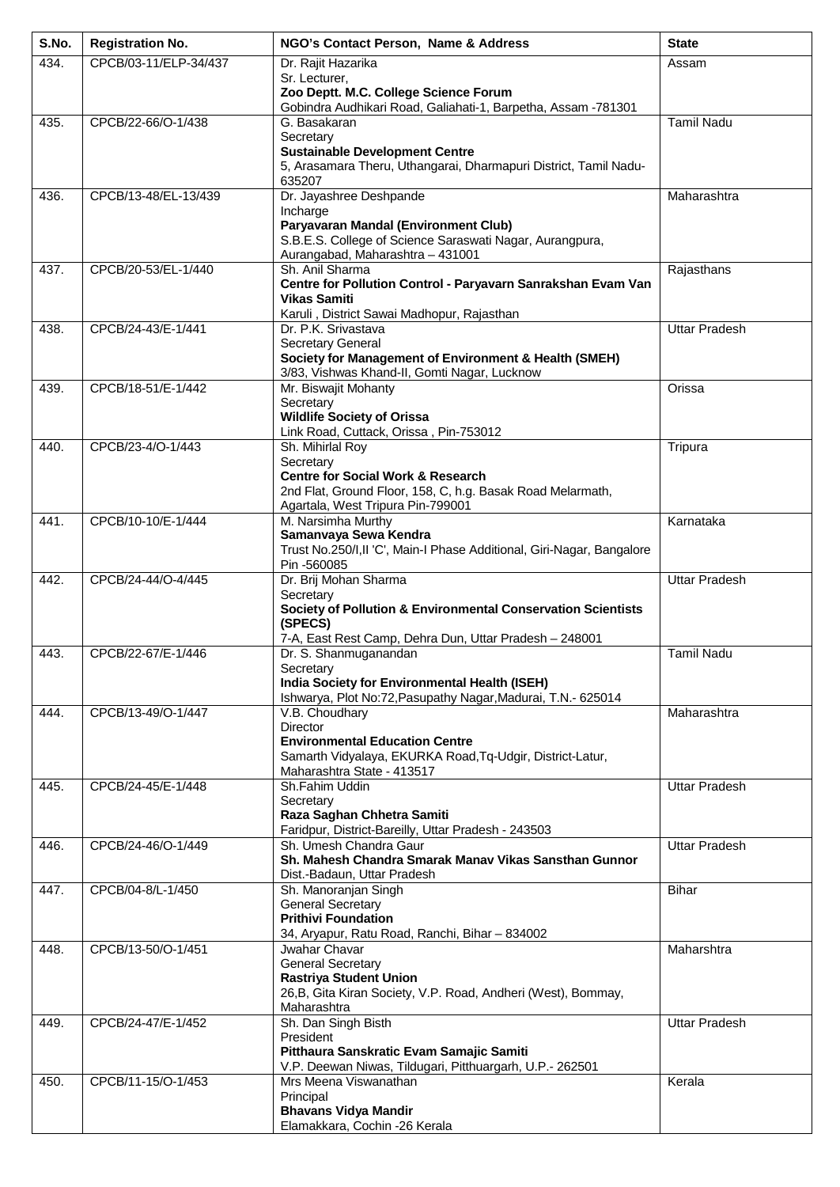| S.No. | Registration No. | NGO's Contact Person, Name & Address | State |
|---|---|---|---|
| 434. | CPCB/03-11/ELP-34/437 | Dr. Rajit Hazarika<br>Sr. Lecturer,<br>**Zoo Deptt. M.C. College Science Forum**<br>Gobindra Audhikari Road, Galiahati-1, Barpetha, Assam -781301 | Assam |
| 435. | CPCB/22-66/O-1/438 | G. Basakaran<br>Secretary<br>**Sustainable Development Centre**<br>5, Arasamara Theru, Uthangarai, Dharmapuri District, Tamil Nadu-635207 | Tamil Nadu |
| 436. | CPCB/13-48/EL-13/439 | Dr. Jayashree Deshpande<br>Incharge<br>**Paryavaran Mandal (Environment Club)**<br>S.B.E.S. College of Science Saraswati Nagar, Aurangpura, Aurangabad, Maharashtra – 431001 | Maharashtra |
| 437. | CPCB/20-53/EL-1/440 | Sh. Anil Sharma<br>**Centre for Pollution Control - Paryavarn Sanrakshan Evam Van Vikas Samiti**<br>Karuli , District Sawai Madhopur, Rajasthan | Rajasthans |
| 438. | CPCB/24-43/E-1/441 | Dr. P.K. Srivastava<br>Secretary General<br>**Society for Management of Environment & Health (SMEH)**<br>3/83, Vishwas Khand-II, Gomti Nagar, Lucknow | Uttar Pradesh |
| 439. | CPCB/18-51/E-1/442 | Mr. Biswajit Mohanty<br>Secretary<br>**Wildlife Society of Orissa**<br>Link Road, Cuttack, Orissa , Pin-753012 | Orissa |
| 440. | CPCB/23-4/O-1/443 | Sh. Mihirlal Roy<br>Secretary<br>**Centre for Social Work & Research**<br>2nd Flat, Ground Floor, 158, C, h.g. Basak Road Melarmath, Agartala, West Tripura Pin-799001 | Tripura |
| 441. | CPCB/10-10/E-1/444 | M. Narsimha Murthy<br>**Samanvaya Sewa Kendra**<br>Trust No.250/I,II 'C', Main-I Phase Additional, Giri-Nagar, Bangalore Pin -560085 | Karnataka |
| 442. | CPCB/24-44/O-4/445 | Dr. Brij Mohan Sharma<br>Secretary<br>**Society of Pollution & Environmental Conservation Scientists (SPECS)**<br>7-A, East Rest Camp, Dehra Dun, Uttar Pradesh – 248001 | Uttar Pradesh |
| 443. | CPCB/22-67/E-1/446 | Dr. S. Shanmuganandan<br>Secretary<br>**India Society for Environmental Health (ISEH)**<br>Ishwarya, Plot No:72,Pasupathy Nagar,Madurai, T.N.- 625014 | Tamil Nadu |
| 444. | CPCB/13-49/O-1/447 | V.B. Choudhary<br>Director<br>**Environmental Education Centre**<br>Samarth Vidyalaya, EKURKA Road,Tq-Udgir, District-Latur, Maharashtra State - 413517 | Maharashtra |
| 445. | CPCB/24-45/E-1/448 | Sh.Fahim Uddin<br>Secretary<br>**Raza Saghan Chhetra Samiti**<br>Faridpur, District-Bareilly, Uttar Pradesh - 243503 | Uttar Pradesh |
| 446. | CPCB/24-46/O-1/449 | Sh. Umesh Chandra Gaur<br>**Sh. Mahesh Chandra Smarak Manav Vikas Sansthan Gunnor**<br>Dist.-Badaun, Uttar Pradesh | Uttar Pradesh |
| 447. | CPCB/04-8/L-1/450 | Sh. Manoranjan Singh<br>General Secretary<br>**Prithivi Foundation**<br>34, Aryapur, Ratu Road, Ranchi, Bihar – 834002 | Bihar |
| 448. | CPCB/13-50/O-1/451 | Jwahar Chavar<br>General Secretary<br>**Rastriya Student Union**<br>26,B, Gita Kiran Society, V.P. Road, Andheri (West), Bommay, Maharashtra | Maharshtra |
| 449. | CPCB/24-47/E-1/452 | Sh. Dan Singh Bisth<br>President<br>**Pitthaura Sanskratic Evam Samajic Samiti**<br>V.P. Deewan Niwas, Tildugari, Pitthuargarh, U.P.- 262501 | Uttar Pradesh |
| 450. | CPCB/11-15/O-1/453 | Mrs Meena Viswanathan<br>Principal<br>**Bhavans Vidya Mandir**<br>Elamakkara, Cochin -26 Kerala | Kerala |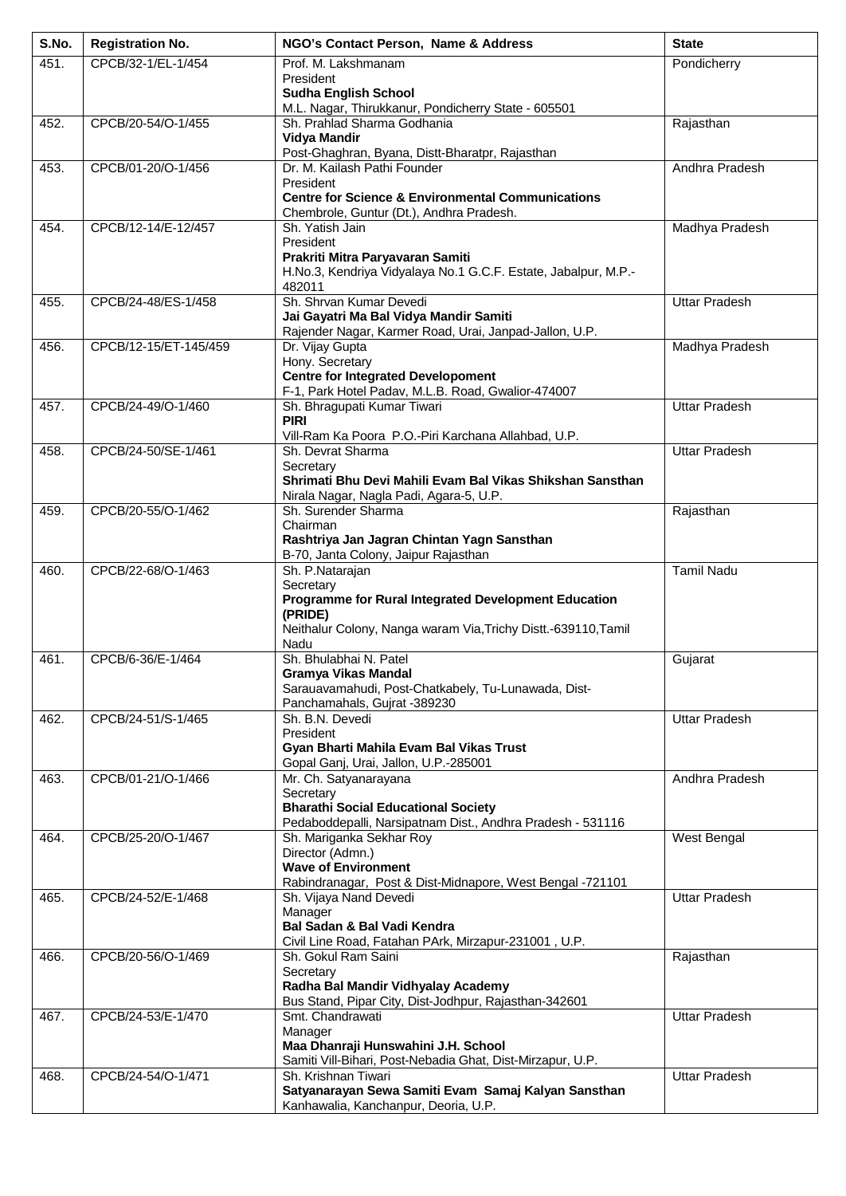| S.No. | Registration No. | NGO's Contact Person, Name & Address | State |
|---|---|---|---|
| 451. | CPCB/32-1/EL-1/454 | Prof. M. Lakshmanam<br>President<br>**Sudha English School**<br>M.L. Nagar, Thirukkanur, Pondicherry State - 605501 | Pondicherry |
| 452. | CPCB/20-54/O-1/455 | Sh. Prahlad Sharma Godhania<br>**Vidya Mandir**<br>Post-Ghaghran, Byana, Distt-Bharatpr, Rajasthan | Rajasthan |
| 453. | CPCB/01-20/O-1/456 | Dr. M. Kailash Pathi Founder<br>President<br>**Centre for Science & Environmental Communications**<br>Chembrole, Guntur (Dt.), Andhra Pradesh. | Andhra Pradesh |
| 454. | CPCB/12-14/E-12/457 | Sh. Yatish Jain<br>President<br>**Prakriti Mitra Paryavaran Samiti**<br>H.No.3, Kendriya Vidyalaya No.1 G.C.F. Estate, Jabalpur, M.P.-482011 | Madhya Pradesh |
| 455. | CPCB/24-48/ES-1/458 | Sh. Shrvan Kumar Devedi<br>**Jai Gayatri Ma Bal Vidya Mandir Samiti**<br>Rajender Nagar, Karmer Road, Urai, Janpad-Jallon, U.P. | Uttar Pradesh |
| 456. | CPCB/12-15/ET-145/459 | Dr. Vijay Gupta<br>Hony. Secretary<br>**Centre for Integrated Developoment**<br>F-1, Park Hotel Padav, M.L.B. Road, Gwalior-474007 | Madhya Pradesh |
| 457. | CPCB/24-49/O-1/460 | Sh. Bhragupati Kumar Tiwari<br>**PIRI**<br>Vill-Ram Ka Poora P.O.-Piri Karchana Allahbad, U.P. | Uttar Pradesh |
| 458. | CPCB/24-50/SE-1/461 | Sh. Devrat Sharma<br>Secretary<br>**Shrimati Bhu Devi Mahili Evam Bal Vikas Shikshan Sansthan**<br>Nirala Nagar, Nagla Padi, Agara-5, U.P. | Uttar Pradesh |
| 459. | CPCB/20-55/O-1/462 | Sh. Surender Sharma<br>Chairman<br>**Rashtriya Jan Jagran Chintan Yagn Sansthan**<br>B-70, Janta Colony, Jaipur Rajasthan | Rajasthan |
| 460. | CPCB/22-68/O-1/463 | Sh. P.Natarajan<br>Secretary<br>**Programme for Rural Integrated Development Education (PRIDE)**<br>Neithalur Colony, Nanga waram Via,Trichy Distt.-639110,Tamil Nadu | Tamil Nadu |
| 461. | CPCB/6-36/E-1/464 | Sh. Bhulabhai N. Patel<br>**Gramya Vikas Mandal**<br>Sarauavamahudi, Post-Chatkabely, Tu-Lunawada, Dist-Panchamahals, Gujrat -389230 | Gujarat |
| 462. | CPCB/24-51/S-1/465 | Sh. B.N. Devedi<br>President<br>**Gyan Bharti Mahila Evam Bal Vikas Trust**<br>Gopal Ganj, Urai, Jallon, U.P.-285001 | Uttar Pradesh |
| 463. | CPCB/01-21/O-1/466 | Mr. Ch. Satyanarayana<br>Secretary<br>**Bharathi Social Educational Society**<br>Pedaboddepalli, Narsipatnam Dist., Andhra Pradesh - 531116 | Andhra Pradesh |
| 464. | CPCB/25-20/O-1/467 | Sh. Mariganka Sekhar Roy<br>Director (Admn.)<br>**Wave of Environment**<br>Rabindranagar, Post & Dist-Midnapore, West Bengal -721101 | West Bengal |
| 465. | CPCB/24-52/E-1/468 | Sh. Vijaya Nand Devedi<br>Manager<br>**Bal Sadan & Bal Vadi Kendra**<br>Civil Line Road, Fatahan PArk, Mirzapur-231001 , U.P. | Uttar Pradesh |
| 466. | CPCB/20-56/O-1/469 | Sh. Gokul Ram Saini<br>Secretary<br>**Radha Bal Mandir Vidhyalay Academy**<br>Bus Stand, Pipar City, Dist-Jodhpur, Rajasthan-342601 | Rajasthan |
| 467. | CPCB/24-53/E-1/470 | Smt. Chandrawati<br>Manager<br>**Maa Dhanraji Hunswahini J.H. School**<br>Samiti Vill-Bihari, Post-Nebadia Ghat, Dist-Mirzapur, U.P. | Uttar Pradesh |
| 468. | CPCB/24-54/O-1/471 | Sh. Krishnan Tiwari<br>**Satyanarayan Sewa Samiti Evam Samaj Kalyan Sansthan**<br>Kanhawalia, Kanchanpur, Deoria, U.P. | Uttar Pradesh |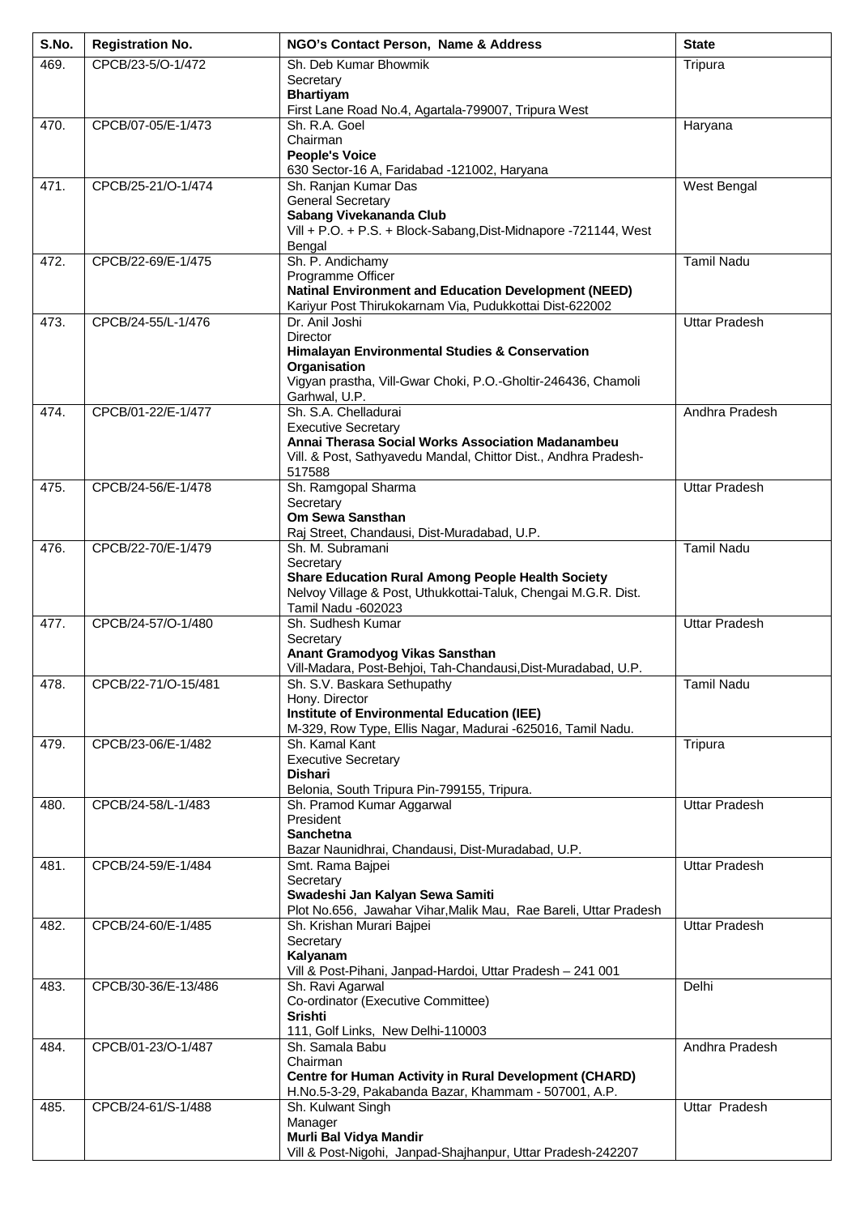| S.No. | Registration No. | NGO's Contact Person, Name & Address | State |
|---|---|---|---|
| 469. | CPCB/23-5/O-1/472 | Sh. Deb Kumar Bhowmik<br>Secretary<br>**Bhartiyam**<br>First Lane Road No.4, Agartala-799007, Tripura West | Tripura |
| 470. | CPCB/07-05/E-1/473 | Sh. R.A. Goel<br>Chairman<br>**People's Voice**<br>630 Sector-16 A, Faridabad -121002, Haryana | Haryana |
| 471. | CPCB/25-21/O-1/474 | Sh. Ranjan Kumar Das<br>General Secretary<br>**Sabang Vivekananda Club**<br>Vill + P.O. + P.S. + Block-Sabang,Dist-Midnapore -721144, West Bengal | West Bengal |
| 472. | CPCB/22-69/E-1/475 | Sh. P. Andichamy<br>Programme Officer<br>**Natinal Environment and Education Development (NEED)**<br>Kariyur Post Thirukokarnam Via, Pudukkottai Dist-622002 | Tamil Nadu |
| 473. | CPCB/24-55/L-1/476 | Dr. Anil Joshi<br>Director<br>**Himalayan Environmental Studies & Conservation Organisation**<br>Vigyan prastha, Vill-Gwar Choki, P.O.-Gholtir-246436, Chamoli Garhwal, U.P. | Uttar Pradesh |
| 474. | CPCB/01-22/E-1/477 | Sh. S.A. Chelladurai<br>Executive Secretary<br>**Annai Therasa Social Works Association Madanambeu**<br>Vill. & Post, Sathyavedu Mandal, Chittor Dist., Andhra Pradesh-517588 | Andhra Pradesh |
| 475. | CPCB/24-56/E-1/478 | Sh. Ramgopal Sharma<br>Secretary<br>**Om Sewa Sansthan**<br>Raj Street, Chandausi, Dist-Muradabad, U.P. | Uttar Pradesh |
| 476. | CPCB/22-70/E-1/479 | Sh. M. Subramani<br>Secretary<br>**Share Education Rural Among People Health Society**<br>Nelvoy Village & Post, Uthukkottai-Taluk, Chengai M.G.R. Dist. Tamil Nadu -602023 | Tamil Nadu |
| 477. | CPCB/24-57/O-1/480 | Sh. Sudhesh Kumar<br>Secretary<br>**Anant Gramodyog Vikas Sansthan**<br>Vill-Madara, Post-Behjoi, Tah-Chandausi,Dist-Muradabad, U.P. | Uttar Pradesh |
| 478. | CPCB/22-71/O-15/481 | Sh. S.V. Baskara Sethupathy<br>Hony. Director<br>**Institute of Environmental Education (IEE)**<br>M-329, Row Type, Ellis Nagar, Madurai -625016, Tamil Nadu. | Tamil Nadu |
| 479. | CPCB/23-06/E-1/482 | Sh. Kamal Kant<br>Executive Secretary<br>**Dishari**<br>Belonia, South Tripura Pin-799155, Tripura. | Tripura |
| 480. | CPCB/24-58/L-1/483 | Sh. Pramod Kumar Aggarwal<br>President<br>**Sanchetna**<br>Bazar Naunidhrai, Chandausi, Dist-Muradabad, U.P. | Uttar Pradesh |
| 481. | CPCB/24-59/E-1/484 | Smt. Rama Bajpei<br>Secretary<br>**Swadeshi Jan Kalyan Sewa Samiti**<br>Plot No.656, Jawahar Vihar,Malik Mau, Rae Bareli, Uttar Pradesh | Uttar Pradesh |
| 482. | CPCB/24-60/E-1/485 | Sh. Krishan Murari Bajpei<br>Secretary<br>**Kalyanam**<br>Vill & Post-Pihani, Janpad-Hardoi, Uttar Pradesh – 241 001 | Uttar Pradesh |
| 483. | CPCB/30-36/E-13/486 | Sh. Ravi Agarwal<br>Co-ordinator (Executive Committee)<br>**Srishti**<br>111, Golf Links, New Delhi-110003 | Delhi |
| 484. | CPCB/01-23/O-1/487 | Sh. Samala Babu<br>Chairman<br>**Centre for Human Activity in Rural Development (CHARD)**<br>H.No.5-3-29, Pakabanda Bazar, Khammam - 507001, A.P. | Andhra Pradesh |
| 485. | CPCB/24-61/S-1/488 | Sh. Kulwant Singh<br>Manager<br>**Murli Bal Vidya Mandir**<br>Vill & Post-Nigohi, Janpad-Shajhanpur, Uttar Pradesh-242207 | Uttar Pradesh |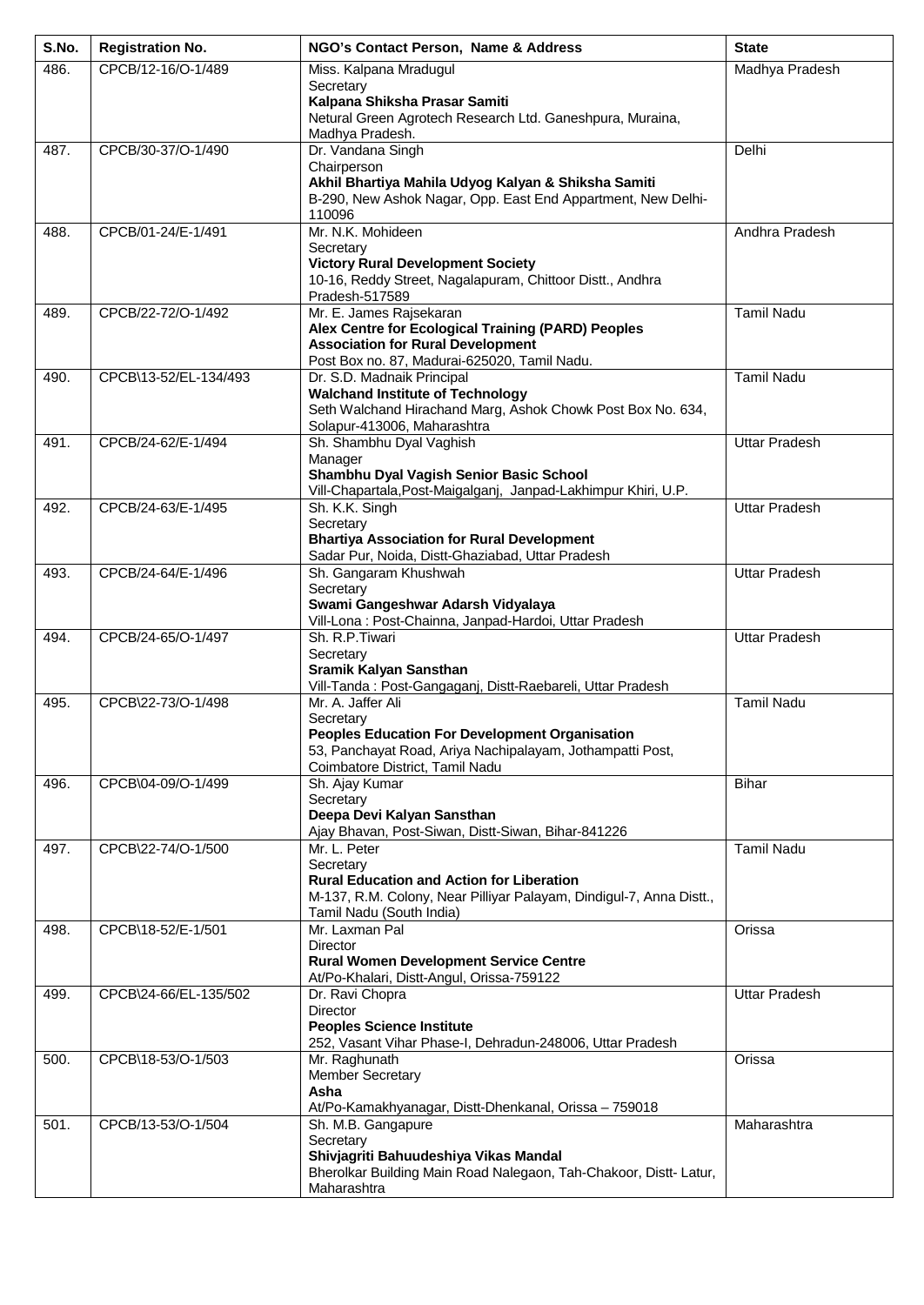| S.No. | Registration No. | NGO's Contact Person, Name & Address | State |
|---|---|---|---|
| 486. | CPCB/12-16/O-1/489 | Miss. Kalpana Mradugul<br>Secretary<br>**Kalpana Shiksha Prasar Samiti**<br>Netural Green Agrotech Research Ltd. Ganeshpura, Muraina, Madhya Pradesh. | Madhya Pradesh |
| 487. | CPCB/30-37/O-1/490 | Dr. Vandana Singh<br>Chairperson<br>**Akhil Bhartiya Mahila Udyog Kalyan & Shiksha Samiti**<br>B-290, New Ashok Nagar, Opp. East End Appartment, New Delhi-110096 | Delhi |
| 488. | CPCB/01-24/E-1/491 | Mr. N.K. Mohideen<br>Secretary<br>**Victory Rural Development Society**<br>10-16, Reddy Street, Nagalapuram, Chittoor Distt., Andhra Pradesh-517589 | Andhra Pradesh |
| 489. | CPCB/22-72/O-1/492 | Mr. E. James Rajsekaran<br>**Alex Centre for Ecological Training (PARD) Peoples Association for Rural Development**<br>Post Box no. 87, Madurai-625020, Tamil Nadu. | Tamil Nadu |
| 490. | CPCB\13-52/EL-134/493 | Dr. S.D. Madnaik Principal<br>**Walchand Institute of Technology**<br>Seth Walchand Hirachand Marg, Ashok Chowk Post Box No. 634, Solapur-413006, Maharashtra | Tamil Nadu |
| 491. | CPCB/24-62/E-1/494 | Sh. Shambhu Dyal Vaghish<br>Manager<br>**Shambhu Dyal Vagish Senior Basic School**<br>Vill-Chapartala,Post-Maigalganj, Janpad-Lakhimpur Khiri, U.P. | Uttar Pradesh |
| 492. | CPCB/24-63/E-1/495 | Sh. K.K. Singh<br>Secretary<br>**Bhartiya Association for Rural Development**<br>Sadar Pur, Noida, Distt-Ghaziabad, Uttar Pradesh | Uttar Pradesh |
| 493. | CPCB/24-64/E-1/496 | Sh. Gangaram Khushwah<br>Secretary<br>**Swami Gangeshwar Adarsh Vidyalaya**<br>Vill-Lona : Post-Chainna, Janpad-Hardoi, Uttar Pradesh | Uttar Pradesh |
| 494. | CPCB/24-65/O-1/497 | Sh. R.P.Tiwari<br>Secretary<br>**Sramik Kalyan Sansthan**<br>Vill-Tanda : Post-Gangaganj, Distt-Raebareli, Uttar Pradesh | Uttar Pradesh |
| 495. | CPCB\22-73/O-1/498 | Mr. A. Jaffer Ali<br>Secretary<br>**Peoples Education For Development Organisation**<br>53, Panchayat Road, Ariya Nachipalayam, Jothampatti Post, Coimbatore District, Tamil Nadu | Tamil Nadu |
| 496. | CPCB\04-09/O-1/499 | Sh. Ajay Kumar<br>Secretary<br>**Deepa Devi Kalyan Sansthan**<br>Ajay Bhavan, Post-Siwan, Distt-Siwan, Bihar-841226 | Bihar |
| 497. | CPCB\22-74/O-1/500 | Mr. L. Peter<br>Secretary<br>**Rural Education and Action for Liberation**<br>M-137, R.M. Colony, Near Pilliyar Palayam, Dindigul-7, Anna Distt., Tamil Nadu (South India) | Tamil Nadu |
| 498. | CPCB\18-52/E-1/501 | Mr. Laxman Pal<br>Director<br>**Rural Women Development Service Centre**<br>At/Po-Khalari, Distt-Angul, Orissa-759122 | Orissa |
| 499. | CPCB\24-66/EL-135/502 | Dr. Ravi Chopra<br>Director<br>**Peoples Science Institute**<br>252, Vasant Vihar Phase-I, Dehradun-248006, Uttar Pradesh | Uttar Pradesh |
| 500. | CPCB\18-53/O-1/503 | Mr. Raghunath<br>Member Secretary<br>**Asha**<br>At/Po-Kamakhyanagar, Distt-Dhenkanal, Orissa – 759018 | Orissa |
| 501. | CPCB/13-53/O-1/504 | Sh. M.B. Gangapure<br>Secretary<br>**Shivjagriti Bahuudeshiya Vikas Mandal**<br>Bherolkar Building Main Road Nalegaon, Tah-Chakoor, Distt- Latur, Maharashtra | Maharashtra |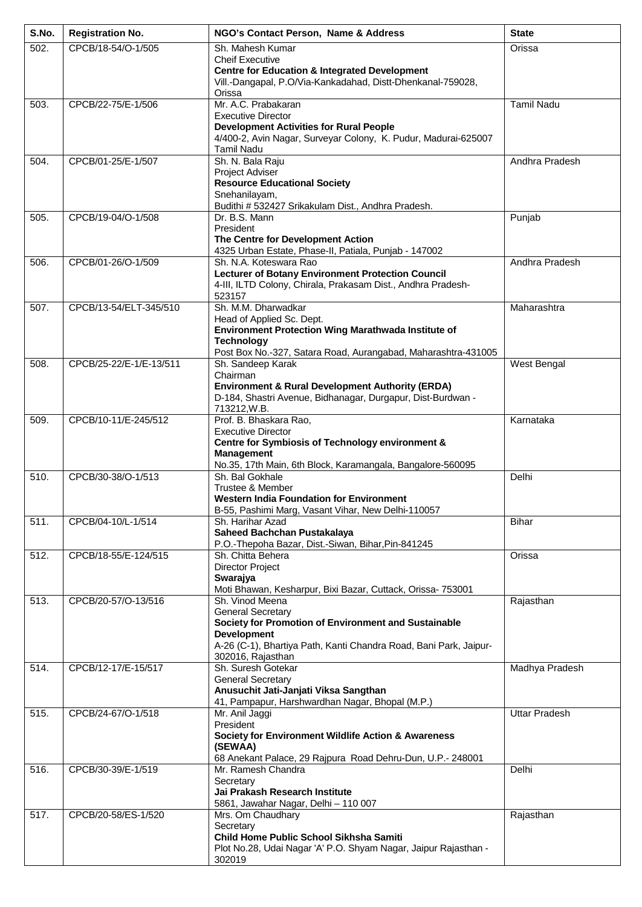| S.No. | Registration No. | NGO's Contact Person, Name & Address | State |
|---|---|---|---|
| 502. | CPCB/18-54/O-1/505 | Sh. Mahesh Kumar<br>Cheif Executive<br>**Centre for Education & Integrated Development**<br>Vill.-Dangapal, P.O/Via-Kankadahad, Distt-Dhenkanal-759028, Orissa | Orissa |
| 503. | CPCB/22-75/E-1/506 | Mr. A.C. Prabakaran<br>Executive Director<br>**Development Activities for Rural People**<br>4/400-2, Avin Nagar, Surveyar Colony, K. Pudur, Madurai-625007 Tamil Nadu | Tamil Nadu |
| 504. | CPCB/01-25/E-1/507 | Sh. N. Bala Raju<br>Project Adviser<br>**Resource Educational Society**<br>Snehanilayam,<br>Budithi # 532427 Srikakulam Dist., Andhra Pradesh. | Andhra Pradesh |
| 505. | CPCB/19-04/O-1/508 | Dr. B.S. Mann<br>President<br>**The Centre for Development Action**<br>4325 Urban Estate, Phase-II, Patiala, Punjab - 147002 | Punjab |
| 506. | CPCB/01-26/O-1/509 | Sh. N.A. Koteswara Rao<br>**Lecturer of Botany Environment Protection Council**<br>4-III, ILTD Colony, Chirala, Prakasam Dist., Andhra Pradesh-523157 | Andhra Pradesh |
| 507. | CPCB/13-54/ELT-345/510 | Sh. M.M. Dharwadkar<br>Head of Applied Sc. Dept.<br>**Environment Protection Wing Marathwada Institute of Technology**<br>Post Box No.-327, Satara Road, Aurangabad, Maharashtra-431005 | Maharashtra |
| 508. | CPCB/25-22/E-1/E-13/511 | Sh. Sandeep Karak<br>Chairman<br>**Environment & Rural Development Authority (ERDA)**<br>D-184, Shastri Avenue, Bidhanagar, Durgapur, Dist-Burdwan - 713212,W.B. | West Bengal |
| 509. | CPCB/10-11/E-245/512 | Prof. B. Bhaskara Rao,<br>Executive Director<br>**Centre for Symbiosis of Technology environment & Management**<br>No.35, 17th Main, 6th Block, Karamangala, Bangalore-560095 | Karnataka |
| 510. | CPCB/30-38/O-1/513 | Sh. Bal Gokhale<br>Trustee & Member<br>**Western India Foundation for Environment**<br>B-55, Pashimi Marg, Vasant Vihar, New Delhi-110057 | Delhi |
| 511. | CPCB/04-10/L-1/514 | Sh. Harihar Azad<br>**Saheed Bachchan Pustakalaya**<br>P.O.-Thepoha Bazar, Dist.-Siwan, Bihar,Pin-841245 | Bihar |
| 512. | CPCB/18-55/E-124/515 | Sh. Chitta Behera<br>Director Project<br>**Swarajya**<br>Moti Bhawan, Kesharpur, Bixi Bazar, Cuttack, Orissa- 753001 | Orissa |
| 513. | CPCB/20-57/O-13/516 | Sh. Vinod Meena<br>General Secretary<br>**Society for Promotion of Environment and Sustainable Development**<br>A-26 (C-1), Bhartiya Path, Kanti Chandra Road, Bani Park, Jaipur-302016, Rajasthan | Rajasthan |
| 514. | CPCB/12-17/E-15/517 | Sh. Suresh Gotekar<br>General Secretary<br>**Anusuchit Jati-Janjati Viksa Sangthan**<br>41, Pampapur, Harshwardhan Nagar, Bhopal (M.P.) | Madhya Pradesh |
| 515. | CPCB/24-67/O-1/518 | Mr. Anil Jaggi<br>President<br>**Society for Environment Wildlife Action & Awareness (SEWAA)**<br>68 Anekant Palace, 29 Rajpura Road Dehru-Dun, U.P.- 248001 | Uttar Pradesh |
| 516. | CPCB/30-39/E-1/519 | Mr. Ramesh Chandra<br>Secretary<br>**Jai Prakash Research Institute**<br>5861, Jawahar Nagar, Delhi – 110 007 | Delhi |
| 517. | CPCB/20-58/ES-1/520 | Mrs. Om Chaudhary<br>Secretary<br>**Child Home Public School Sikhsha Samiti**<br>Plot No.28, Udai Nagar 'A' P.O. Shyam Nagar, Jaipur Rajasthan - 302019 | Rajasthan |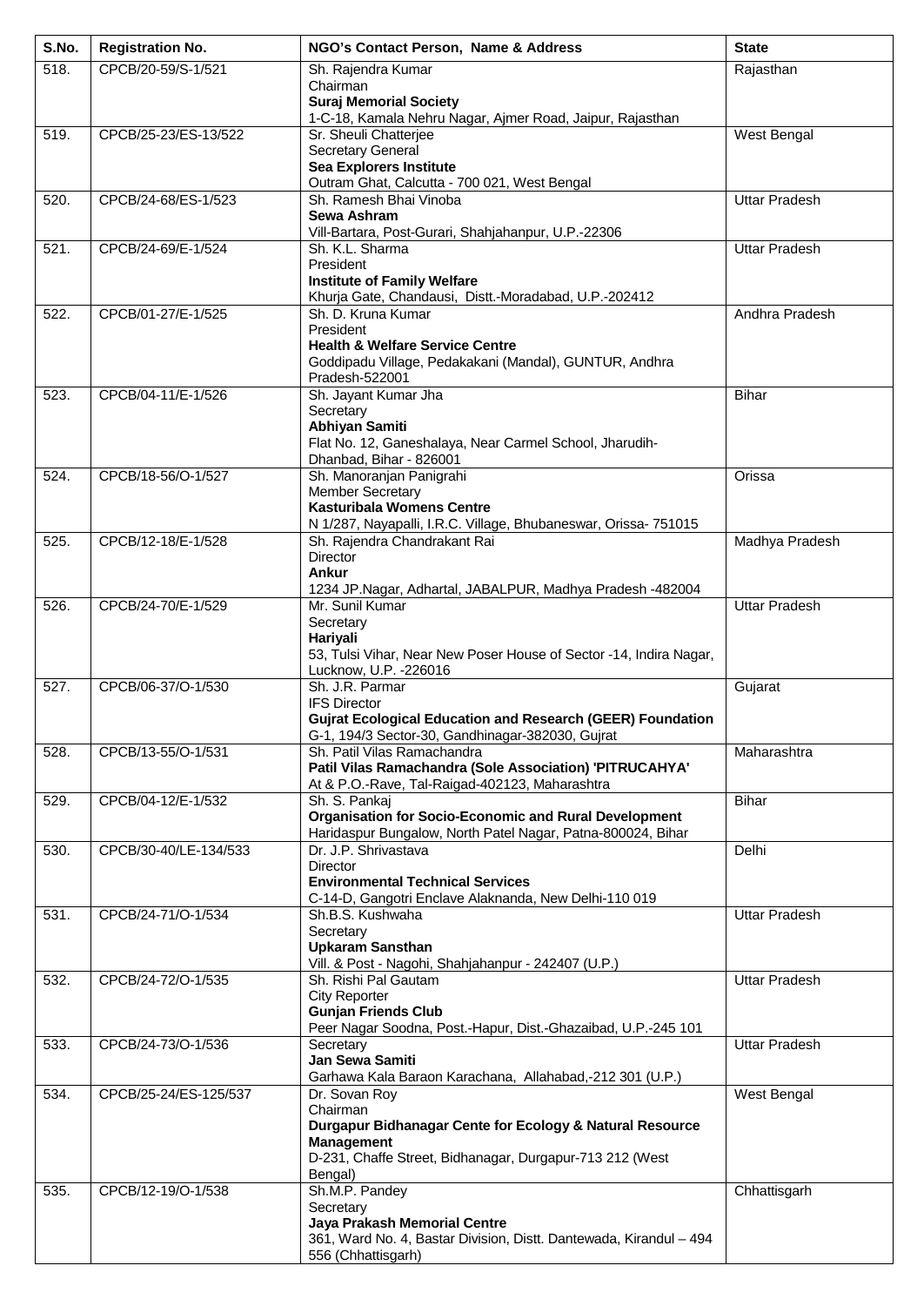| S.No. | Registration No. | NGO's Contact Person, Name & Address | State |
|---|---|---|---|
| 518. | CPCB/20-59/S-1/521 | Sh. Rajendra Kumar<br>Chairman<br>**Suraj Memorial Society**<br>1-C-18, Kamala Nehru Nagar, Ajmer Road, Jaipur, Rajasthan | Rajasthan |
| 519. | CPCB/25-23/ES-13/522 | Sr. Sheuli Chatterjee<br>Secretary General<br>**Sea Explorers Institute**<br>Outram Ghat, Calcutta - 700 021, West Bengal | West Bengal |
| 520. | CPCB/24-68/ES-1/523 | Sh. Ramesh Bhai Vinoba<br>**Sewa Ashram**<br>Vill-Bartara, Post-Gurari, Shahjahanpur, U.P.-22306 | Uttar Pradesh |
| 521. | CPCB/24-69/E-1/524 | Sh. K.L. Sharma<br>President<br>**Institute of Family Welfare**<br>Khurja Gate, Chandausi, Distt.-Moradabad, U.P.-202412 | Uttar Pradesh |
| 522. | CPCB/01-27/E-1/525 | Sh. D. Kruna Kumar<br>President<br>**Health & Welfare Service Centre**<br>Goddipadu Village, Pedakakani (Mandal), GUNTUR, Andhra Pradesh-522001 | Andhra Pradesh |
| 523. | CPCB/04-11/E-1/526 | Sh. Jayant Kumar Jha<br>Secretary<br>**Abhiyan Samiti**<br>Flat No. 12, Ganeshalaya, Near Carmel School, Jharudih-Dhanbad, Bihar - 826001 | Bihar |
| 524. | CPCB/18-56/O-1/527 | Sh. Manoranjan Panigrahi<br>Member Secretary<br>**Kasturibala Womens Centre**<br>N 1/287, Nayapalli, I.R.C. Village, Bhubaneswar, Orissa- 751015 | Orissa |
| 525. | CPCB/12-18/E-1/528 | Sh. Rajendra Chandrakant Rai<br>Director<br>**Ankur**<br>1234 JP.Nagar, Adhartal, JABALPUR, Madhya Pradesh -482004 | Madhya Pradesh |
| 526. | CPCB/24-70/E-1/529 | Mr. Sunil Kumar<br>Secretary<br>**Hariyali**<br>53, Tulsi Vihar, Near New Poser House of Sector -14, Indira Nagar, Lucknow, U.P. -226016 | Uttar Pradesh |
| 527. | CPCB/06-37/O-1/530 | Sh. J.R. Parmar<br>IFS Director<br>**Gujrat Ecological Education and Research (GEER) Foundation**<br>G-1, 194/3 Sector-30, Gandhinagar-382030, Gujrat | Gujarat |
| 528. | CPCB/13-55/O-1/531 | Sh. Patil Vilas Ramachandra<br>**Patil Vilas Ramachandra (Sole Association) 'PITRUCAHYA'**<br>At & P.O.-Rave, Tal-Raigad-402123, Maharashtra | Maharashtra |
| 529. | CPCB/04-12/E-1/532 | Sh. S. Pankaj<br>**Organisation for Socio-Economic and Rural Development**<br>Haridaspur Bungalow, North Patel Nagar, Patna-800024, Bihar | Bihar |
| 530. | CPCB/30-40/LE-134/533 | Dr. J.P. Shrivastava<br>Director<br>**Environmental Technical Services**<br>C-14-D, Gangotri Enclave Alaknanda, New Delhi-110 019 | Delhi |
| 531. | CPCB/24-71/O-1/534 | Sh.B.S. Kushwaha<br>Secretary<br>**Upkaram Sansthan**<br>Vill. & Post - Nagohi, Shahjahanpur - 242407 (U.P.) | Uttar Pradesh |
| 532. | CPCB/24-72/O-1/535 | Sh. Rishi Pal Gautam<br>City Reporter<br>**Gunjan Friends Club**<br>Peer Nagar Soodna, Post.-Hapur, Dist.-Ghazaibad, U.P.-245 101 | Uttar Pradesh |
| 533. | CPCB/24-73/O-1/536 | Secretary<br>**Jan Sewa Samiti**<br>Garhawa Kala Baraon Karachana, Allahabad,-212 301 (U.P.) | Uttar Pradesh |
| 534. | CPCB/25-24/ES-125/537 | Dr. Sovan Roy<br>Chairman<br>**Durgapur Bidhanagar Cente for Ecology & Natural Resource Management**<br>D-231, Chaffe Street, Bidhanagar, Durgapur-713 212 (West Bengal) | West Bengal |
| 535. | CPCB/12-19/O-1/538 | Sh.M.P. Pandey<br>Secretary<br>**Jaya Prakash Memorial Centre**<br>361, Ward No. 4, Bastar Division, Distt. Dantewada, Kirandul – 494 556 (Chhattisgarh) | Chhattisgarh |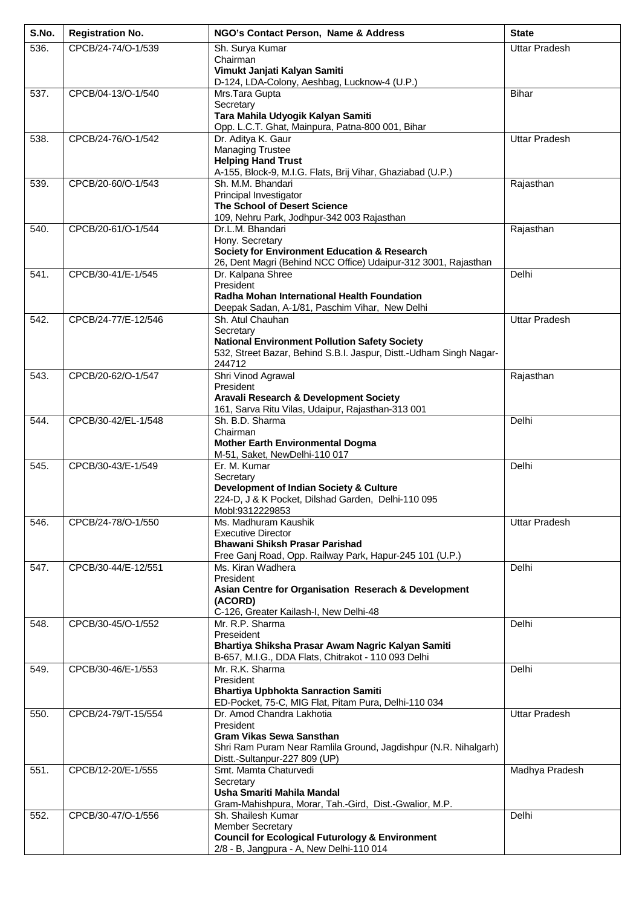| S.No. | Registration No. | NGO's Contact Person, Name & Address | State |
|---|---|---|---|
| 536. | CPCB/24-74/O-1/539 | Sh. Surya Kumar<br>Chairman<br>**Vimukt Janjati Kalyan Samiti**<br>D-124, LDA-Colony, Aeshbag, Lucknow-4 (U.P.) | Uttar Pradesh |
| 537. | CPCB/04-13/O-1/540 | Mrs.Tara Gupta<br>Secretary<br>**Tara Mahila Udyogik Kalyan Samiti**<br>Opp. L.C.T. Ghat, Mainpura, Patna-800 001, Bihar | Bihar |
| 538. | CPCB/24-76/O-1/542 | Dr. Aditya K. Gaur<br>Managing Trustee<br>**Helping Hand Trust**<br>A-155, Block-9, M.I.G. Flats, Brij Vihar, Ghaziabad (U.P.) | Uttar Pradesh |
| 539. | CPCB/20-60/O-1/543 | Sh. M.M. Bhandari<br>Principal Investigator<br>**The School of Desert Science**<br>109, Nehru Park, Jodhpur-342 003 Rajasthan | Rajasthan |
| 540. | CPCB/20-61/O-1/544 | Dr.L.M. Bhandari<br>Hony. Secretary<br>**Society for Environment Education & Research**<br>26, Dent Magri (Behind NCC Office) Udaipur-312 3001, Rajasthan | Rajasthan |
| 541. | CPCB/30-41/E-1/545 | Dr. Kalpana Shree<br>President<br>**Radha Mohan International Health Foundation**<br>Deepak Sadan, A-1/81, Paschim Vihar, New Delhi | Delhi |
| 542. | CPCB/24-77/E-12/546 | Sh. Atul Chauhan<br>Secretary<br>**National Environment Pollution Safety Society**<br>532, Street Bazar, Behind S.B.I. Jaspur, Distt.-Udham Singh Nagar-244712 | Uttar Pradesh |
| 543. | CPCB/20-62/O-1/547 | Shri Vinod Agrawal<br>President<br>**Aravali Research & Development Society**<br>161, Sarva Ritu Vilas, Udaipur, Rajasthan-313 001 | Rajasthan |
| 544. | CPCB/30-42/EL-1/548 | Sh. B.D. Sharma<br>Chairman<br>**Mother Earth Environmental Dogma**<br>M-51, Saket, NewDelhi-110 017 | Delhi |
| 545. | CPCB/30-43/E-1/549 | Er. M. Kumar<br>Secretary<br>**Development of Indian Society & Culture**<br>224-D, J & K Pocket, Dilshad Garden, Delhi-110 095<br>Mobl:9312229853 | Delhi |
| 546. | CPCB/24-78/O-1/550 | Ms. Madhuram Kaushik<br>Executive Director<br>**Bhawani Shiksh Prasar Parishad**<br>Free Ganj Road, Opp. Railway Park, Hapur-245 101 (U.P.) | Uttar Pradesh |
| 547. | CPCB/30-44/E-12/551 | Ms. Kiran Wadhera<br>President<br>**Asian Centre for Organisation Reserach & Development (ACORD)**<br>C-126, Greater Kailash-I, New Delhi-48 | Delhi |
| 548. | CPCB/30-45/O-1/552 | Mr. R.P. Sharma<br>Preseident<br>**Bhartiya Shiksha Prasar Awam Nagric Kalyan Samiti**<br>B-657, M.I.G., DDA Flats, Chitrakot - 110 093 Delhi | Delhi |
| 549. | CPCB/30-46/E-1/553 | Mr. R.K. Sharma<br>President<br>**Bhartiya Upbhokta Sanraction Samiti**<br>ED-Pocket, 75-C, MIG Flat, Pitam Pura, Delhi-110 034 | Delhi |
| 550. | CPCB/24-79/T-15/554 | Dr. Amod Chandra Lakhotia<br>President<br>**Gram Vikas Sewa Sansthan**<br>Shri Ram Puram Near Ramlila Ground, Jagdishpur (N.R. Nihalgarh) Distt.-Sultanpur-227 809 (UP) | Uttar Pradesh |
| 551. | CPCB/12-20/E-1/555 | Smt. Mamta Chaturvedi<br>Secretary<br>**Usha Smariti Mahila Mandal**<br>Gram-Mahishpura, Morar, Tah.-Gird, Dist.-Gwalior, M.P. | Madhya Pradesh |
| 552. | CPCB/30-47/O-1/556 | Sh. Shailesh Kumar<br>Member Secretary<br>**Council for Ecological Futurology & Environment**<br>2/8 - B, Jangpura - A, New Delhi-110 014 | Delhi |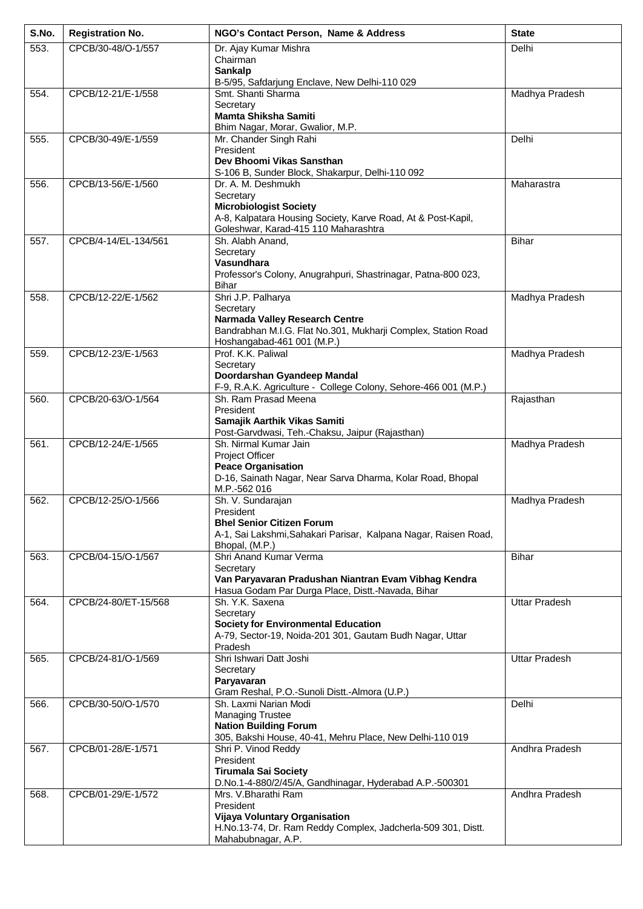| S.No. | Registration No. | NGO's Contact Person, Name & Address | State |
|---|---|---|---|
| 553. | CPCB/30-48/O-1/557 | Dr. Ajay Kumar Mishra<br>Chairman<br>**Sankalp**<br>B-5/95, Safdarjung Enclave, New Delhi-110 029 | Delhi |
| 554. | CPCB/12-21/E-1/558 | Smt. Shanti Sharma<br>Secretary<br>**Mamta Shiksha Samiti**<br>Bhim Nagar, Morar, Gwalior, M.P. | Madhya Pradesh |
| 555. | CPCB/30-49/E-1/559 | Mr. Chander Singh Rahi<br>President<br>**Dev Bhoomi Vikas Sansthan**<br>S-106 B, Sunder Block, Shakarpur, Delhi-110 092 | Delhi |
| 556. | CPCB/13-56/E-1/560 | Dr. A. M. Deshmukh<br>Secretary<br>**Microbiologist Society**<br>A-8, Kalpatara Housing Society, Karve Road, At & Post-Kapil, Goleshwar, Karad-415 110 Maharashtra | Maharastra |
| 557. | CPCB/4-14/EL-134/561 | Sh. Alabh Anand,<br>Secretary<br>**Vasundhara**<br>Professor's Colony, Anugrahpuri, Shastrinagar, Patna-800 023, Bihar | Bihar |
| 558. | CPCB/12-22/E-1/562 | Shri J.P. Palharya<br>Secretary<br>**Narmada Valley Research Centre**<br>Bandrabhan M.I.G. Flat No.301, Mukharji Complex, Station Road Hoshangabad-461 001 (M.P.) | Madhya Pradesh |
| 559. | CPCB/12-23/E-1/563 | Prof. K.K. Paliwal<br>Secretary<br>**Doordarshan Gyandeep Mandal**<br>F-9, R.A.K. Agriculture - College Colony, Sehore-466 001 (M.P.) | Madhya Pradesh |
| 560. | CPCB/20-63/O-1/564 | Sh. Ram Prasad Meena<br>President<br>**Samajik Aarthik Vikas Samiti**<br>Post-Garvdwasi, Teh.-Chaksu, Jaipur (Rajasthan) | Rajasthan |
| 561. | CPCB/12-24/E-1/565 | Sh. Nirmal Kumar Jain<br>Project Officer<br>**Peace Organisation**<br>D-16, Sainath Nagar, Near Sarva Dharma, Kolar Road, Bhopal M.P.-562 016 | Madhya Pradesh |
| 562. | CPCB/12-25/O-1/566 | Sh. V. Sundarajan<br>President<br>**Bhel Senior Citizen Forum**<br>A-1, Sai Lakshmi,Sahakari Parisar, Kalpana Nagar, Raisen Road, Bhopal, (M.P.) | Madhya Pradesh |
| 563. | CPCB/04-15/O-1/567 | Shri Anand Kumar Verma<br>Secretary<br>**Van Paryavaran Pradushan Niantran Evam Vibhag Kendra**<br>Hasua Godam Par Durga Place, Distt.-Navada, Bihar | Bihar |
| 564. | CPCB/24-80/ET-15/568 | Sh. Y.K. Saxena<br>Secretary<br>**Society for Environmental Education**<br>A-79, Sector-19, Noida-201 301, Gautam Budh Nagar, Uttar Pradesh | Uttar Pradesh |
| 565. | CPCB/24-81/O-1/569 | Shri Ishwari Datt Joshi<br>Secretary<br>**Paryavaran**<br>Gram Reshal, P.O.-Sunoli Distt.-Almora (U.P.) | Uttar Pradesh |
| 566. | CPCB/30-50/O-1/570 | Sh. Laxmi Narian Modi<br>Managing Trustee<br>**Nation Building Forum**<br>305, Bakshi House, 40-41, Mehru Place, New Delhi-110 019 | Delhi |
| 567. | CPCB/01-28/E-1/571 | Shri P. Vinod Reddy<br>President<br>**Tirumala Sai Society**<br>D.No.1-4-880/2/45/A, Gandhinagar, Hyderabad A.P.-500301 | Andhra Pradesh |
| 568. | CPCB/01-29/E-1/572 | Mrs. V.Bharathi Ram<br>President<br>**Vijaya Voluntary Organisation**<br>H.No.13-74, Dr. Ram Reddy Complex, Jadcherla-509 301, Distt. Mahabubnagar, A.P. | Andhra Pradesh |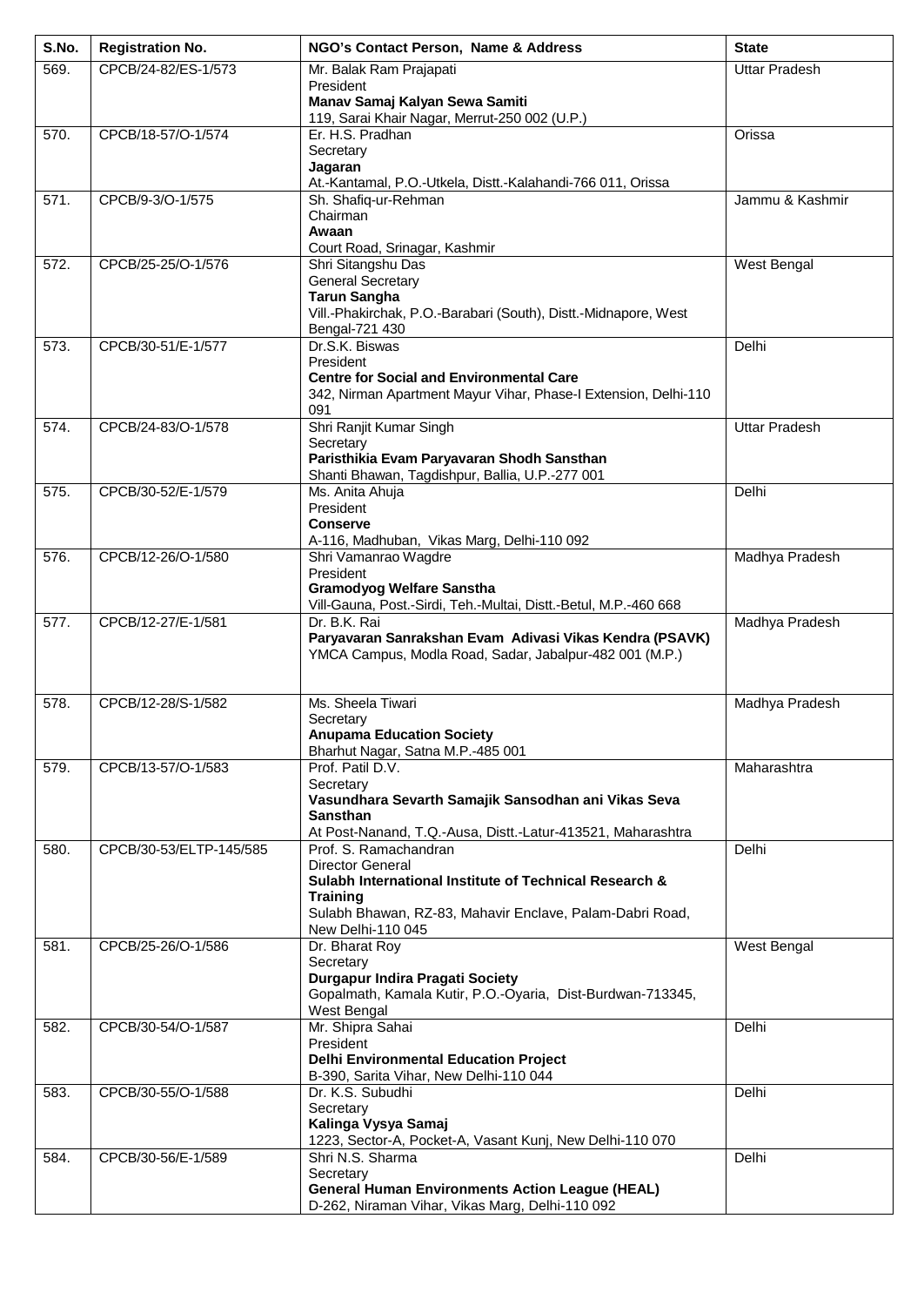| S.No. | Registration No. | NGO's Contact Person, Name & Address | State |
|---|---|---|---|
| 569. | CPCB/24-82/ES-1/573 | Mr. Balak Ram Prajapati<br>President<br>**Manav Samaj Kalyan Sewa Samiti**<br>119, Sarai Khair Nagar, Merrut-250 002 (U.P.) | Uttar Pradesh |
| 570. | CPCB/18-57/O-1/574 | Er. H.S. Pradhan<br>Secretary<br>**Jagaran**<br>At.-Kantamal, P.O.-Utkela, Distt.-Kalahandi-766 011, Orissa | Orissa |
| 571. | CPCB/9-3/O-1/575 | Sh. Shafiq-ur-Rehman<br>Chairman<br>**Awaan**<br>Court Road, Srinagar, Kashmir | Jammu & Kashmir |
| 572. | CPCB/25-25/O-1/576 | Shri Sitangshu Das<br>General Secretary<br>**Tarun Sangha**<br>Vill.-Phakirchak, P.O.-Barabari (South), Distt.-Midnapore, West Bengal-721 430 | West Bengal |
| 573. | CPCB/30-51/E-1/577 | Dr.S.K. Biswas<br>President<br>**Centre for Social and Environmental Care**<br>342, Nirman Apartment Mayur Vihar, Phase-I Extension, Delhi-110 091 | Delhi |
| 574. | CPCB/24-83/O-1/578 | Shri Ranjit Kumar Singh<br>Secretary<br>**Paristhikia Evam Paryavaran Shodh Sansthan**<br>Shanti Bhawan, Tagdishpur, Ballia, U.P.-277 001 | Uttar Pradesh |
| 575. | CPCB/30-52/E-1/579 | Ms. Anita Ahuja<br>President<br>**Conserve**<br>A-116, Madhuban, Vikas Marg, Delhi-110 092 | Delhi |
| 576. | CPCB/12-26/O-1/580 | Shri Vamanrao Wagdre<br>President<br>**Gramodyog Welfare Sanstha**<br>Vill-Gauna, Post.-Sirdi, Teh.-Multai, Distt.-Betul, M.P.-460 668 | Madhya Pradesh |
| 577. | CPCB/12-27/E-1/581 | Dr. B.K. Rai<br>**Paryavaran Sanrakshan Evam Adivasi Vikas Kendra (PSAVK)**<br>YMCA Campus, Modla Road, Sadar, Jabalpur-482 001 (M.P.) | Madhya Pradesh |
| 578. | CPCB/12-28/S-1/582 | Ms. Sheela Tiwari<br>Secretary<br>**Anupama Education Society**<br>Bharhut Nagar, Satna M.P.-485 001 | Madhya Pradesh |
| 579. | CPCB/13-57/O-1/583 | Prof. Patil D.V.<br>Secretary<br>**Vasundhara Sevarth Samajik Sansodhan ani Vikas Seva Sansthan**<br>At Post-Nanand, T.Q.-Ausa, Distt.-Latur-413521, Maharashtra | Maharashtra |
| 580. | CPCB/30-53/ELTP-145/585 | Prof. S. Ramachandran<br>Director General<br>**Sulabh International Institute of Technical Research & Training**<br>Sulabh Bhawan, RZ-83, Mahavir Enclave, Palam-Dabri Road, New Delhi-110 045 | Delhi |
| 581. | CPCB/25-26/O-1/586 | Dr. Bharat Roy<br>Secretary<br>**Durgapur Indira Pragati Society**<br>Gopalmath, Kamala Kutir, P.O.-Oyaria, Dist-Burdwan-713345, West Bengal | West Bengal |
| 582. | CPCB/30-54/O-1/587 | Mr. Shipra Sahai<br>President<br>**Delhi Environmental Education Project**<br>B-390, Sarita Vihar, New Delhi-110 044 | Delhi |
| 583. | CPCB/30-55/O-1/588 | Dr. K.S. Subudhi<br>Secretary<br>**Kalinga Vysya Samaj**<br>1223, Sector-A, Pocket-A, Vasant Kunj, New Delhi-110 070 | Delhi |
| 584. | CPCB/30-56/E-1/589 | Shri N.S. Sharma<br>Secretary<br>**General Human Environments Action League (HEAL)**<br>D-262, Niraman Vihar, Vikas Marg, Delhi-110 092 | Delhi |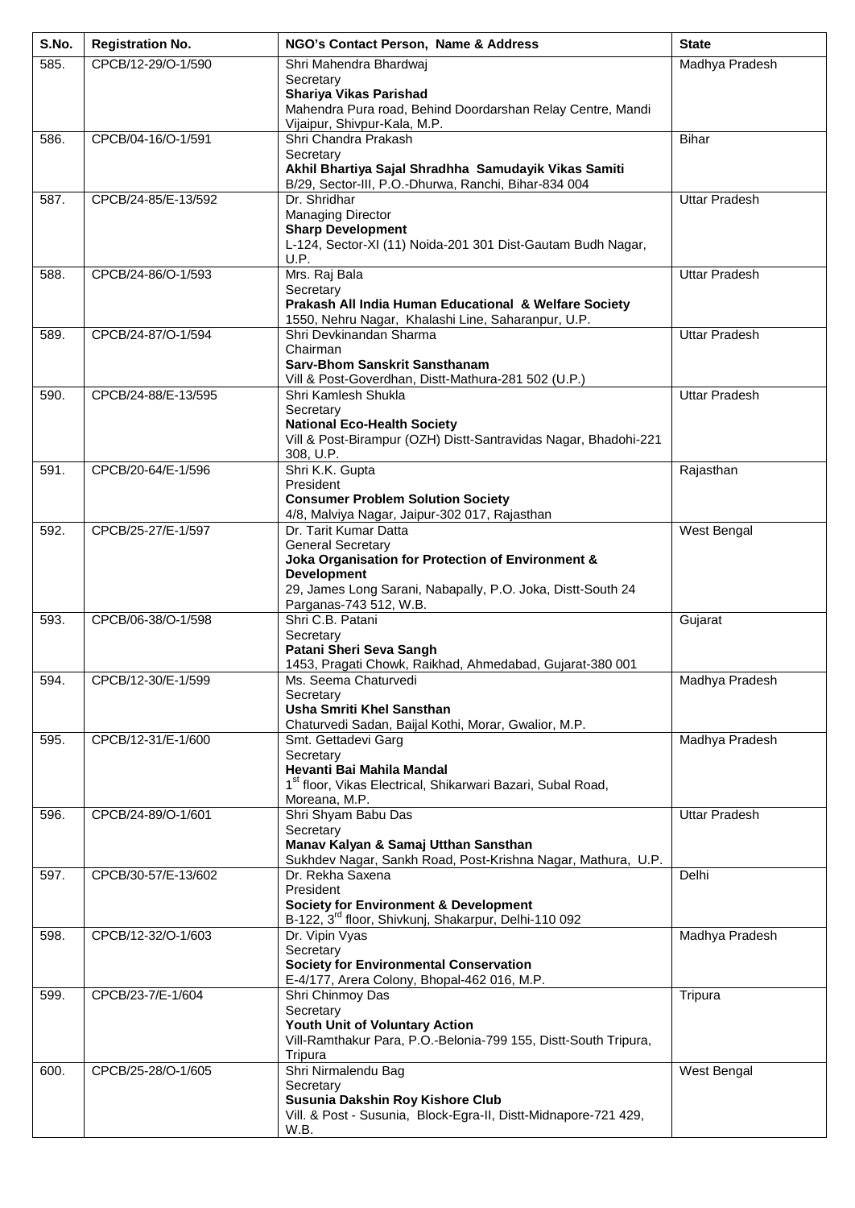| S.No. | Registration No. | NGO's Contact Person, Name & Address | State |
|---|---|---|---|
| 585. | CPCB/12-29/O-1/590 | Shri Mahendra Bhardwaj<br>Secretary<br>**Shariya Vikas Parishad**<br>Mahendra Pura road, Behind Doordarshan Relay Centre, Mandi Vijaipur, Shivpur-Kala, M.P. | Madhya Pradesh |
| 586. | CPCB/04-16/O-1/591 | Shri Chandra Prakash<br>Secretary<br>**Akhil Bhartiya Sajal Shradhha Samudayik Vikas Samiti**<br>B/29, Sector-III, P.O.-Dhurwa, Ranchi, Bihar-834 004 | Bihar |
| 587. | CPCB/24-85/E-13/592 | Dr. Shridhar<br>Managing Director<br>**Sharp Development**<br>L-124, Sector-XI (11) Noida-201 301 Dist-Gautam Budh Nagar, U.P. | Uttar Pradesh |
| 588. | CPCB/24-86/O-1/593 | Mrs. Raj Bala<br>Secretary<br>**Prakash All India Human Educational & Welfare Society**<br>1550, Nehru Nagar, Khalashi Line, Saharanpur, U.P. | Uttar Pradesh |
| 589. | CPCB/24-87/O-1/594 | Shri Devkinandan Sharma<br>Chairman<br>**Sarv-Bhom Sanskrit Sansthanam**<br>Vill & Post-Goverdhan, Distt-Mathura-281 502 (U.P.) | Uttar Pradesh |
| 590. | CPCB/24-88/E-13/595 | Shri Kamlesh Shukla<br>Secretary<br>**National Eco-Health Society**<br>Vill & Post-Birampur (OZH) Distt-Santravidas Nagar, Bhadohi-221 308, U.P. | Uttar Pradesh |
| 591. | CPCB/20-64/E-1/596 | Shri K.K. Gupta<br>President<br>**Consumer Problem Solution Society**<br>4/8, Malviya Nagar, Jaipur-302 017, Rajasthan | Rajasthan |
| 592. | CPCB/25-27/E-1/597 | Dr. Tarit Kumar Datta<br>General Secretary<br>**Joka Organisation for Protection of Environment & Development**<br>29, James Long Sarani, Nabapally, P.O. Joka, Distt-South 24 Parganas-743 512, W.B. | West Bengal |
| 593. | CPCB/06-38/O-1/598 | Shri C.B. Patani<br>Secretary<br>**Patani Sheri Seva Sangh**<br>1453, Pragati Chowk, Raikhad, Ahmedabad, Gujarat-380 001 | Gujarat |
| 594. | CPCB/12-30/E-1/599 | Ms. Seema Chaturvedi<br>Secretary<br>**Usha Smriti Khel Sansthan**<br>Chaturvedi Sadan, Baijal Kothi, Morar, Gwalior, M.P. | Madhya Pradesh |
| 595. | CPCB/12-31/E-1/600 | Smt. Gettadevi Garg<br>Secretary<br>**Hevanti Bai Mahila Mandal**<br>1st floor, Vikas Electrical, Shikarwari Bazari, Subal Road, Moreana, M.P. | Madhya Pradesh |
| 596. | CPCB/24-89/O-1/601 | Shri Shyam Babu Das<br>Secretary<br>**Manav Kalyan & Samaj Utthan Sansthan**<br>Sukhdev Nagar, Sankh Road, Post-Krishna Nagar, Mathura, U.P. | Uttar Pradesh |
| 597. | CPCB/30-57/E-13/602 | Dr. Rekha Saxena<br>President<br>**Society for Environment & Development**<br>B-122, 3rd floor, Shivkunj, Shakarpur, Delhi-110 092 | Delhi |
| 598. | CPCB/12-32/O-1/603 | Dr. Vipin Vyas<br>Secretary<br>**Society for Environmental Conservation**<br>E-4/177, Arera Colony, Bhopal-462 016, M.P. | Madhya Pradesh |
| 599. | CPCB/23-7/E-1/604 | Shri Chinmoy Das<br>Secretary<br>**Youth Unit of Voluntary Action**<br>Vill-Ramthakur Para, P.O.-Belonia-799 155, Distt-South Tripura, Tripura | Tripura |
| 600. | CPCB/25-28/O-1/605 | Shri Nirmalendu Bag<br>Secretary<br>**Susunia Dakshin Roy Kishore Club**<br>Vill. & Post - Susunia, Block-Egra-II, Distt-Midnapore-721 429, W.B. | West Bengal |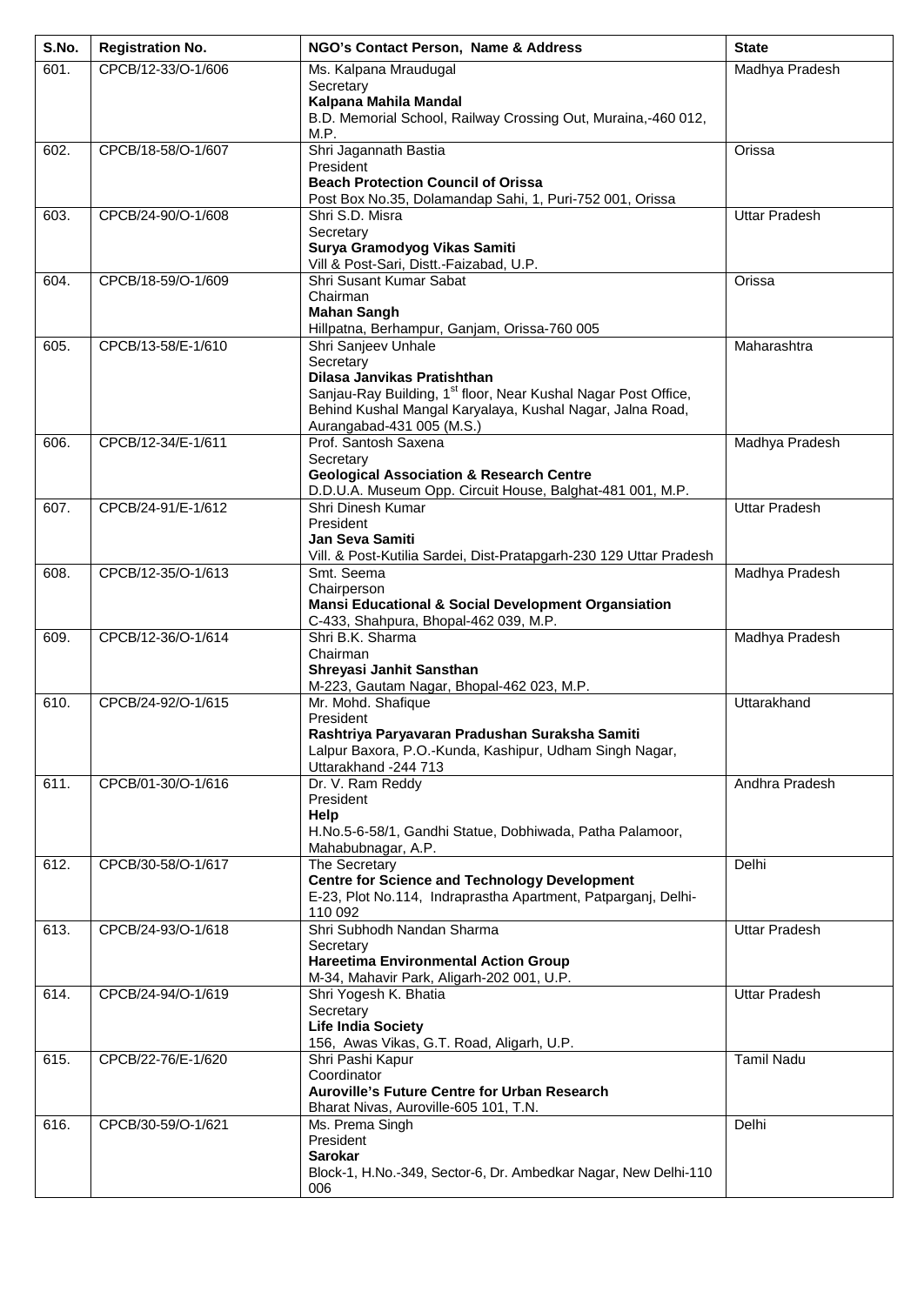| S.No. | Registration No. | NGO's Contact Person, Name & Address | State |
|---|---|---|---|
| 601. | CPCB/12-33/O-1/606 | Ms. Kalpana Mraudugal<br>Secretary<br>**Kalpana Mahila Mandal**<br>B.D. Memorial School, Railway Crossing Out, Muraina,-460 012, M.P. | Madhya Pradesh |
| 602. | CPCB/18-58/O-1/607 | Shri Jagannath Bastia<br>President<br>**Beach Protection Council of Orissa**<br>Post Box No.35, Dolamandap Sahi, 1, Puri-752 001, Orissa | Orissa |
| 603. | CPCB/24-90/O-1/608 | Shri S.D. Misra<br>Secretary<br>**Surya Gramodyog Vikas Samiti**<br>Vill & Post-Sari, Distt.-Faizabad, U.P. | Uttar Pradesh |
| 604. | CPCB/18-59/O-1/609 | Shri Susant Kumar Sabat<br>Chairman<br>**Mahan Sangh**<br>Hillpatna, Berhampur, Ganjam, Orissa-760 005 | Orissa |
| 605. | CPCB/13-58/E-1/610 | Shri Sanjeev Unhale<br>Secretary<br>**Dilasa Janvikas Pratishthan**<br>Sanjau-Ray Building, 1st floor, Near Kushal Nagar Post Office, Behind Kushal Mangal Karyalaya, Kushal Nagar, Jalna Road, Aurangabad-431 005 (M.S.) | Maharashtra |
| 606. | CPCB/12-34/E-1/611 | Prof. Santosh Saxena<br>Secretary<br>**Geological Association & Research Centre**<br>D.D.U.A. Museum Opp. Circuit House, Balghat-481 001, M.P. | Madhya Pradesh |
| 607. | CPCB/24-91/E-1/612 | Shri Dinesh Kumar<br>President<br>**Jan Seva Samiti**<br>Vill. & Post-Kutilia Sardei, Dist-Pratapgarh-230 129 Uttar Pradesh | Uttar Pradesh |
| 608. | CPCB/12-35/O-1/613 | Smt. Seema<br>Chairperson<br>**Mansi Educational & Social Development Organsiation**<br>C-433, Shahpura, Bhopal-462 039, M.P. | Madhya Pradesh |
| 609. | CPCB/12-36/O-1/614 | Shri B.K. Sharma<br>Chairman<br>**Shreyasi Janhit Sansthan**<br>M-223, Gautam Nagar, Bhopal-462 023, M.P. | Madhya Pradesh |
| 610. | CPCB/24-92/O-1/615 | Mr. Mohd. Shafique<br>President<br>**Rashtriya Paryavaran Pradushan Suraksha Samiti**<br>Lalpur Baxora, P.O.-Kunda, Kashipur, Udham Singh Nagar, Uttarakhand -244 713 | Uttarakhand |
| 611. | CPCB/01-30/O-1/616 | Dr. V. Ram Reddy<br>President<br>**Help**<br>H.No.5-6-58/1, Gandhi Statue, Dobhiwada, Patha Palamoor, Mahabubnagar, A.P. | Andhra Pradesh |
| 612. | CPCB/30-58/O-1/617 | The Secretary<br>**Centre for Science and Technology Development**<br>E-23, Plot No.114, Indraprastha Apartment, Patparganj, Delhi-110 092 | Delhi |
| 613. | CPCB/24-93/O-1/618 | Shri Subhodh Nandan Sharma<br>Secretary<br>**Hareetima Environmental Action Group**<br>M-34, Mahavir Park, Aligarh-202 001, U.P. | Uttar Pradesh |
| 614. | CPCB/24-94/O-1/619 | Shri Yogesh K. Bhatia<br>Secretary<br>**Life India Society**<br>156, Awas Vikas, G.T. Road, Aligarh, U.P. | Uttar Pradesh |
| 615. | CPCB/22-76/E-1/620 | Shri Pashi Kapur<br>Coordinator<br>**Auroville's Future Centre for Urban Research**<br>Bharat Nivas, Auroville-605 101, T.N. | Tamil Nadu |
| 616. | CPCB/30-59/O-1/621 | Ms. Prema Singh<br>President<br>**Sarokar**<br>Block-1, H.No.-349, Sector-6, Dr. Ambedkar Nagar, New Delhi-110 006 | Delhi |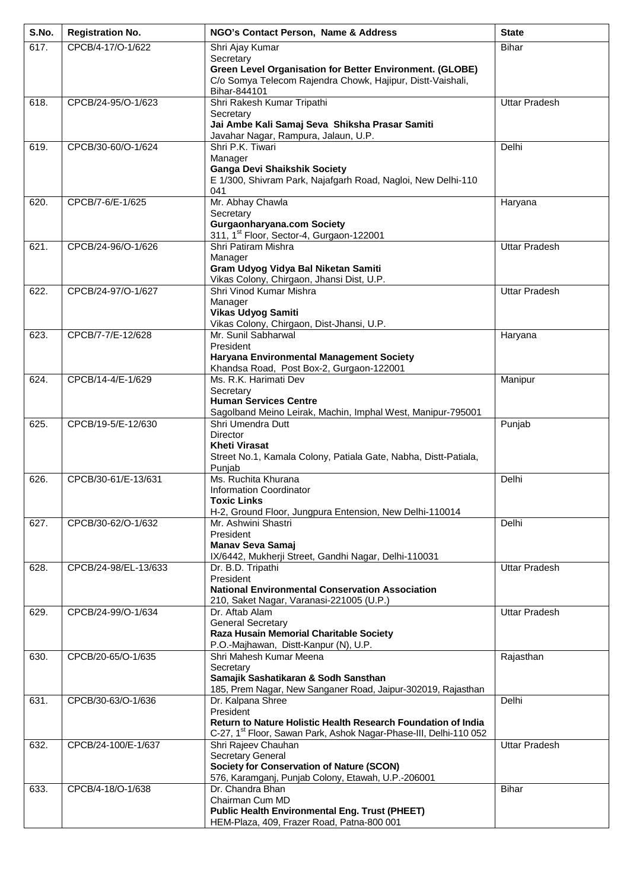| S.No. | Registration No. | NGO's Contact Person, Name & Address | State |
|---|---|---|---|
| 617. | CPCB/4-17/O-1/622 | Shri Ajay Kumar<br>Secretary<br>**Green Level Organisation for Better Environment. (GLOBE)**<br>C/o Somya Telecom Rajendra Chowk, Hajipur, Distt-Vaishali, Bihar-844101 | Bihar |
| 618. | CPCB/24-95/O-1/623 | Shri Rakesh Kumar Tripathi<br>Secretary<br>**Jai Ambe Kali Samaj Seva Shiksha Prasar Samiti**<br>Javahar Nagar, Rampura, Jalaun, U.P. | Uttar Pradesh |
| 619. | CPCB/30-60/O-1/624 | Shri P.K. Tiwari<br>Manager<br>**Ganga Devi Shaikshik Society**<br>E 1/300, Shivram Park, Najafgarh Road, Nagloi, New Delhi-110 041 | Delhi |
| 620. | CPCB/7-6/E-1/625 | Mr. Abhay Chawla<br>Secretary<br>**Gurgaonharyana.com Society**<br>311, 1st Floor, Sector-4, Gurgaon-122001 | Haryana |
| 621. | CPCB/24-96/O-1/626 | Shri Patiram Mishra<br>Manager<br>**Gram Udyog Vidya Bal Niketan Samiti**<br>Vikas Colony, Chirgaon, Jhansi Dist, U.P. | Uttar Pradesh |
| 622. | CPCB/24-97/O-1/627 | Shri Vinod Kumar Mishra<br>Manager<br>**Vikas Udyog Samiti**<br>Vikas Colony, Chirgaon, Dist-Jhansi, U.P. | Uttar Pradesh |
| 623. | CPCB/7-7/E-12/628 | Mr. Sunil Sabharwal<br>President<br>**Haryana Environmental Management Society**<br>Khandsa Road, Post Box-2, Gurgaon-122001 | Haryana |
| 624. | CPCB/14-4/E-1/629 | Ms. R.K. Harimati Dev<br>Secretary<br>**Human Services Centre**<br>Sagolband Meino Leirak, Machin, Imphal West, Manipur-795001 | Manipur |
| 625. | CPCB/19-5/E-12/630 | Shri Umendra Dutt<br>Director<br>**Kheti Virasat**<br>Street No.1, Kamala Colony, Patiala Gate, Nabha, Distt-Patiala, Punjab | Punjab |
| 626. | CPCB/30-61/E-13/631 | Ms. Ruchita Khurana<br>Information Coordinator<br>**Toxic Links**<br>H-2, Ground Floor, Jungpura Entension, New Delhi-110014 | Delhi |
| 627. | CPCB/30-62/O-1/632 | Mr. Ashwini Shastri<br>President<br>**Manav Seva Samaj**<br>IX/6442, Mukherji Street, Gandhi Nagar, Delhi-110031 | Delhi |
| 628. | CPCB/24-98/EL-13/633 | Dr. B.D. Tripathi<br>President<br>**National Environmental Conservation Association**<br>210, Saket Nagar, Varanasi-221005 (U.P.) | Uttar Pradesh |
| 629. | CPCB/24-99/O-1/634 | Dr. Aftab Alam<br>General Secretary<br>**Raza Husain Memorial Charitable Society**<br>P.O.-Majhawan, Distt-Kanpur (N), U.P. | Uttar Pradesh |
| 630. | CPCB/20-65/O-1/635 | Shri Mahesh Kumar Meena<br>Secretary<br>**Samajik Sashatikaran & Sodh Sansthan**<br>185, Prem Nagar, New Sanganer Road, Jaipur-302019, Rajasthan | Rajasthan |
| 631. | CPCB/30-63/O-1/636 | Dr. Kalpana Shree<br>President<br>**Return to Nature Holistic Health Research Foundation of India**<br>C-27, 1st Floor, Sawan Park, Ashok Nagar-Phase-III, Delhi-110 052 | Delhi |
| 632. | CPCB/24-100/E-1/637 | Shri Rajeev Chauhan<br>Secretary General<br>**Society for Conservation of Nature (SCON)**<br>576, Karamganj, Punjab Colony, Etawah, U.P.-206001 | Uttar Pradesh |
| 633. | CPCB/4-18/O-1/638 | Dr. Chandra Bhan<br>Chairman Cum MD<br>**Public Health Environmental Eng. Trust (PHEET)**<br>HEM-Plaza, 409, Frazer Road, Patna-800 001 | Bihar |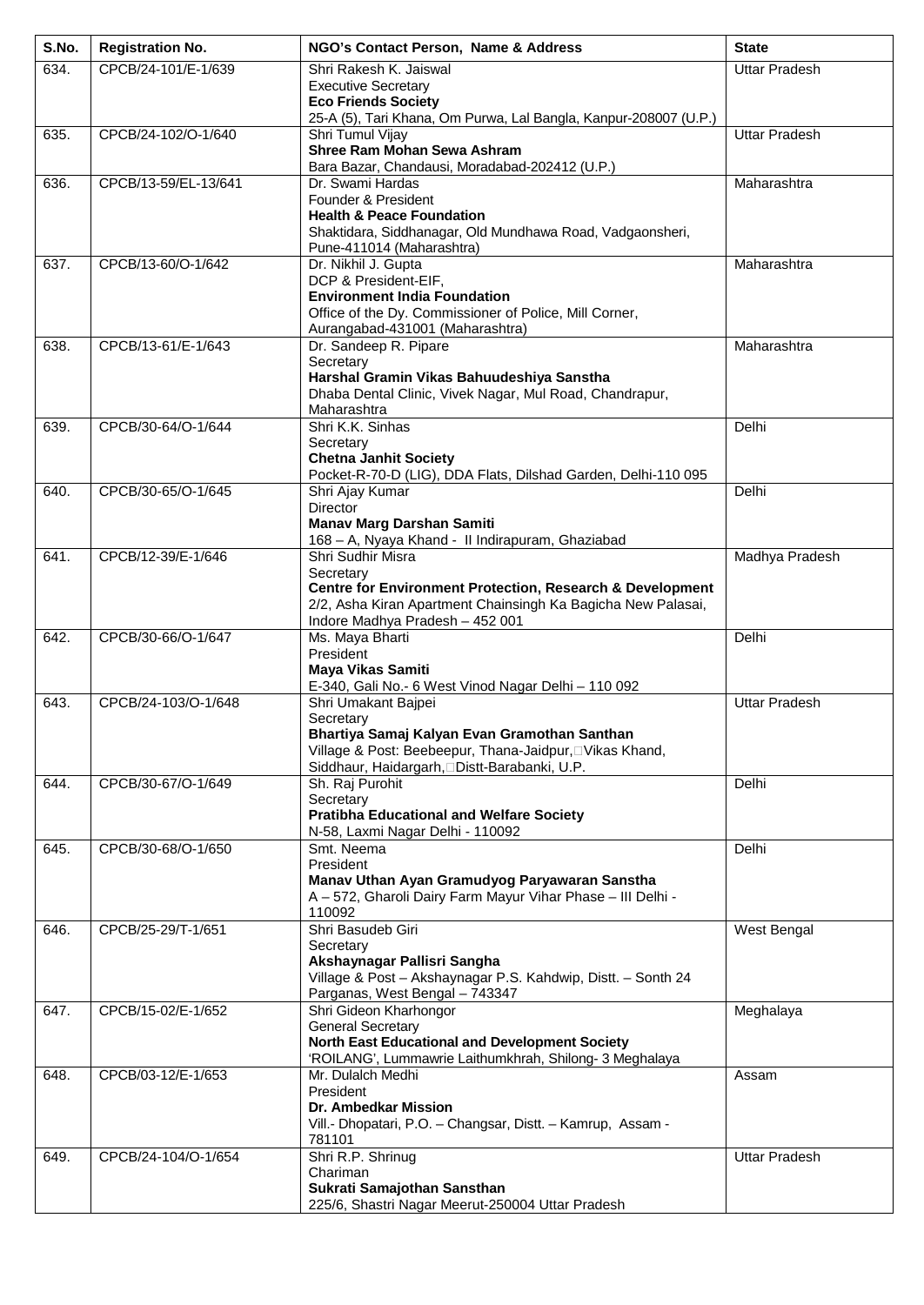| S.No. | Registration No. | NGO's Contact Person, Name & Address | State |
|---|---|---|---|
| 634. | CPCB/24-101/E-1/639 | Shri Rakesh K. Jaiswal<br>Executive Secretary<br>**Eco Friends Society**<br>25-A (5), Tari Khana, Om Purwa, Lal Bangla, Kanpur-208007 (U.P.) | Uttar Pradesh |
| 635. | CPCB/24-102/O-1/640 | Shri Tumul Vijay<br>**Shree Ram Mohan Sewa Ashram**<br>Bara Bazar, Chandausi, Moradabad-202412 (U.P.) | Uttar Pradesh |
| 636. | CPCB/13-59/EL-13/641 | Dr. Swami Hardas<br>Founder & President<br>**Health & Peace Foundation**<br>Shaktidara, Siddhanagar, Old Mundhawa Road, Vadgaonsheri, Pune-411014 (Maharashtra) | Maharashtra |
| 637. | CPCB/13-60/O-1/642 | Dr. Nikhil J. Gupta<br>DCP & President-EIF,<br>**Environment India Foundation**<br>Office of the Dy. Commissioner of Police, Mill Corner, Aurangabad-431001 (Maharashtra) | Maharashtra |
| 638. | CPCB/13-61/E-1/643 | Dr. Sandeep R. Pipare<br>Secretary<br>**Harshal Gramin Vikas Bahuudeshiya Sanstha**<br>Dhaba Dental Clinic, Vivek Nagar, Mul Road, Chandrapur, Maharashtra | Maharashtra |
| 639. | CPCB/30-64/O-1/644 | Shri K.K. Sinhas<br>Secretary<br>**Chetna Janhit Society**<br>Pocket-R-70-D (LIG), DDA Flats, Dilshad Garden, Delhi-110 095 | Delhi |
| 640. | CPCB/30-65/O-1/645 | Shri Ajay Kumar<br>Director<br>**Manav Marg Darshan Samiti**<br>168 – A, Nyaya Khand - II Indirapuram, Ghaziabad | Delhi |
| 641. | CPCB/12-39/E-1/646 | Shri Sudhir Misra<br>Secretary<br>**Centre for Environment Protection, Research & Development**<br>2/2, Asha Kiran Apartment Chainsingh Ka Bagicha New Palasai, Indore Madhya Pradesh – 452 001 | Madhya Pradesh |
| 642. | CPCB/30-66/O-1/647 | Ms. Maya Bharti<br>President<br>**Maya Vikas Samiti**<br>E-340, Gali No.- 6 West Vinod Nagar Delhi – 110 092 | Delhi |
| 643. | CPCB/24-103/O-1/648 | Shri Umakant Bajpei<br>Secretary<br>**Bhartiya Samaj Kalyan Evan Gramothan Santhan**<br>Village & Post: Beebeepur, Thana-Jaidpur, Vikas Khand, Siddhaur, Haidargarh, Distt-Barabanki, U.P. | Uttar Pradesh |
| 644. | CPCB/30-67/O-1/649 | Sh. Raj Purohit<br>Secretary<br>**Pratibha Educational and Welfare Society**<br>N-58, Laxmi Nagar Delhi - 110092 | Delhi |
| 645. | CPCB/30-68/O-1/650 | Smt. Neema<br>President<br>**Manav Uthan Ayan Gramudyog Paryawaran Sanstha**<br>A – 572, Gharoli Dairy Farm Mayur Vihar Phase – III Delhi - 110092 | Delhi |
| 646. | CPCB/25-29/T-1/651 | Shri Basudeb Giri<br>Secretary<br>**Akshaynagar Pallisri Sangha**<br>Village & Post – Akshaynagar P.S. Kahdwip, Distt. – Sonth 24 Parganas, West Bengal – 743347 | West Bengal |
| 647. | CPCB/15-02/E-1/652 | Shri Gideon Kharhongor<br>General Secretary<br>**North East Educational and Development Society**<br>'ROILANG', Lummawrie Laithumkhrah, Shilong- 3 Meghalaya | Meghalaya |
| 648. | CPCB/03-12/E-1/653 | Mr. Dulalch Medhi<br>President<br>**Dr. Ambedkar Mission**<br>Vill.- Dhopatari, P.O. – Changsar, Distt. – Kamrup, Assam - 781101 | Assam |
| 649. | CPCB/24-104/O-1/654 | Shri R.P. Shrinug<br>Chariman<br>**Sukrati Samajothan Sansthan**<br>225/6, Shastri Nagar Meerut-250004 Uttar Pradesh | Uttar Pradesh |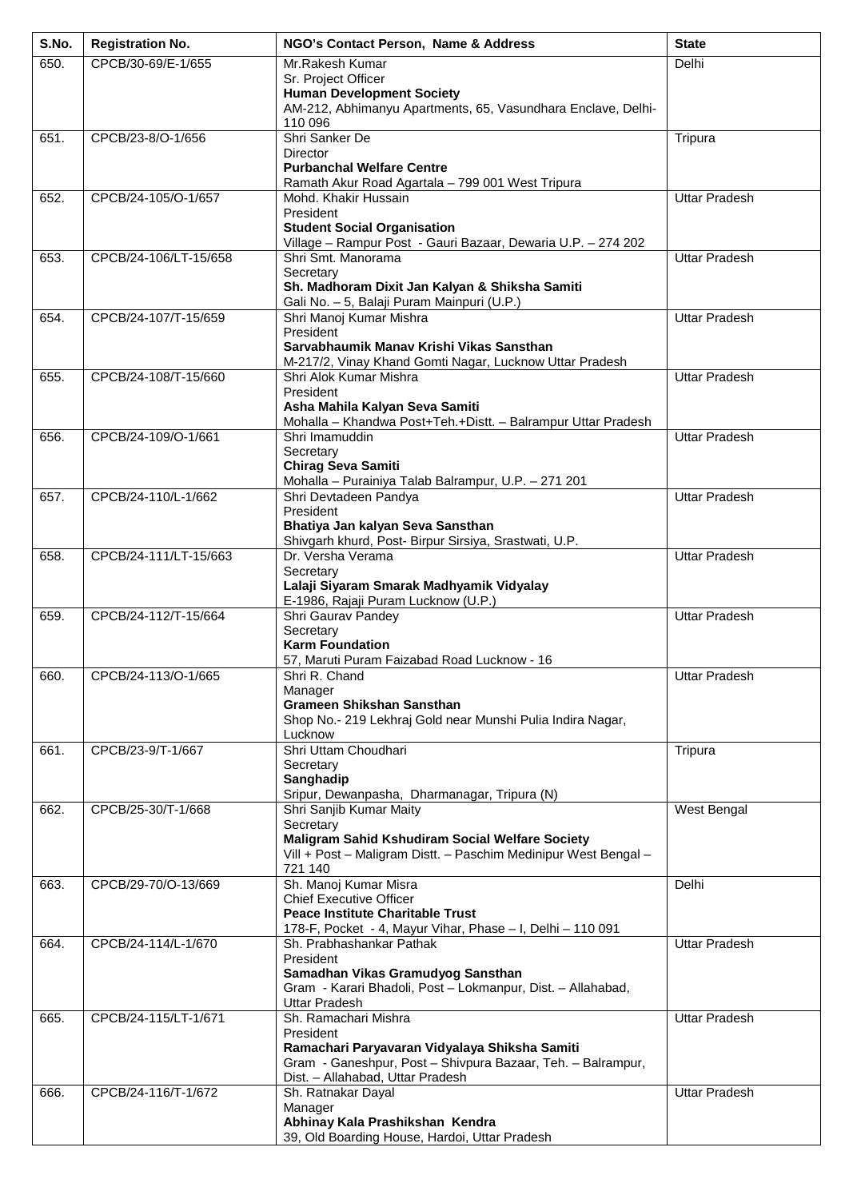| S.No. | Registration No. | NGO's Contact Person, Name & Address | State |
|---|---|---|---|
| 650. | CPCB/30-69/E-1/655 | Mr.Rakesh Kumar<br>Sr. Project Officer<br>**Human Development Society**<br>AM-212, Abhimanyu Apartments, 65, Vasundhara Enclave, Delhi-110 096 | Delhi |
| 651. | CPCB/23-8/O-1/656 | Shri Sanker De<br>Director<br>**Purbanchal Welfare Centre**<br>Ramath Akur Road Agartala – 799 001 West Tripura | Tripura |
| 652. | CPCB/24-105/O-1/657 | Mohd. Khakir Hussain<br>President<br>**Student Social Organisation**<br>Village – Rampur Post - Gauri Bazaar, Dewaria U.P. – 274 202 | Uttar Pradesh |
| 653. | CPCB/24-106/LT-15/658 | Shri Smt. Manorama<br>Secretary<br>**Sh. Madhoram Dixit Jan Kalyan & Shiksha Samiti**<br>Gali No. – 5, Balaji Puram Mainpuri (U.P.) | Uttar Pradesh |
| 654. | CPCB/24-107/T-15/659 | Shri Manoj Kumar Mishra<br>President<br>**Sarvabhaumik Manav Krishi Vikas Sansthan**<br>M-217/2, Vinay Khand Gomti Nagar, Lucknow Uttar Pradesh | Uttar Pradesh |
| 655. | CPCB/24-108/T-15/660 | Shri Alok Kumar Mishra<br>President<br>**Asha Mahila Kalyan Seva Samiti**<br>Mohalla – Khandwa Post+Teh.+Distt. – Balrampur Uttar Pradesh | Uttar Pradesh |
| 656. | CPCB/24-109/O-1/661 | Shri Imamuddin<br>Secretary<br>**Chirag Seva Samiti**<br>Mohalla – Purainiya Talab Balrampur, U.P. – 271 201 | Uttar Pradesh |
| 657. | CPCB/24-110/L-1/662 | Shri Devtadeen Pandya<br>President<br>**Bhatiya Jan kalyan Seva Sansthan**<br>Shivgarh khurd, Post- Birpur Sirsiya, Srastwati, U.P. | Uttar Pradesh |
| 658. | CPCB/24-111/LT-15/663 | Dr. Versha Verama<br>Secretary<br>**Lalaji Siyaram Smarak Madhyamik Vidyalay**<br>E-1986, Rajaji Puram Lucknow (U.P.) | Uttar Pradesh |
| 659. | CPCB/24-112/T-15/664 | Shri Gaurav Pandey<br>Secretary<br>**Karm Foundation**<br>57, Maruti Puram Faizabad Road Lucknow - 16 | Uttar Pradesh |
| 660. | CPCB/24-113/O-1/665 | Shri R. Chand<br>Manager<br>**Grameen Shikshan Sansthan**<br>Shop No.- 219 Lekhraj Gold near Munshi Pulia Indira Nagar, Lucknow | Uttar Pradesh |
| 661. | CPCB/23-9/T-1/667 | Shri Uttam Choudhari<br>Secretary<br>**Sanghadip**<br>Sripur, Dewanpasha, Dharmanagar, Tripura (N) | Tripura |
| 662. | CPCB/25-30/T-1/668 | Shri Sanjib Kumar Maity<br>Secretary<br>**Maligram Sahid Kshudiram Social Welfare Society**<br>Vill + Post – Maligram Distt. – Paschim Medinipur West Bengal – 721 140 | West Bengal |
| 663. | CPCB/29-70/O-13/669 | Sh. Manoj Kumar Misra<br>Chief Executive Officer<br>**Peace Institute Charitable Trust**<br>178-F, Pocket - 4, Mayur Vihar, Phase – I, Delhi – 110 091 | Delhi |
| 664. | CPCB/24-114/L-1/670 | Sh. Prabhashankar Pathak<br>President<br>**Samadhan Vikas Gramudyog Sansthan**<br>Gram - Karari Bhadoli, Post – Lokmanpur, Dist. – Allahabad, Uttar Pradesh | Uttar Pradesh |
| 665. | CPCB/24-115/LT-1/671 | Sh. Ramachari Mishra<br>President<br>**Ramachari Paryavaran Vidyalaya Shiksha Samiti**<br>Gram - Ganeshpur, Post – Shivpura Bazaar, Teh. – Balrampur, Dist. – Allahabad, Uttar Pradesh | Uttar Pradesh |
| 666. | CPCB/24-116/T-1/672 | Sh. Ratnakar Dayal<br>Manager<br>**Abhinay Kala Prashikshan Kendra**<br>39, Old Boarding House, Hardoi, Uttar Pradesh | Uttar Pradesh |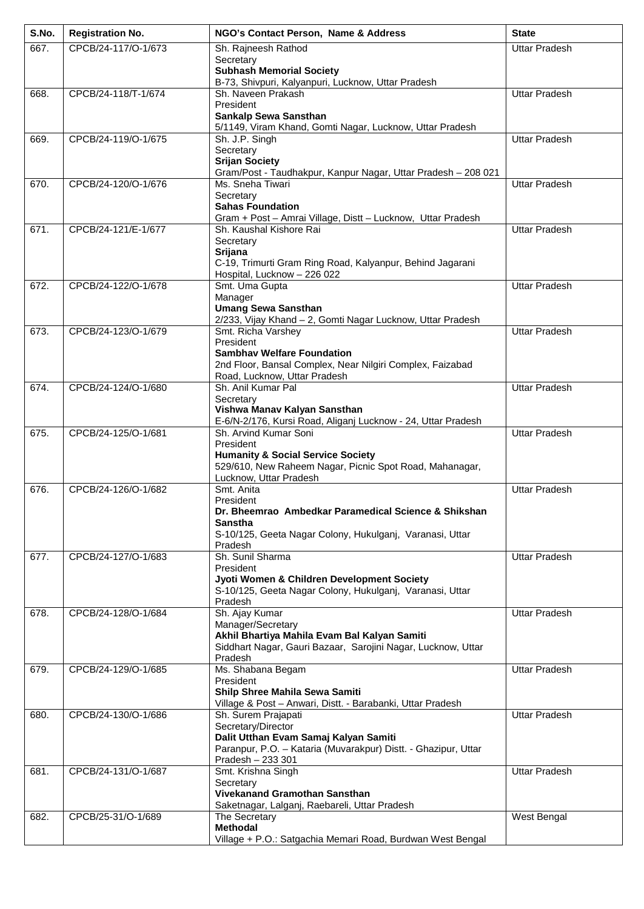| S.No. | Registration No. | NGO's Contact Person, Name & Address | State |
|---|---|---|---|
| 667. | CPCB/24-117/O-1/673 | Sh. Rajneesh Rathod<br>Secretary<br>**Subhash Memorial Society**<br>B-73, Shivpuri, Kalyanpuri, Lucknow, Uttar Pradesh | Uttar Pradesh |
| 668. | CPCB/24-118/T-1/674 | Sh. Naveen Prakash<br>President<br>**Sankalp Sewa Sansthan**<br>5/1149, Viram Khand, Gomti Nagar, Lucknow, Uttar Pradesh | Uttar Pradesh |
| 669. | CPCB/24-119/O-1/675 | Sh. J.P. Singh<br>Secretary<br>**Srijan Society**<br>Gram/Post - Taudhakpur, Kanpur Nagar, Uttar Pradesh – 208 021 | Uttar Pradesh |
| 670. | CPCB/24-120/O-1/676 | Ms. Sneha Tiwari<br>Secretary<br>**Sahas Foundation**<br>Gram + Post – Amrai Village, Distt – Lucknow, Uttar Pradesh | Uttar Pradesh |
| 671. | CPCB/24-121/E-1/677 | Sh. Kaushal Kishore Rai<br>Secretary<br>**Srijana**<br>C-19, Trimurti Gram Ring Road, Kalyanpur, Behind Jagarani Hospital, Lucknow – 226 022 | Uttar Pradesh |
| 672. | CPCB/24-122/O-1/678 | Smt. Uma Gupta<br>Manager<br>**Umang Sewa Sansthan**<br>2/233, Vijay Khand – 2, Gomti Nagar Lucknow, Uttar Pradesh | Uttar Pradesh |
| 673. | CPCB/24-123/O-1/679 | Smt. Richa Varshey<br>President<br>**Sambhav Welfare Foundation**<br>2nd Floor, Bansal Complex, Near Nilgiri Complex, Faizabad Road, Lucknow, Uttar Pradesh | Uttar Pradesh |
| 674. | CPCB/24-124/O-1/680 | Sh. Anil Kumar Pal<br>Secretary<br>**Vishwa Manav Kalyan Sansthan**<br>E-6/N-2/176, Kursi Road, Aliganj Lucknow - 24, Uttar Pradesh | Uttar Pradesh |
| 675. | CPCB/24-125/O-1/681 | Sh. Arvind Kumar Soni<br>President<br>**Humanity & Social Service Society**<br>529/610, New Raheem Nagar, Picnic Spot Road, Mahanagar, Lucknow, Uttar Pradesh | Uttar Pradesh |
| 676. | CPCB/24-126/O-1/682 | Smt. Anita<br>President<br>**Dr. Bheemrao Ambedkar Paramedical Science & Shikshan Sanstha**<br>S-10/125, Geeta Nagar Colony, Hukulganj, Varanasi, Uttar Pradesh | Uttar Pradesh |
| 677. | CPCB/24-127/O-1/683 | Sh. Sunil Sharma<br>President<br>**Jyoti Women & Children Development Society**<br>S-10/125, Geeta Nagar Colony, Hukulganj, Varanasi, Uttar Pradesh | Uttar Pradesh |
| 678. | CPCB/24-128/O-1/684 | Sh. Ajay Kumar<br>Manager/Secretary<br>**Akhil Bhartiya Mahila Evam Bal Kalyan Samiti**<br>Siddhart Nagar, Gauri Bazaar, Sarojini Nagar, Lucknow, Uttar Pradesh | Uttar Pradesh |
| 679. | CPCB/24-129/O-1/685 | Ms. Shabana Begam<br>President<br>**Shilp Shree Mahila Sewa Samiti**<br>Village & Post – Anwari, Distt. - Barabanki, Uttar Pradesh | Uttar Pradesh |
| 680. | CPCB/24-130/O-1/686 | Sh. Surem Prajapati<br>Secretary/Director<br>**Dalit Utthan Evam Samaj Kalyan Samiti**<br>Paranpur, P.O. – Kataria (Muvarakpur) Distt. - Ghazipur, Uttar Pradesh – 233 301 | Uttar Pradesh |
| 681. | CPCB/24-131/O-1/687 | Smt. Krishna Singh<br>Secretary<br>**Vivekanand Gramothan Sansthan**<br>Saketnagar, Lalganj, Raebareli, Uttar Pradesh | Uttar Pradesh |
| 682. | CPCB/25-31/O-1/689 | The Secretary<br>**Methodal**<br>Village + P.O.: Satgachia Memari Road, Burdwan West Bengal | West Bengal |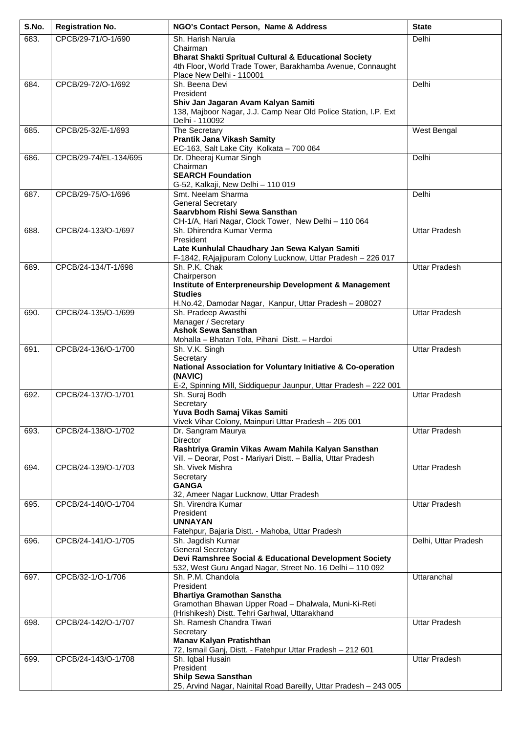| S.No. | Registration No. | NGO's Contact Person, Name & Address | State |
|---|---|---|---|
| 683. | CPCB/29-71/O-1/690 | Sh. Harish Narula<br>Chairman<br>**Bharat Shakti Spritual Cultural & Educational Society**<br>4th Floor, World Trade Tower, Barakhamba Avenue, Connaught Place New Delhi - 110001 | Delhi |
| 684. | CPCB/29-72/O-1/692 | Sh. Beena Devi<br>President<br>**Shiv Jan Jagaran Avam Kalyan Samiti**<br>138, Majboor Nagar, J.J. Camp Near Old Police Station, I.P. Ext Delhi - 110092 | Delhi |
| 685. | CPCB/25-32/E-1/693 | The Secretary<br>**Prantik Jana Vikash Samity**<br>EC-163, Salt Lake City Kolkata – 700 064 | West Bengal |
| 686. | CPCB/29-74/EL-134/695 | Dr. Dheeraj Kumar Singh<br>Chairman<br>**SEARCH Foundation**<br>G-52, Kalkaji, New Delhi – 110 019 | Delhi |
| 687. | CPCB/29-75/O-1/696 | Smt. Neelam Sharma<br>General Secretary<br>**Saarvbhom Rishi Sewa Sansthan**<br>CH-1/A, Hari Nagar, Clock Tower, New Delhi – 110 064 | Delhi |
| 688. | CPCB/24-133/O-1/697 | Sh. Dhirendra Kumar Verma<br>President<br>**Late Kunhulal Chaudhary Jan Sewa Kalyan Samiti**<br>F-1842, RAjajipuram Colony Lucknow, Uttar Pradesh – 226 017 | Uttar Pradesh |
| 689. | CPCB/24-134/T-1/698 | Sh. P.K. Chak<br>Chairperson<br>**Institute of Enterpreneurship Development & Management Studies**<br>H.No.42, Damodar Nagar, Kanpur, Uttar Pradesh – 208027 | Uttar Pradesh |
| 690. | CPCB/24-135/O-1/699 | Sh. Pradeep Awasthi<br>Manager / Secretary<br>**Ashok Sewa Sansthan**<br>Mohalla – Bhatan Tola, Pihani Distt. – Hardoi | Uttar Pradesh |
| 691. | CPCB/24-136/O-1/700 | Sh. V.K. Singh<br>Secretary<br>**National Association for Voluntary Initiative & Co-operation (NAVIC)**<br>E-2, Spinning Mill, Siddiquepur Jaunpur, Uttar Pradesh – 222 001 | Uttar Pradesh |
| 692. | CPCB/24-137/O-1/701 | Sh. Suraj Bodh<br>Secretary<br>**Yuva Bodh Samaj Vikas Samiti**<br>Vivek Vihar Colony, Mainpuri Uttar Pradesh – 205 001 | Uttar Pradesh |
| 693. | CPCB/24-138/O-1/702 | Dr. Sangram Maurya<br>Director<br>**Rashtriya Gramin Vikas Awam Mahila Kalyan Sansthan**<br>Vill. – Deorar, Post - Mariyari Distt. – Ballia, Uttar Pradesh | Uttar Pradesh |
| 694. | CPCB/24-139/O-1/703 | Sh. Vivek Mishra<br>Secretary<br>**GANGA**<br>32, Ameer Nagar Lucknow, Uttar Pradesh | Uttar Pradesh |
| 695. | CPCB/24-140/O-1/704 | Sh. Virendra Kumar<br>President<br>**UNNAYAN**<br>Fatehpur, Bajaria Distt. - Mahoba, Uttar Pradesh | Uttar Pradesh |
| 696. | CPCB/24-141/O-1/705 | Sh. Jagdish Kumar<br>General Secretary<br>**Devi Ramshree Social & Educational Development Society**<br>532, West Guru Angad Nagar, Street No. 16 Delhi – 110 092 | Delhi, Uttar Pradesh |
| 697. | CPCB/32-1/O-1/706 | Sh. P.M. Chandola<br>President<br>**Bhartiya Gramothan Sanstha**<br>Gramothan Bhawan Upper Road – Dhalwala, Muni-Ki-Reti (Hrishikesh) Distt. Tehri Garhwal, Uttarakhand | Uttaranchal |
| 698. | CPCB/24-142/O-1/707 | Sh. Ramesh Chandra Tiwari<br>Secretary<br>**Manav Kalyan Pratishthan**<br>72, Ismail Ganj, Distt. - Fatehpur Uttar Pradesh – 212 601 | Uttar Pradesh |
| 699. | CPCB/24-143/O-1/708 | Sh. Iqbal Husain<br>President<br>**Shilp Sewa Sansthan**<br>25, Arvind Nagar, Nainital Road Bareilly, Uttar Pradesh – 243 005 | Uttar Pradesh |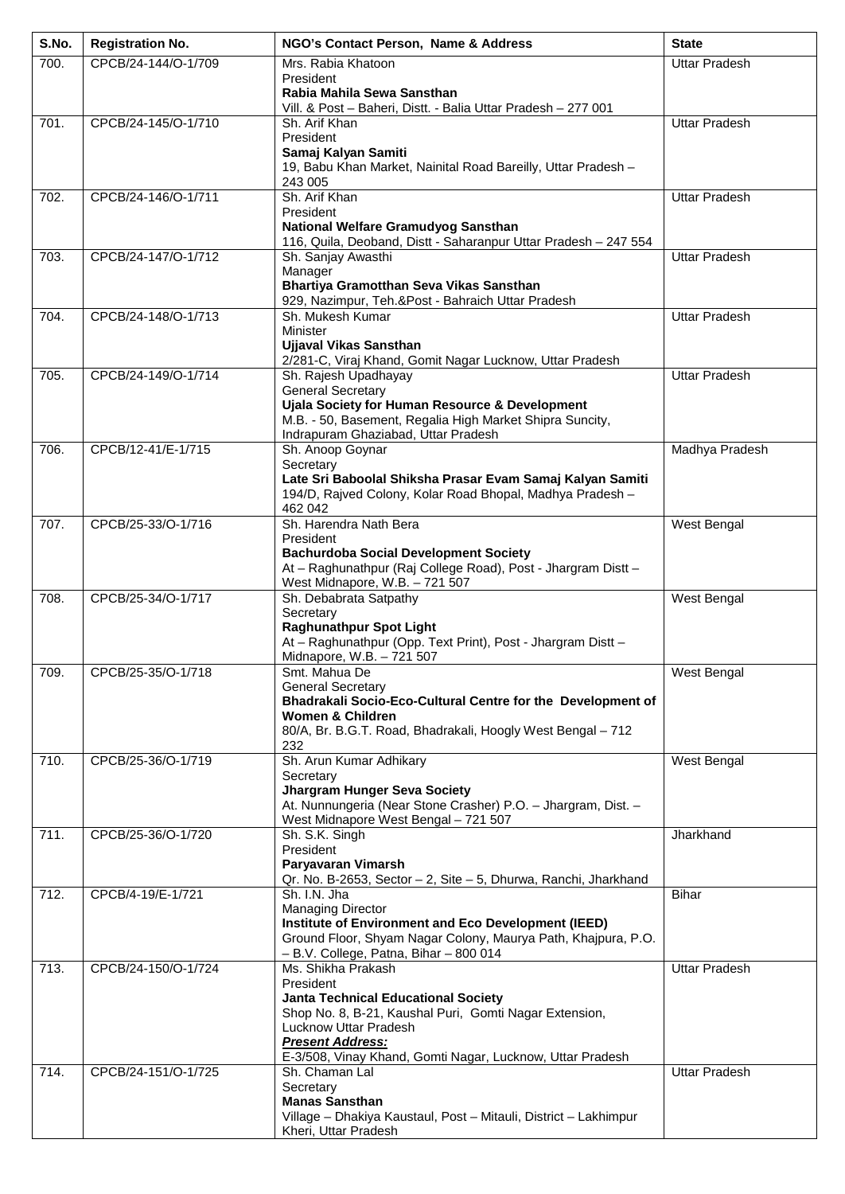| S.No. | Registration No. | NGO's Contact Person, Name & Address | State |
|---|---|---|---|
| 700. | CPCB/24-144/O-1/709 | Mrs. Rabia Khatoon<br>President<br>**Rabia Mahila Sewa Sansthan**<br>Vill. & Post – Baheri, Distt. - Balia Uttar Pradesh – 277 001 | Uttar Pradesh |
| 701. | CPCB/24-145/O-1/710 | Sh. Arif Khan<br>President<br>**Samaj Kalyan Samiti**<br>19, Babu Khan Market, Nainital Road Bareilly, Uttar Pradesh – 243 005 | Uttar Pradesh |
| 702. | CPCB/24-146/O-1/711 | Sh. Arif Khan<br>President<br>**National Welfare Gramudyog Sansthan**<br>116, Quila, Deoband, Distt - Saharanpur Uttar Pradesh – 247 554 | Uttar Pradesh |
| 703. | CPCB/24-147/O-1/712 | Sh. Sanjay Awasthi<br>Manager<br>**Bhartiya Gramotthan Seva Vikas Sansthan**<br>929, Nazimpur, Teh.&Post - Bahraich Uttar Pradesh | Uttar Pradesh |
| 704. | CPCB/24-148/O-1/713 | Sh. Mukesh Kumar<br>Minister<br>**Ujjaval Vikas Sansthan**<br>2/281-C, Viraj Khand, Gomit Nagar Lucknow, Uttar Pradesh | Uttar Pradesh |
| 705. | CPCB/24-149/O-1/714 | Sh. Rajesh Upadhayay<br>General Secretary<br>**Ujala Society for Human Resource & Development**<br>M.B. - 50, Basement, Regalia High Market Shipra Suncity, Indrapuram Ghaziabad, Uttar Pradesh | Uttar Pradesh |
| 706. | CPCB/12-41/E-1/715 | Sh. Anoop Goynar<br>Secretary<br>**Late Sri Baboolal Shiksha Prasar Evam Samaj Kalyan Samiti**<br>194/D, Rajved Colony, Kolar Road Bhopal, Madhya Pradesh – 462 042 | Madhya Pradesh |
| 707. | CPCB/25-33/O-1/716 | Sh. Harendra Nath Bera<br>President<br>**Bachurdoba Social Development Society**<br>At – Raghunathpur (Raj College Road), Post - Jhargram Distt – West Midnapore, W.B. – 721 507 | West Bengal |
| 708. | CPCB/25-34/O-1/717 | Sh. Debabrata Satpathy<br>Secretary<br>**Raghunathpur Spot Light**<br>At – Raghunathpur (Opp. Text Print), Post - Jhargram Distt – Midnapore, W.B. – 721 507 | West Bengal |
| 709. | CPCB/25-35/O-1/718 | Smt. Mahua De<br>General Secretary<br>**Bhadrakali Socio-Eco-Cultural Centre for the Development of Women & Children**<br>80/A, Br. B.G.T. Road, Bhadrakali, Hoogly West Bengal – 712 232 | West Bengal |
| 710. | CPCB/25-36/O-1/719 | Sh. Arun Kumar Adhikary<br>Secretary<br>**Jhargram Hunger Seva Society**<br>At. Nunnungeria (Near Stone Crasher) P.O. – Jhargram, Dist. – West Midnapore West Bengal – 721 507 | West Bengal |
| 711. | CPCB/25-36/O-1/720 | Sh. S.K. Singh<br>President<br>**Paryavaran Vimarsh**<br>Qr. No. B-2653, Sector – 2, Site – 5, Dhurwa, Ranchi, Jharkhand | Jharkhand |
| 712. | CPCB/4-19/E-1/721 | Sh. I.N. Jha<br>Managing Director<br>**Institute of Environment and Eco Development (IEED)**<br>Ground Floor, Shyam Nagar Colony, Maurya Path, Khajpura, P.O. – B.V. College, Patna, Bihar – 800 014 | Bihar |
| 713. | CPCB/24-150/O-1/724 | Ms. Shikha Prakash<br>President<br>**Janta Technical Educational Society**<br>Shop No. 8, B-21, Kaushal Puri, Gomti Nagar Extension, Lucknow Uttar Pradesh<br>***Present Address:***<br>E-3/508, Vinay Khand, Gomti Nagar, Lucknow, Uttar Pradesh | Uttar Pradesh |
| 714. | CPCB/24-151/O-1/725 | Sh. Chaman Lal<br>Secretary<br>**Manas Sansthan**<br>Village – Dhakiya Kaustaul, Post – Mitauli, District – Lakhimpur Kheri, Uttar Pradesh | Uttar Pradesh |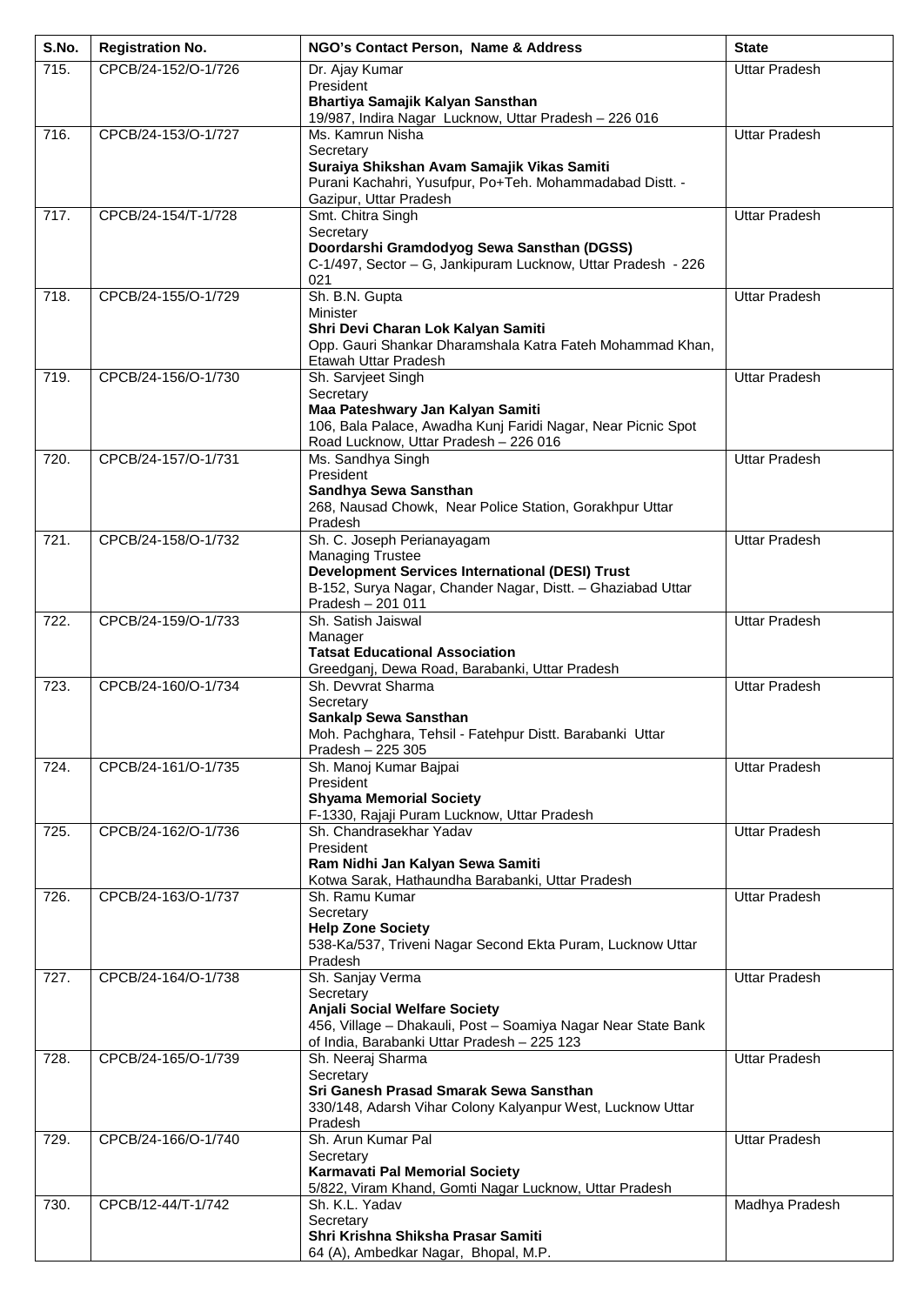| S.No. | Registration No. | NGO's Contact Person, Name & Address | State |
|---|---|---|---|
| 715. | CPCB/24-152/O-1/726 | Dr. Ajay Kumar<br>President<br>**Bhartiya Samajik Kalyan Sansthan**<br>19/987, Indira Nagar Lucknow, Uttar Pradesh – 226 016 | Uttar Pradesh |
| 716. | CPCB/24-153/O-1/727 | Ms. Kamrun Nisha<br>Secretary<br>**Suraiya Shikshan Avam Samajik Vikas Samiti**<br>Purani Kachahri, Yusufpur, Po+Teh. Mohammadabad Distt. - Gazipur, Uttar Pradesh | Uttar Pradesh |
| 717. | CPCB/24-154/T-1/728 | Smt. Chitra Singh<br>Secretary<br>**Doordarshi Gramdodyog Sewa Sansthan (DGSS)**<br>C-1/497, Sector – G, Jankipuram Lucknow, Uttar Pradesh - 226 021 | Uttar Pradesh |
| 718. | CPCB/24-155/O-1/729 | Sh. B.N. Gupta<br>Minister<br>**Shri Devi Charan Lok Kalyan Samiti**<br>Opp. Gauri Shankar Dharamshala Katra Fateh Mohammad Khan, Etawah Uttar Pradesh | Uttar Pradesh |
| 719. | CPCB/24-156/O-1/730 | Sh. Sarvjeet Singh<br>Secretary<br>**Maa Pateshwary Jan Kalyan Samiti**<br>106, Bala Palace, Awadha Kunj Faridi Nagar, Near Picnic Spot Road Lucknow, Uttar Pradesh – 226 016 | Uttar Pradesh |
| 720. | CPCB/24-157/O-1/731 | Ms. Sandhya Singh<br>President<br>**Sandhya Sewa Sansthan**<br>268, Nausad Chowk, Near Police Station, Gorakhpur Uttar Pradesh | Uttar Pradesh |
| 721. | CPCB/24-158/O-1/732 | Sh. C. Joseph Perianayagam<br>Managing Trustee<br>**Development Services International (DESI) Trust**<br>B-152, Surya Nagar, Chander Nagar, Distt. – Ghaziabad Uttar Pradesh – 201 011 | Uttar Pradesh |
| 722. | CPCB/24-159/O-1/733 | Sh. Satish Jaiswal<br>Manager<br>**Tatsat Educational Association**<br>Greedganj, Dewa Road, Barabanki, Uttar Pradesh | Uttar Pradesh |
| 723. | CPCB/24-160/O-1/734 | Sh. Devvrat Sharma<br>Secretary<br>**Sankalp Sewa Sansthan**<br>Moh. Pachghara, Tehsil - Fatehpur Distt. Barabanki Uttar Pradesh – 225 305 | Uttar Pradesh |
| 724. | CPCB/24-161/O-1/735 | Sh. Manoj Kumar Bajpai<br>President<br>**Shyama Memorial Society**<br>F-1330, Rajaji Puram Lucknow, Uttar Pradesh | Uttar Pradesh |
| 725. | CPCB/24-162/O-1/736 | Sh. Chandrasekhar Yadav<br>President<br>**Ram Nidhi Jan Kalyan Sewa Samiti**<br>Kotwa Sarak, Hathaundha Barabanki, Uttar Pradesh | Uttar Pradesh |
| 726. | CPCB/24-163/O-1/737 | Sh. Ramu Kumar<br>Secretary<br>**Help Zone Society**<br>538-Ka/537, Triveni Nagar Second Ekta Puram, Lucknow Uttar Pradesh | Uttar Pradesh |
| 727. | CPCB/24-164/O-1/738 | Sh. Sanjay Verma<br>Secretary<br>**Anjali Social Welfare Society**<br>456, Village – Dhakauli, Post – Soamiya Nagar Near State Bank of India, Barabanki Uttar Pradesh – 225 123 | Uttar Pradesh |
| 728. | CPCB/24-165/O-1/739 | Sh. Neeraj Sharma<br>Secretary<br>**Sri Ganesh Prasad Smarak Sewa Sansthan**<br>330/148, Adarsh Vihar Colony Kalyanpur West, Lucknow Uttar Pradesh | Uttar Pradesh |
| 729. | CPCB/24-166/O-1/740 | Sh. Arun Kumar Pal<br>Secretary<br>**Karmavati Pal Memorial Society**<br>5/822, Viram Khand, Gomti Nagar Lucknow, Uttar Pradesh | Uttar Pradesh |
| 730. | CPCB/12-44/T-1/742 | Sh. K.L. Yadav<br>Secretary<br>**Shri Krishna Shiksha Prasar Samiti**<br>64 (A), Ambedkar Nagar, Bhopal, M.P. | Madhya Pradesh |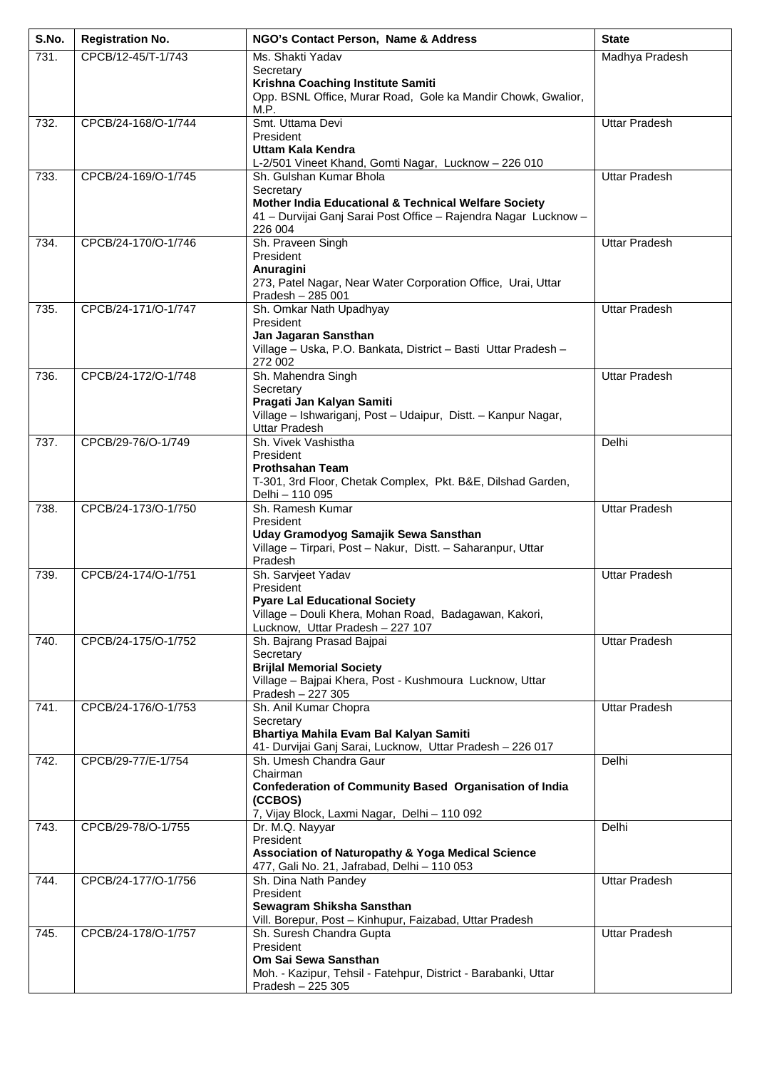| S.No. | Registration No. | NGO's Contact Person, Name & Address | State |
|---|---|---|---|
| 731. | CPCB/12-45/T-1/743 | Ms. Shakti Yadav<br>Secretary<br>**Krishna Coaching Institute Samiti**<br>Opp. BSNL Office, Murar Road, Gole ka Mandir Chowk, Gwalior, M.P. | Madhya Pradesh |
| 732. | CPCB/24-168/O-1/744 | Smt. Uttama Devi<br>President<br>**Uttam Kala Kendra**<br>L-2/501 Vineet Khand, Gomti Nagar, Lucknow – 226 010 | Uttar Pradesh |
| 733. | CPCB/24-169/O-1/745 | Sh. Gulshan Kumar Bhola<br>Secretary<br>**Mother India Educational & Technical Welfare Society**<br>41 – Durvijai Ganj Sarai Post Office – Rajendra Nagar Lucknow – 226 004 | Uttar Pradesh |
| 734. | CPCB/24-170/O-1/746 | Sh. Praveen Singh<br>President<br>**Anuragini**<br>273, Patel Nagar, Near Water Corporation Office, Urai, Uttar Pradesh – 285 001 | Uttar Pradesh |
| 735. | CPCB/24-171/O-1/747 | Sh. Omkar Nath Upadhyay<br>President<br>**Jan Jagaran Sansthan**<br>Village – Uska, P.O. Bankata, District – Basti Uttar Pradesh – 272 002 | Uttar Pradesh |
| 736. | CPCB/24-172/O-1/748 | Sh. Mahendra Singh<br>Secretary<br>**Pragati Jan Kalyan Samiti**<br>Village – Ishwariganj, Post – Udaipur, Distt. – Kanpur Nagar, Uttar Pradesh | Uttar Pradesh |
| 737. | CPCB/29-76/O-1/749 | Sh. Vivek Vashistha<br>President<br>**Prothsahan Team**<br>T-301, 3rd Floor, Chetak Complex, Pkt. B&E, Dilshad Garden, Delhi – 110 095 | Delhi |
| 738. | CPCB/24-173/O-1/750 | Sh. Ramesh Kumar<br>President<br>**Uday Gramodyog Samajik Sewa Sansthan**<br>Village – Tirpari, Post – Nakur, Distt. – Saharanpur, Uttar Pradesh | Uttar Pradesh |
| 739. | CPCB/24-174/O-1/751 | Sh. Sarvjeet Yadav<br>President<br>**Pyare Lal Educational Society**<br>Village – Douli Khera, Mohan Road, Badagawan, Kakori, Lucknow, Uttar Pradesh – 227 107 | Uttar Pradesh |
| 740. | CPCB/24-175/O-1/752 | Sh. Bajrang Prasad Bajpai<br>Secretary<br>**Brijlal Memorial Society**<br>Village – Bajpai Khera, Post - Kushmoura Lucknow, Uttar Pradesh – 227 305 | Uttar Pradesh |
| 741. | CPCB/24-176/O-1/753 | Sh. Anil Kumar Chopra<br>Secretary<br>**Bhartiya Mahila Evam Bal Kalyan Samiti**<br>41- Durvijai Ganj Sarai, Lucknow, Uttar Pradesh – 226 017 | Uttar Pradesh |
| 742. | CPCB/29-77/E-1/754 | Sh. Umesh Chandra Gaur<br>Chairman<br>**Confederation of Community Based Organisation of India (CCBOS)**<br>7, Vijay Block, Laxmi Nagar, Delhi – 110 092 | Delhi |
| 743. | CPCB/29-78/O-1/755 | Dr. M.Q. Nayyar<br>President<br>**Association of Naturopathy & Yoga Medical Science**<br>477, Gali No. 21, Jafrabad, Delhi – 110 053 | Delhi |
| 744. | CPCB/24-177/O-1/756 | Sh. Dina Nath Pandey<br>President<br>**Sewagram Shiksha Sansthan**<br>Vill. Borepur, Post – Kinhupur, Faizabad, Uttar Pradesh | Uttar Pradesh |
| 745. | CPCB/24-178/O-1/757 | Sh. Suresh Chandra Gupta<br>President<br>**Om Sai Sewa Sansthan**<br>Moh. - Kazipur, Tehsil - Fatehpur, District - Barabanki, Uttar Pradesh – 225 305 | Uttar Pradesh |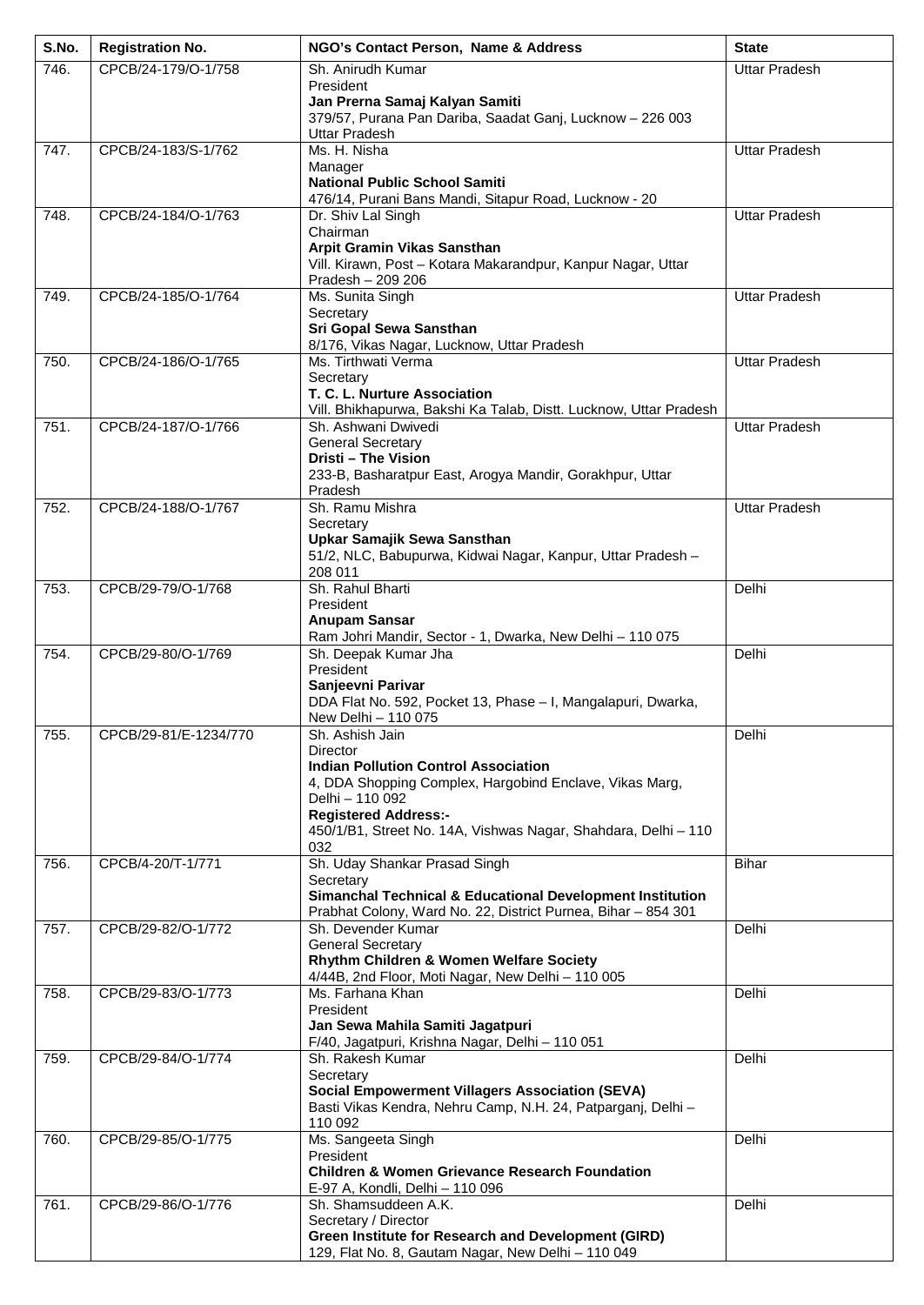| S.No. | Registration No. | NGO's Contact Person, Name & Address | State |
|---|---|---|---|
| 746. | CPCB/24-179/O-1/758 | Sh. Anirudh Kumar<br>President<br>**Jan Prerna Samaj Kalyan Samiti**<br>379/57, Purana Pan Dariba, Saadat Ganj, Lucknow – 226 003 Uttar Pradesh | Uttar Pradesh |
| 747. | CPCB/24-183/S-1/762 | Ms. H. Nisha<br>Manager<br>**National Public School Samiti**<br>476/14, Purani Bans Mandi, Sitapur Road, Lucknow - 20 | Uttar Pradesh |
| 748. | CPCB/24-184/O-1/763 | Dr. Shiv Lal Singh<br>Chairman<br>**Arpit Gramin Vikas Sansthan**<br>Vill. Kirawn, Post – Kotara Makarandpur, Kanpur Nagar, Uttar Pradesh – 209 206 | Uttar Pradesh |
| 749. | CPCB/24-185/O-1/764 | Ms. Sunita Singh<br>Secretary<br>**Sri Gopal Sewa Sansthan**<br>8/176, Vikas Nagar, Lucknow, Uttar Pradesh | Uttar Pradesh |
| 750. | CPCB/24-186/O-1/765 | Ms. Tirthwati Verma<br>Secretary<br>**T. C. L. Nurture Association**<br>Vill. Bhikhapurwa, Bakshi Ka Talab, Distt. Lucknow, Uttar Pradesh | Uttar Pradesh |
| 751. | CPCB/24-187/O-1/766 | Sh. Ashwani Dwivedi<br>General Secretary<br>**Dristi – The Vision**<br>233-B, Basharatpur East, Arogya Mandir, Gorakhpur, Uttar Pradesh | Uttar Pradesh |
| 752. | CPCB/24-188/O-1/767 | Sh. Ramu Mishra<br>Secretary<br>**Upkar Samajik Sewa Sansthan**<br>51/2, NLC, Babupurwa, Kidwai Nagar, Kanpur, Uttar Pradesh – 208 011 | Uttar Pradesh |
| 753. | CPCB/29-79/O-1/768 | Sh. Rahul Bharti<br>President<br>**Anupam Sansar**<br>Ram Johri Mandir, Sector - 1, Dwarka, New Delhi – 110 075 | Delhi |
| 754. | CPCB/29-80/O-1/769 | Sh. Deepak Kumar Jha<br>President<br>**Sanjeevni Parivar**<br>DDA Flat No. 592, Pocket 13, Phase – I, Mangalapuri, Dwarka, New Delhi – 110 075 | Delhi |
| 755. | CPCB/29-81/E-1234/770 | Sh. Ashish Jain<br>Director<br>**Indian Pollution Control Association**<br>4, DDA Shopping Complex, Hargobind Enclave, Vikas Marg, Delhi – 110 092<br>**Registered Address:-**<br>450/1/B1, Street No. 14A, Vishwas Nagar, Shahdara, Delhi – 110 032 | Delhi |
| 756. | CPCB/4-20/T-1/771 | Sh. Uday Shankar Prasad Singh<br>Secretary<br>**Simanchal Technical & Educational Development Institution**<br>Prabhat Colony, Ward No. 22, District Purnea, Bihar – 854 301 | Bihar |
| 757. | CPCB/29-82/O-1/772 | Sh. Devender Kumar<br>General Secretary<br>**Rhythm Children & Women Welfare Society**<br>4/44B, 2nd Floor, Moti Nagar, New Delhi – 110 005 | Delhi |
| 758. | CPCB/29-83/O-1/773 | Ms. Farhana Khan<br>President<br>**Jan Sewa Mahila Samiti Jagatpuri**<br>F/40, Jagatpuri, Krishna Nagar, Delhi – 110 051 | Delhi |
| 759. | CPCB/29-84/O-1/774 | Sh. Rakesh Kumar<br>Secretary<br>**Social Empowerment Villagers Association (SEVA)**<br>Basti Vikas Kendra, Nehru Camp, N.H. 24, Patparganj, Delhi – 110 092 | Delhi |
| 760. | CPCB/29-85/O-1/775 | Ms. Sangeeta Singh<br>President<br>**Children & Women Grievance Research Foundation**<br>E-97 A, Kondli, Delhi – 110 096 | Delhi |
| 761. | CPCB/29-86/O-1/776 | Sh. Shamsuddeen A.K.<br>Secretary / Director<br>**Green Institute for Research and Development (GIRD)**<br>129, Flat No. 8, Gautam Nagar, New Delhi – 110 049 | Delhi |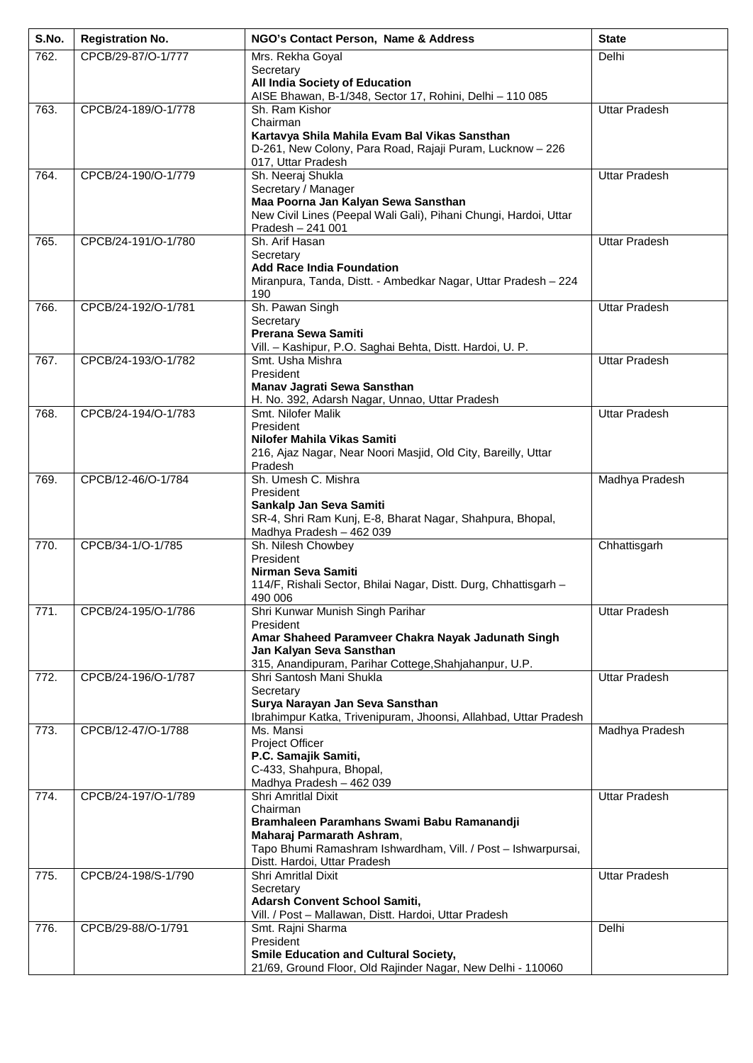| S.No. | Registration No. | NGO's Contact Person, Name & Address | State |
|---|---|---|---|
| 762. | CPCB/29-87/O-1/777 | Mrs. Rekha Goyal<br>Secretary<br>**All India Society of Education**<br>AISE Bhawan, B-1/348, Sector 17, Rohini, Delhi – 110 085 | Delhi |
| 763. | CPCB/24-189/O-1/778 | Sh. Ram Kishor<br>Chairman<br>**Kartavya Shila Mahila Evam Bal Vikas Sansthan**<br>D-261, New Colony, Para Road, Rajaji Puram, Lucknow – 226 017, Uttar Pradesh | Uttar Pradesh |
| 764. | CPCB/24-190/O-1/779 | Sh. Neeraj Shukla<br>Secretary / Manager<br>**Maa Poorna Jan Kalyan Sewa Sansthan**<br>New Civil Lines (Peepal Wali Gali), Pihani Chungi, Hardoi, Uttar Pradesh – 241 001 | Uttar Pradesh |
| 765. | CPCB/24-191/O-1/780 | Sh. Arif Hasan<br>Secretary<br>**Add Race India Foundation**<br>Miranpura, Tanda, Distt. - Ambedkar Nagar, Uttar Pradesh – 224 190 | Uttar Pradesh |
| 766. | CPCB/24-192/O-1/781 | Sh. Pawan Singh<br>Secretary<br>**Prerana Sewa Samiti**<br>Vill. – Kashipur, P.O. Saghai Behta, Distt. Hardoi, U. P. | Uttar Pradesh |
| 767. | CPCB/24-193/O-1/782 | Smt. Usha Mishra<br>President<br>**Manav Jagrati Sewa Sansthan**<br>H. No. 392, Adarsh Nagar, Unnao, Uttar Pradesh | Uttar Pradesh |
| 768. | CPCB/24-194/O-1/783 | Smt. Nilofer Malik<br>President<br>**Nilofer Mahila Vikas Samiti**<br>216, Ajaz Nagar, Near Noori Masjid, Old City, Bareilly, Uttar Pradesh | Uttar Pradesh |
| 769. | CPCB/12-46/O-1/784 | Sh. Umesh C. Mishra<br>President<br>**Sankalp Jan Seva Samiti**<br>SR-4, Shri Ram Kunj, E-8, Bharat Nagar, Shahpura, Bhopal, Madhya Pradesh – 462 039 | Madhya Pradesh |
| 770. | CPCB/34-1/O-1/785 | Sh. Nilesh Chowbey<br>President<br>**Nirman Seva Samiti**<br>114/F, Rishali Sector, Bhilai Nagar, Distt. Durg, Chhattisgarh – 490 006 | Chhattisgarh |
| 771. | CPCB/24-195/O-1/786 | Shri Kunwar Munish Singh Parihar<br>President<br>**Amar Shaheed Paramveer Chakra Nayak Jadunath Singh Jan Kalyan Seva Sansthan**<br>315, Anandipuram, Parihar Cottege,Shahjahanpur, U.P. | Uttar Pradesh |
| 772. | CPCB/24-196/O-1/787 | Shri Santosh Mani Shukla<br>Secretary<br>**Surya Narayan Jan Seva Sansthan**<br>Ibrahimpur Katka, Trivenipuram, Jhoonsi, Allahbad, Uttar Pradesh | Uttar Pradesh |
| 773. | CPCB/12-47/O-1/788 | Ms. Mansi<br>Project Officer<br>**P.C. Samajik Samiti,**<br>C-433, Shahpura, Bhopal,<br>Madhya Pradesh – 462 039 | Madhya Pradesh |
| 774. | CPCB/24-197/O-1/789 | Shri Amritlal Dixit<br>Chairman<br>**Bramhaleen Paramhans Swami Babu Ramanandji Maharaj Parmarath Ashram**,<br>Tapo Bhumi Ramashram Ishwardham, Vill. / Post – Ishwarpursai, Distt. Hardoi, Uttar Pradesh | Uttar Pradesh |
| 775. | CPCB/24-198/S-1/790 | Shri Amritlal Dixit<br>Secretary<br>**Adarsh Convent School Samiti,**<br>Vill. / Post – Mallawan, Distt. Hardoi, Uttar Pradesh | Uttar Pradesh |
| 776. | CPCB/29-88/O-1/791 | Smt. Rajni Sharma<br>President<br>**Smile Education and Cultural Society,**<br>21/69, Ground Floor, Old Rajinder Nagar, New Delhi - 110060 | Delhi |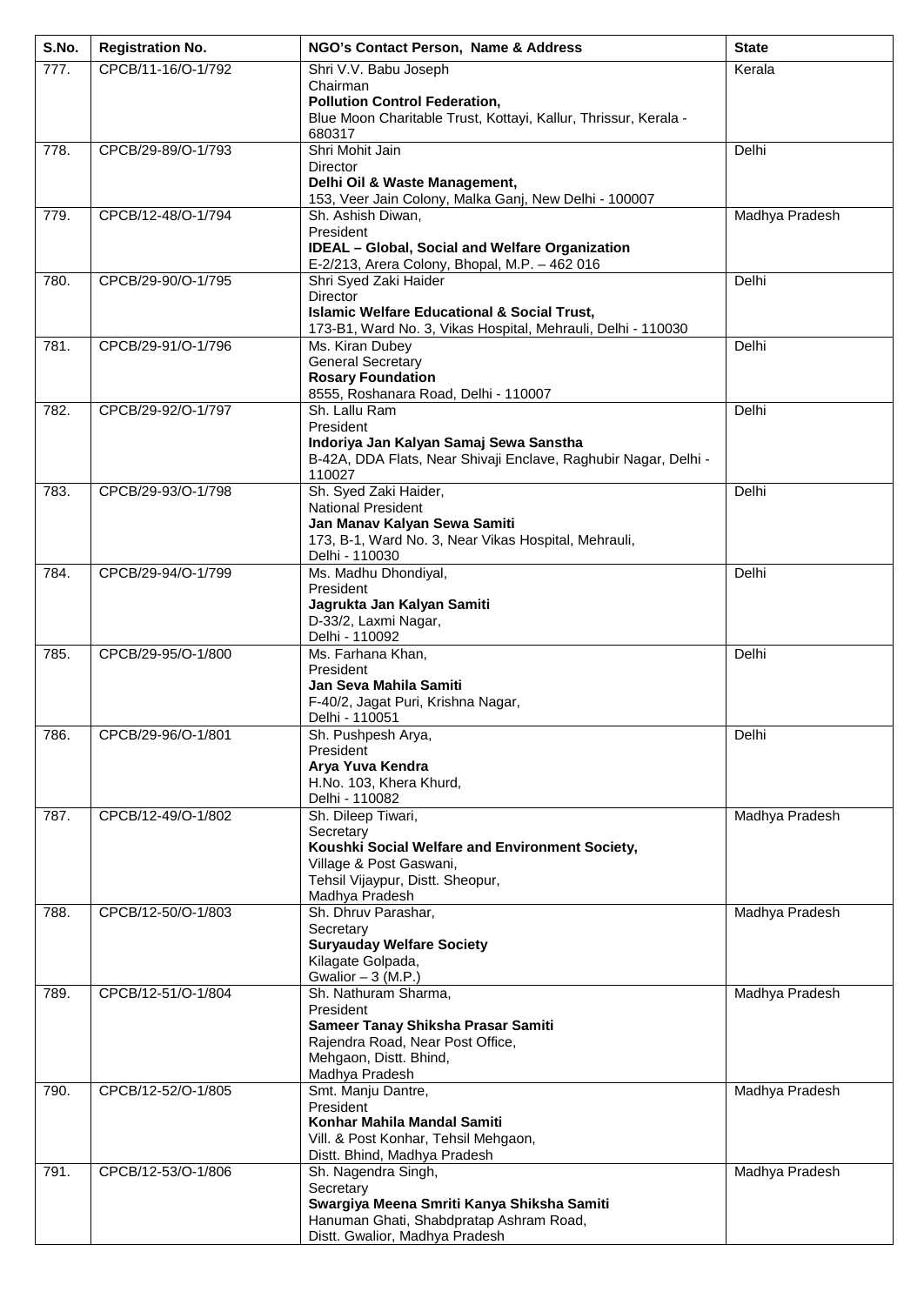| S.No. | Registration No. | NGO's Contact Person, Name & Address | State |
|---|---|---|---|
| 777. | CPCB/11-16/O-1/792 | Shri V.V. Babu Joseph<br>Chairman<br>**Pollution Control Federation,**<br>Blue Moon Charitable Trust, Kottayi, Kallur, Thrissur, Kerala - 680317 | Kerala |
| 778. | CPCB/29-89/O-1/793 | Shri Mohit Jain<br>Director<br>**Delhi Oil & Waste Management,**<br>153, Veer Jain Colony, Malka Ganj, New Delhi - 100007 | Delhi |
| 779. | CPCB/12-48/O-1/794 | Sh. Ashish Diwan,<br>President<br>**IDEAL – Global, Social and Welfare Organization**<br>E-2/213, Arera Colony, Bhopal, M.P. – 462 016 | Madhya Pradesh |
| 780. | CPCB/29-90/O-1/795 | Shri Syed Zaki Haider<br>Director<br>**Islamic Welfare Educational & Social Trust,**<br>173-B1, Ward No. 3, Vikas Hospital, Mehrauli, Delhi - 110030 | Delhi |
| 781. | CPCB/29-91/O-1/796 | Ms. Kiran Dubey<br>General Secretary<br>**Rosary Foundation**<br>8555, Roshanara Road, Delhi - 110007 | Delhi |
| 782. | CPCB/29-92/O-1/797 | Sh. Lallu Ram<br>President<br>**Indoriya Jan Kalyan Samaj Sewa Sanstha**<br>B-42A, DDA Flats, Near Shivaji Enclave, Raghubir Nagar, Delhi - 110027 | Delhi |
| 783. | CPCB/29-93/O-1/798 | Sh. Syed Zaki Haider,<br>National President<br>**Jan Manav Kalyan Sewa Samiti**<br>173, B-1, Ward No. 3, Near Vikas Hospital, Mehrauli,<br>Delhi - 110030 | Delhi |
| 784. | CPCB/29-94/O-1/799 | Ms. Madhu Dhondiyal,<br>President<br>**Jagrukta Jan Kalyan Samiti**<br>D-33/2, Laxmi Nagar,<br>Delhi - 110092 | Delhi |
| 785. | CPCB/29-95/O-1/800 | Ms. Farhana Khan,<br>President<br>**Jan Seva Mahila Samiti**<br>F-40/2, Jagat Puri, Krishna Nagar,<br>Delhi - 110051 | Delhi |
| 786. | CPCB/29-96/O-1/801 | Sh. Pushpesh Arya,<br>President<br>**Arya Yuva Kendra**<br>H.No. 103, Khera Khurd,<br>Delhi - 110082 | Delhi |
| 787. | CPCB/12-49/O-1/802 | Sh. Dileep Tiwari,<br>Secretary<br>**Koushki Social Welfare and Environment Society,**<br>Village & Post Gaswani,<br>Tehsil Vijaypur, Distt. Sheopur,<br>Madhya Pradesh | Madhya Pradesh |
| 788. | CPCB/12-50/O-1/803 | Sh. Dhruv Parashar,<br>Secretary<br>**Suryauday Welfare Society**<br>Kilagate Golpada,<br>Gwalior – 3 (M.P.) | Madhya Pradesh |
| 789. | CPCB/12-51/O-1/804 | Sh. Nathuram Sharma,<br>President<br>**Sameer Tanay Shiksha Prasar Samiti**<br>Rajendra Road, Near Post Office,<br>Mehgaon, Distt. Bhind,<br>Madhya Pradesh | Madhya Pradesh |
| 790. | CPCB/12-52/O-1/805 | Smt. Manju Dantre,<br>President<br>**Konhar Mahila Mandal Samiti**<br>Vill. & Post Konhar, Tehsil Mehgaon,<br>Distt. Bhind, Madhya Pradesh | Madhya Pradesh |
| 791. | CPCB/12-53/O-1/806 | Sh. Nagendra Singh,<br>Secretary<br>**Swargiya Meena Smriti Kanya Shiksha Samiti**<br>Hanuman Ghati, Shabdpratap Ashram Road,<br>Distt. Gwalior, Madhya Pradesh | Madhya Pradesh |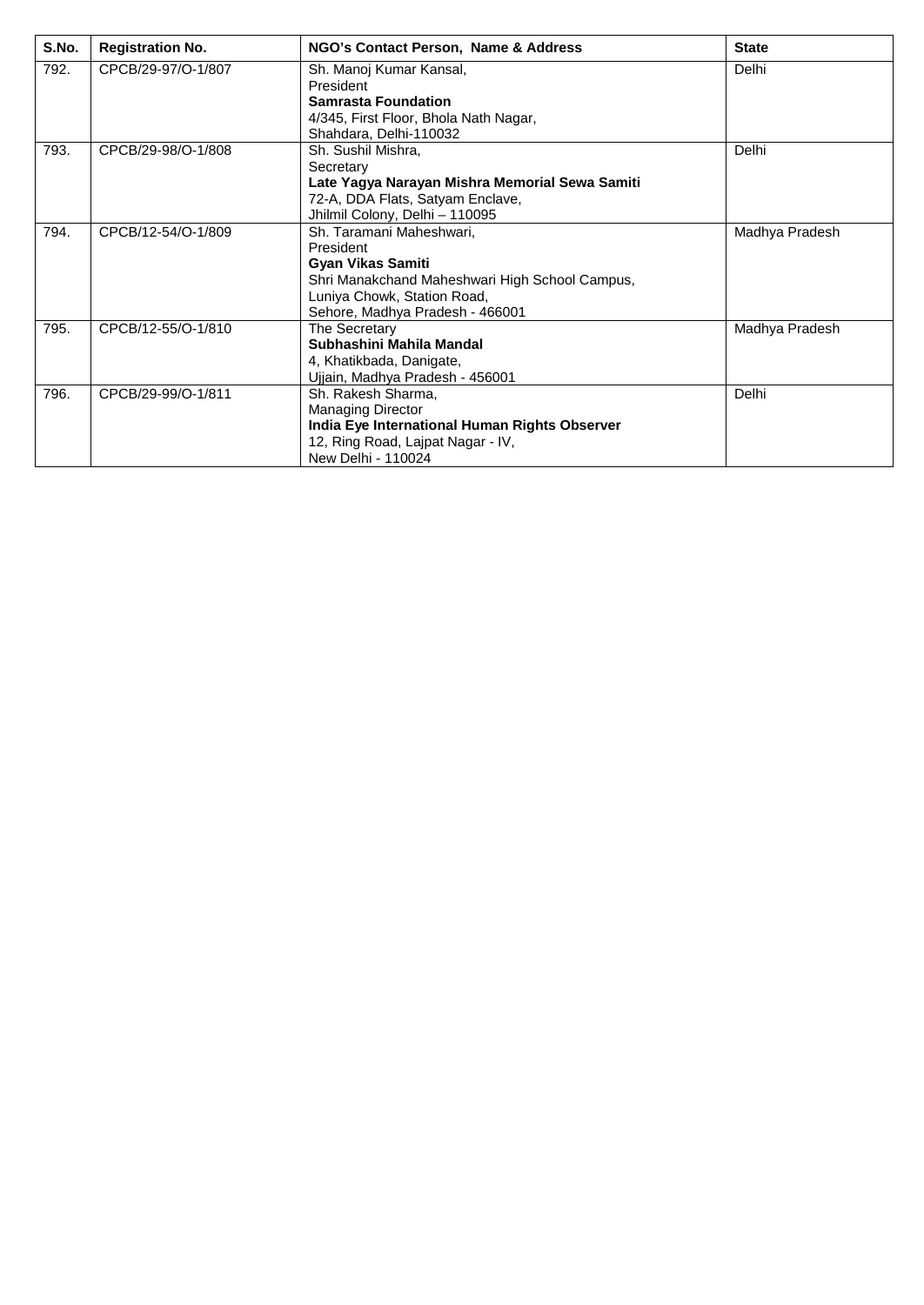| S.No. | Registration No. | NGO's Contact Person, Name & Address | State |
|---|---|---|---|
| 792. | CPCB/29-97/O-1/807 | Sh. Manoj Kumar Kansal,<br>President<br>**Samrasta Foundation**<br>4/345, First Floor, Bhola Nath Nagar,<br>Shahdara, Delhi-110032 | Delhi |
| 793. | CPCB/29-98/O-1/808 | Sh. Sushil Mishra,<br>Secretary<br>**Late Yagya Narayan Mishra Memorial Sewa Samiti**<br>72-A, DDA Flats, Satyam Enclave,<br>Jhilmil Colony, Delhi – 110095 | Delhi |
| 794. | CPCB/12-54/O-1/809 | Sh. Taramani Maheshwari,<br>President<br>**Gyan Vikas Samiti**<br>Shri Manakchand Maheshwari High School Campus,<br>Luniya Chowk, Station Road,<br>Sehore, Madhya Pradesh - 466001 | Madhya Pradesh |
| 795. | CPCB/12-55/O-1/810 | The Secretary<br>**Subhashini Mahila Mandal**<br>4, Khatikbada, Danigate,<br>Ujjain, Madhya Pradesh - 456001 | Madhya Pradesh |
| 796. | CPCB/29-99/O-1/811 | Sh. Rakesh Sharma,<br>Managing Director<br>**India Eye International Human Rights Observer**<br>12, Ring Road, Lajpat Nagar - IV,<br>New Delhi - 110024 | Delhi |